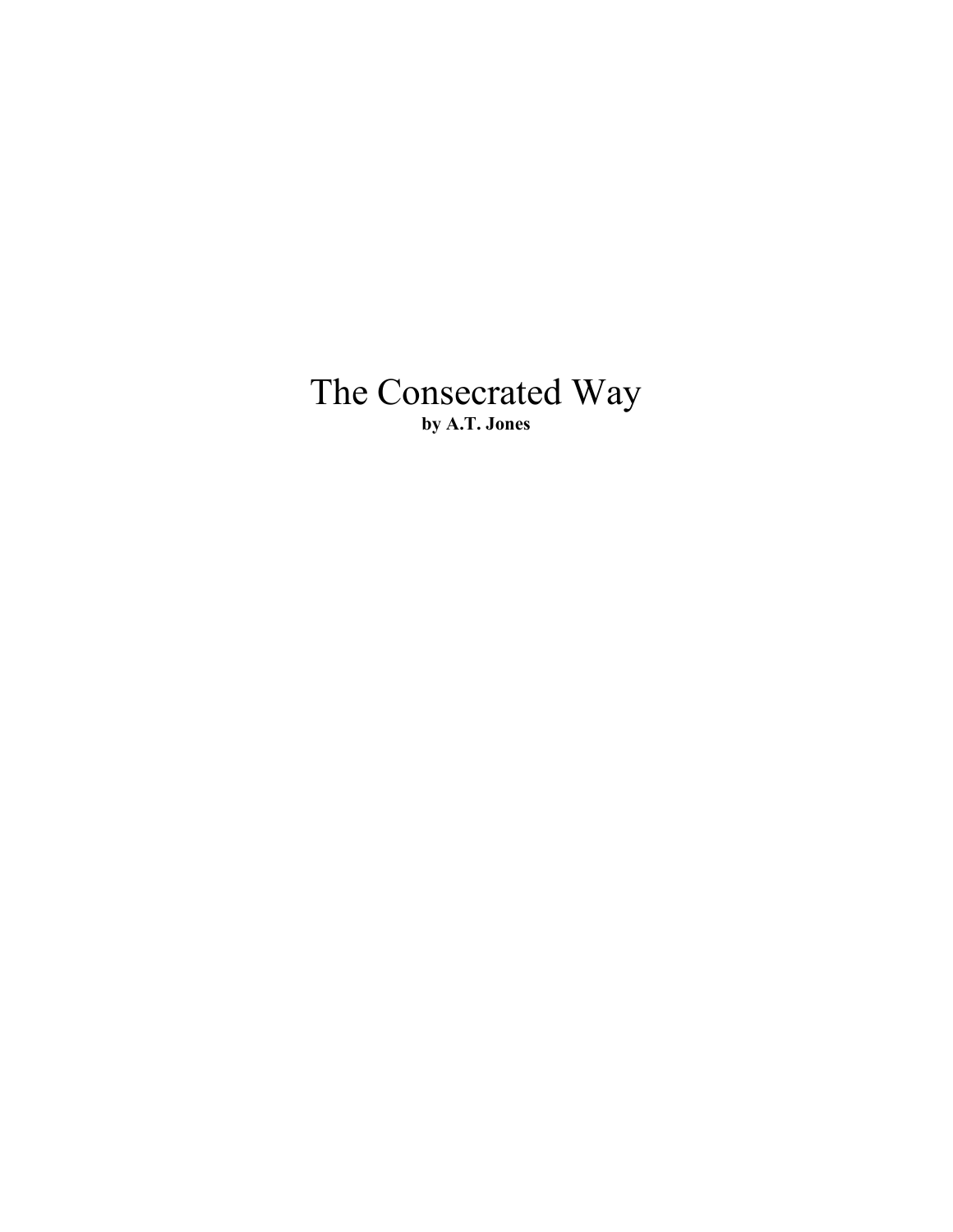# The Consecrated Way

**by A.T. Jones**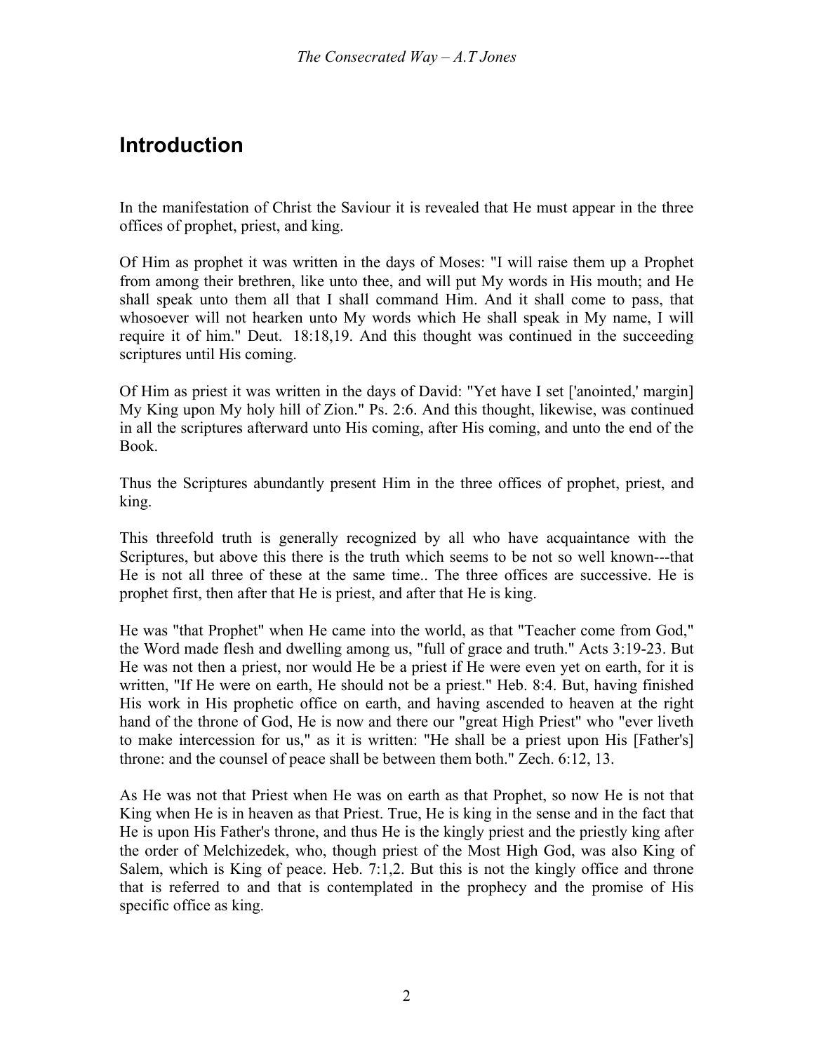# Introduction

In the manifestation of Christ the Saviour it is revealed that He must appear in the three offices of prophet, priest, and king.

Of Him as prophet it was written in the days of Moses: "I will raise them up a Prophet from among their brethren, like unto thee, and will put My words in His mouth; and He shall speak unto them all that I shall command Him. And it shall come to pass, that whosoever will not hearken unto My words which He shall speak in My name, I will require it of him." Deut. 18:18,19. And this thought was continued in the succeeding scriptures until His coming.

Of Him as priest it was written in the days of David: "Yet have I set ['anointed,' margin] My King upon My holy hill of Zion." Ps. 2:6. And this thought, likewise, was continued in all the scriptures afterward unto His coming, after His coming, and unto the end of the Book.

Thus the Scriptures abundantly present Him in the three offices of prophet, priest, and king.

This threefold truth is generally recognized by all who have acquaintance with the Scriptures, but above this there is the truth which seems to be not so well known---that He is not all three of these at the same time.. The three offices are successive. He is prophet first, then after that He is priest, and after that He is king.

He was "that Prophet" when He came into the world, as that "Teacher come from God," the Word made flesh and dwelling among us, "full of grace and truth." Acts 3:19-23. But He was not then a priest, nor would He be a priest if He were even yet on earth, for it is written, "If He were on earth, He should not be a priest." Heb. 8:4. But, having finished His work in His prophetic office on earth, and having ascended to heaven at the right hand of the throne of God, He is now and there our "great High Priest" who "ever liveth to make intercession for us," as it is written: "He shall be a priest upon His [Father's] throne: and the counsel of peace shall be between them both." Zech. 6:12, 13.

As He was not that Priest when He was on earth as that Prophet, so now He is not that King when He is in heaven as that Priest. True, He is king in the sense and in the fact that He is upon His Father's throne, and thus He is the kingly priest and the priestly king after the order of Melchizedek, who, though priest of the Most High God, was also King of Salem, which is King of peace. Heb. 7:1,2. But this is not the kingly office and throne that is referred to and that is contemplated in the prophecy and the promise of His specific office as king.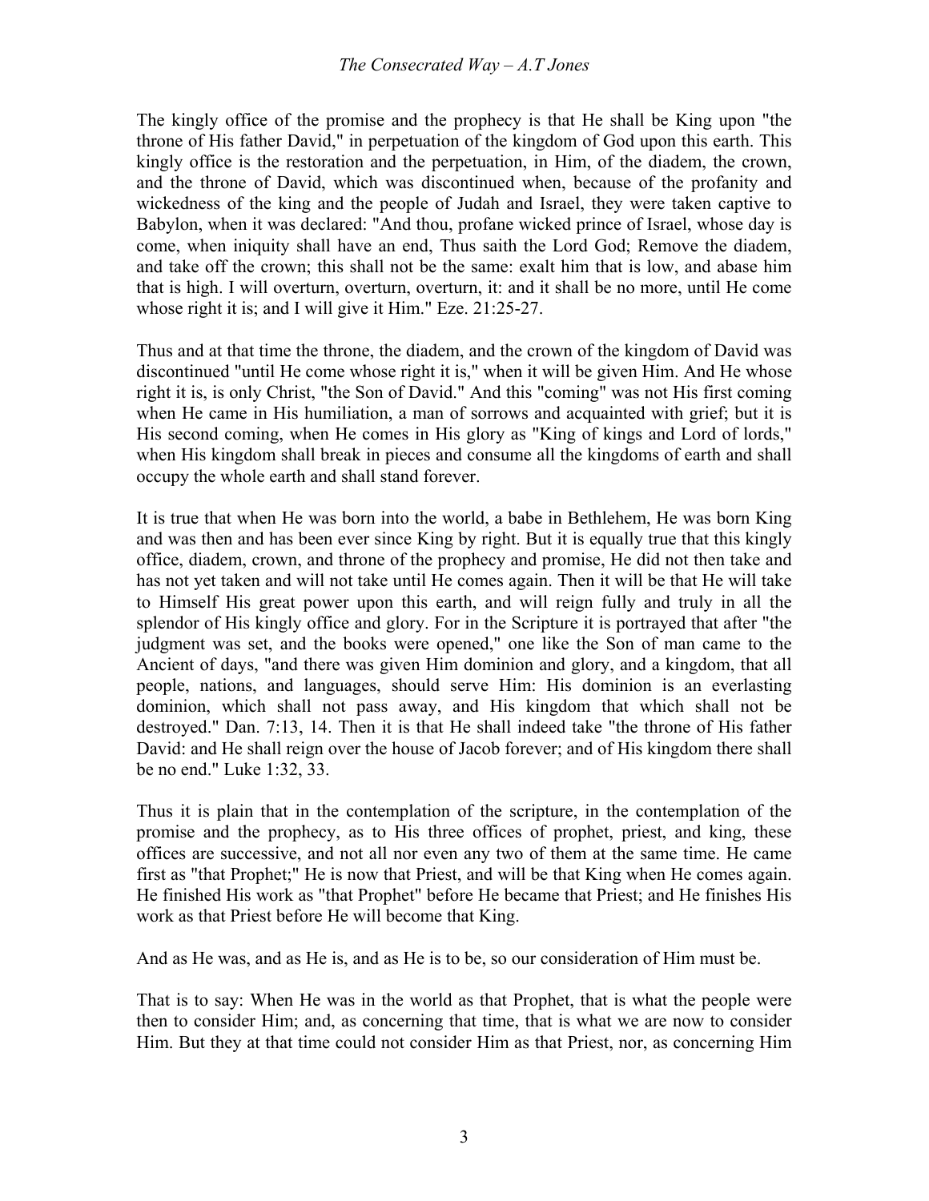The kingly office of the promise and the prophecy is that He shall be King upon "the throne of His father David," in perpetuation of the kingdom of God upon this earth. This kingly office is the restoration and the perpetuation, in Him, of the diadem, the crown, and the throne of David, which was discontinued when, because of the profanity and wickedness of the king and the people of Judah and Israel, they were taken captive to Babylon, when it was declared: "And thou, profane wicked prince of Israel, whose day is come, when iniquity shall have an end, Thus saith the Lord God; Remove the diadem, and take off the crown; this shall not be the same: exalt him that is low, and abase him that is high. I will overturn, overturn, overturn, it: and it shall be no more, until He come whose right it is; and I will give it Him." Eze. 21:25-27.

Thus and at that time the throne, the diadem, and the crown of the kingdom of David was discontinued "until He come whose right it is," when it will be given Him. And He whose right it is, is only Christ, "the Son of David." And this "coming" was not His first coming when He came in His humiliation, a man of sorrows and acquainted with grief; but it is His second coming, when He comes in His glory as "King of kings and Lord of lords," when His kingdom shall break in pieces and consume all the kingdoms of earth and shall occupy the whole earth and shall stand forever.

It is true that when He was born into the world, a babe in Bethlehem, He was born King and was then and has been ever since King by right. But it is equally true that this kingly office, diadem, crown, and throne of the prophecy and promise, He did not then take and has not yet taken and will not take until He comes again. Then it will be that He will take to Himself His great power upon this earth, and will reign fully and truly in all the splendor of His kingly office and glory. For in the Scripture it is portrayed that after "the judgment was set, and the books were opened," one like the Son of man came to the Ancient of days, "and there was given Him dominion and glory, and a kingdom, that all people, nations, and languages, should serve Him: His dominion is an everlasting dominion, which shall not pass away, and His kingdom that which shall not be destroyed." Dan. 7:13, 14. Then it is that He shall indeed take "the throne of His father David: and He shall reign over the house of Jacob forever; and of His kingdom there shall be no end." Luke 1:32, 33.

Thus it is plain that in the contemplation of the scripture, in the contemplation of the promise and the prophecy, as to His three offices of prophet, priest, and king, these offices are successive, and not all nor even any two of them at the same time. He came first as "that Prophet;" He is now that Priest, and will be that King when He comes again. He finished His work as "that Prophet" before He became that Priest; and He finishes His work as that Priest before He will become that King.

And as He was, and as He is, and as He is to be, so our consideration of Him must be.

That is to say: When He was in the world as that Prophet, that is what the people were then to consider Him; and, as concerning that time, that is what we are now to consider Him. But they at that time could not consider Him as that Priest, nor, as concerning Him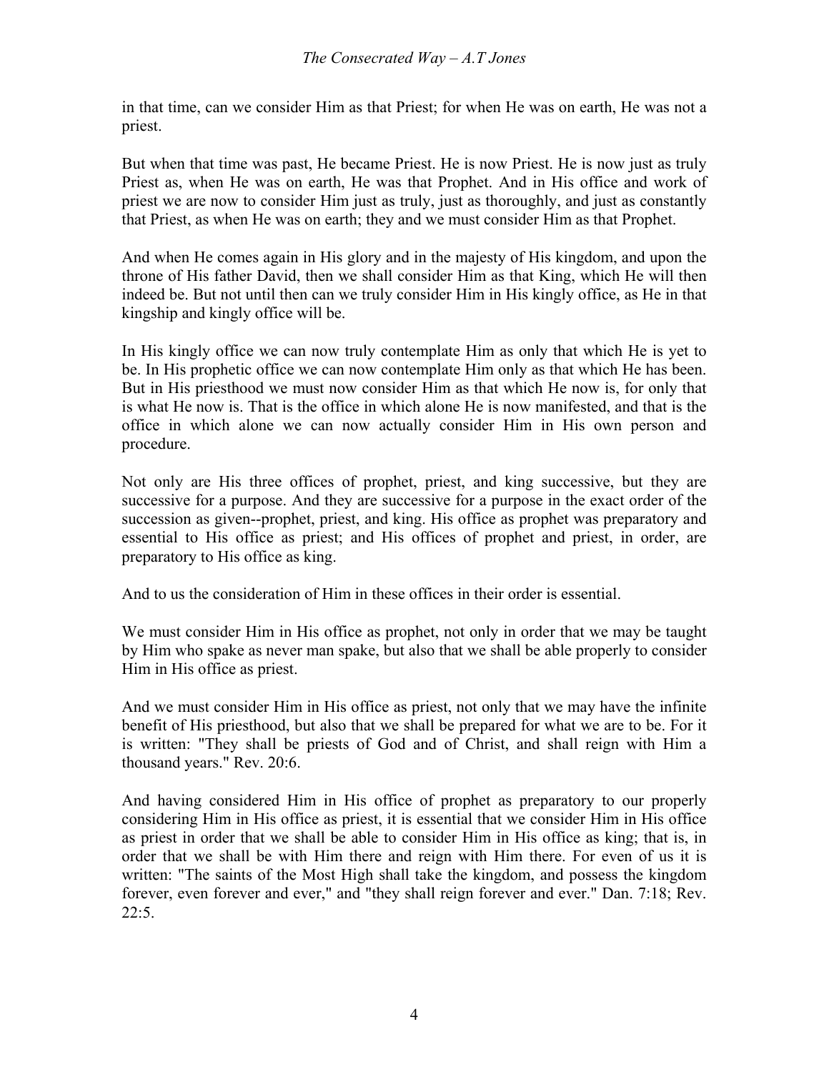in that time, can we consider Him as that Priest; for when He was on earth, He was not a priest.

But when that time was past, He became Priest. He is now Priest. He is now just as truly Priest as, when He was on earth, He was that Prophet. And in His office and work of priest we are now to consider Him just as truly, just as thoroughly, and just as constantly that Priest, as when He was on earth; they and we must consider Him as that Prophet.

And when He comes again in His glory and in the majesty of His kingdom, and upon the throne of His father David, then we shall consider Him as that King, which He will then indeed be. But not until then can we truly consider Him in His kingly office, as He in that kingship and kingly office will be.

In His kingly office we can now truly contemplate Him as only that which He is yet to be. In His prophetic office we can now contemplate Him only as that which He has been. But in His priesthood we must now consider Him as that which He now is, for only that is what He now is. That is the office in which alone He is now manifested, and that is the office in which alone we can now actually consider Him in His own person and procedure.

Not only are His three offices of prophet, priest, and king successive, but they are successive for a purpose. And they are successive for a purpose in the exact order of the succession as given--prophet, priest, and king. His office as prophet was preparatory and essential to His office as priest; and His offices of prophet and priest, in order, are preparatory to His office as king.

And to us the consideration of Him in these offices in their order is essential.

We must consider Him in His office as prophet, not only in order that we may be taught by Him who spake as never man spake, but also that we shall be able properly to consider Him in His office as priest.

And we must consider Him in His office as priest, not only that we may have the infinite benefit of His priesthood, but also that we shall be prepared for what we are to be. For it is written: "They shall be priests of God and of Christ, and shall reign with Him a thousand years." Rev. 20:6.

And having considered Him in His office of prophet as preparatory to our properly considering Him in His office as priest, it is essential that we consider Him in His office as priest in order that we shall be able to consider Him in His office as king; that is, in order that we shall be with Him there and reign with Him there. For even of us it is written: "The saints of the Most High shall take the kingdom, and possess the kingdom forever, even forever and ever," and "they shall reign forever and ever." Dan. 7:18; Rev. 22:5.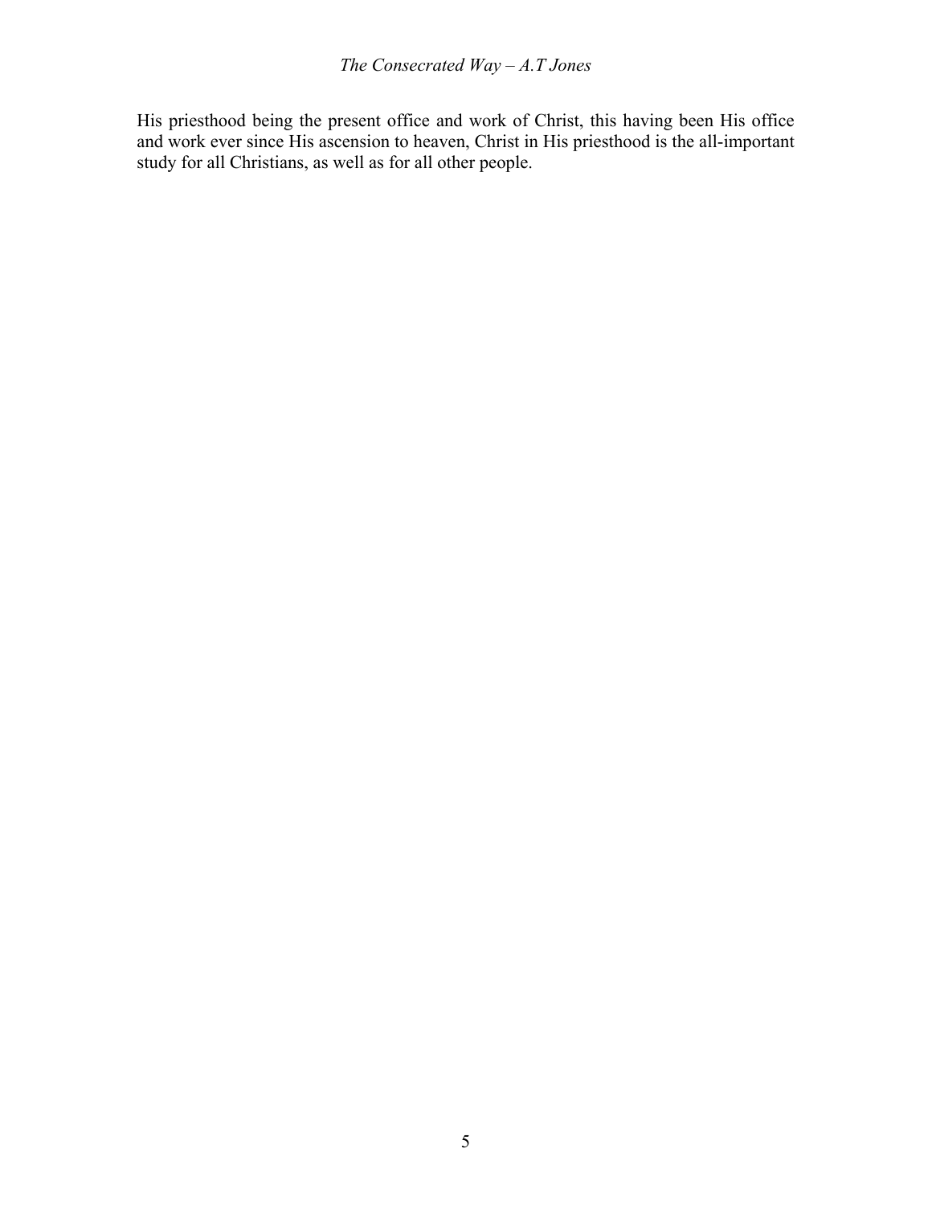His priesthood being the present office and work of Christ, this having been His office and work ever since His ascension to heaven, Christ in His priesthood is the all-important study for all Christians, as well as for all other people.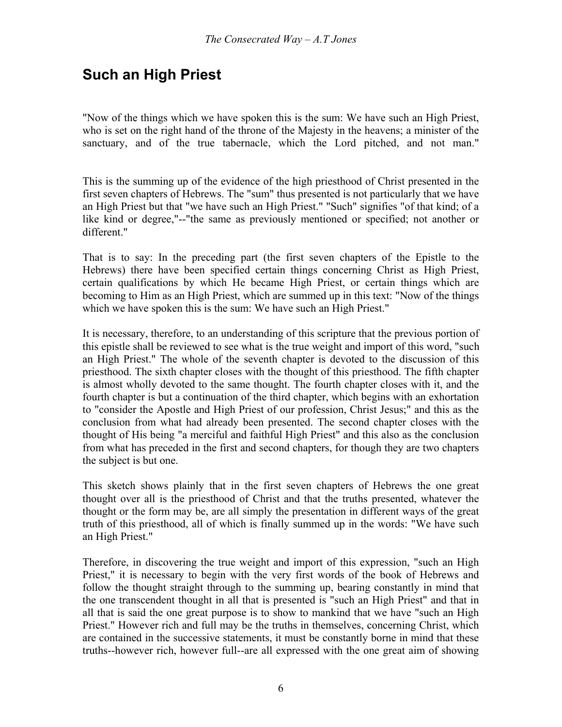## Such an High Priest

"Now of the things which we have spoken this is the sum: We have such an High Priest, who is set on the right hand of the throne of the Majesty in the heavens; a minister of the sanctuary, and of the true tabernacle, which the Lord pitched, and not man."

This is the summing up of the evidence of the high priesthood of Christ presented in the first seven chapters of Hebrews. The "sum" thus presented is not particularly that we have an High Priest but that "we have such an High Priest." "Such" signifies "of that kind; of a like kind or degree,"--"the same as previously mentioned or specified; not another or different."

That is to say: In the preceding part (the first seven chapters of the Epistle to the Hebrews) there have been specified certain things concerning Christ as High Priest, certain qualifications by which He became High Priest, or certain things which are becoming to Him as an High Priest, which are summed up in this text: "Now of the things which we have spoken this is the sum: We have such an High Priest."

It is necessary, therefore, to an understanding of this scripture that the previous portion of this epistle shall be reviewed to see what is the true weight and import of this word, "such an High Priest." The whole of the seventh chapter is devoted to the discussion of this priesthood. The sixth chapter closes with the thought of this priesthood. The fifth chapter is almost wholly devoted to the same thought. The fourth chapter closes with it, and the fourth chapter is but a continuation of the third chapter, which begins with an exhortation to "consider the Apostle and High Priest of our profession, Christ Jesus;" and this as the conclusion from what had already been presented. The second chapter closes with the thought of His being "a merciful and faithful High Priest" and this also as the conclusion from what has preceded in the first and second chapters, for though they are two chapters the subject is but one.

This sketch shows plainly that in the first seven chapters of Hebrews the one great thought over all is the priesthood of Christ and that the truths presented, whatever the thought or the form may be, are all simply the presentation in different ways of the great truth of this priesthood, all of which is finally summed up in the words: "We have such an High Priest."

Therefore, in discovering the true weight and import of this expression, "such an High Priest," it is necessary to begin with the very first words of the book of Hebrews and follow the thought straight through to the summing up, bearing constantly in mind that the one transcendent thought in all that is presented is "such an High Priest" and that in all that is said the one great purpose is to show to mankind that we have "such an High Priest." However rich and full may be the truths in themselves, concerning Christ, which are contained in the successive statements, it must be constantly borne in mind that these truths--however rich, however full--are all expressed with the one great aim of showing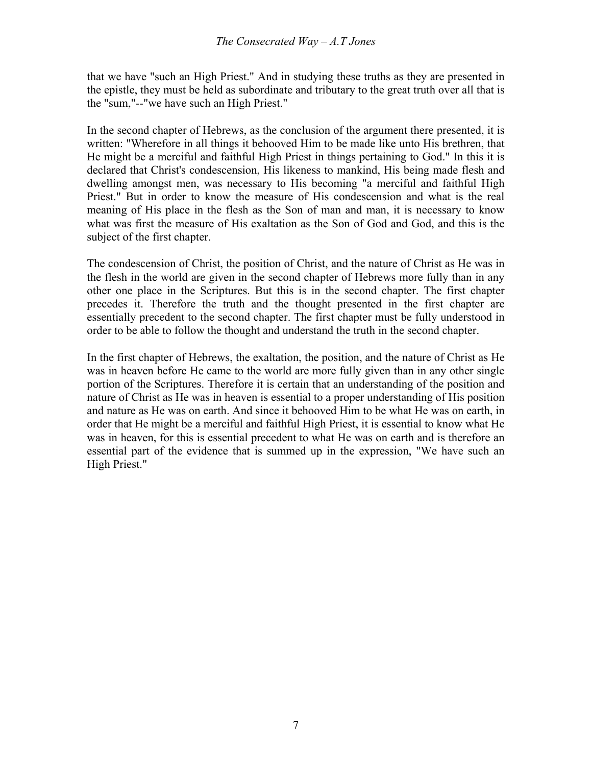that we have "such an High Priest." And in studying these truths as they are presented in the epistle, they must be held as subordinate and tributary to the great truth over all that is the "sum,"--"we have such an High Priest."

In the second chapter of Hebrews, as the conclusion of the argument there presented, it is written: "Wherefore in all things it behooved Him to be made like unto His brethren, that He might be a merciful and faithful High Priest in things pertaining to God." In this it is declared that Christ's condescension, His likeness to mankind, His being made flesh and dwelling amongst men, was necessary to His becoming "a merciful and faithful High Priest." But in order to know the measure of His condescension and what is the real meaning of His place in the flesh as the Son of man and man, it is necessary to know what was first the measure of His exaltation as the Son of God and God, and this is the subject of the first chapter.

The condescension of Christ, the position of Christ, and the nature of Christ as He was in the flesh in the world are given in the second chapter of Hebrews more fully than in any other one place in the Scriptures. But this is in the second chapter. The first chapter precedes it. Therefore the truth and the thought presented in the first chapter are essentially precedent to the second chapter. The first chapter must be fully understood in order to be able to follow the thought and understand the truth in the second chapter.

In the first chapter of Hebrews, the exaltation, the position, and the nature of Christ as He was in heaven before He came to the world are more fully given than in any other single portion of the Scriptures. Therefore it is certain that an understanding of the position and nature of Christ as He was in heaven is essential to a proper understanding of His position and nature as He was on earth. And since it behooved Him to be what He was on earth, in order that He might be a merciful and faithful High Priest, it is essential to know what He was in heaven, for this is essential precedent to what He was on earth and is therefore an essential part of the evidence that is summed up in the expression, "We have such an High Priest."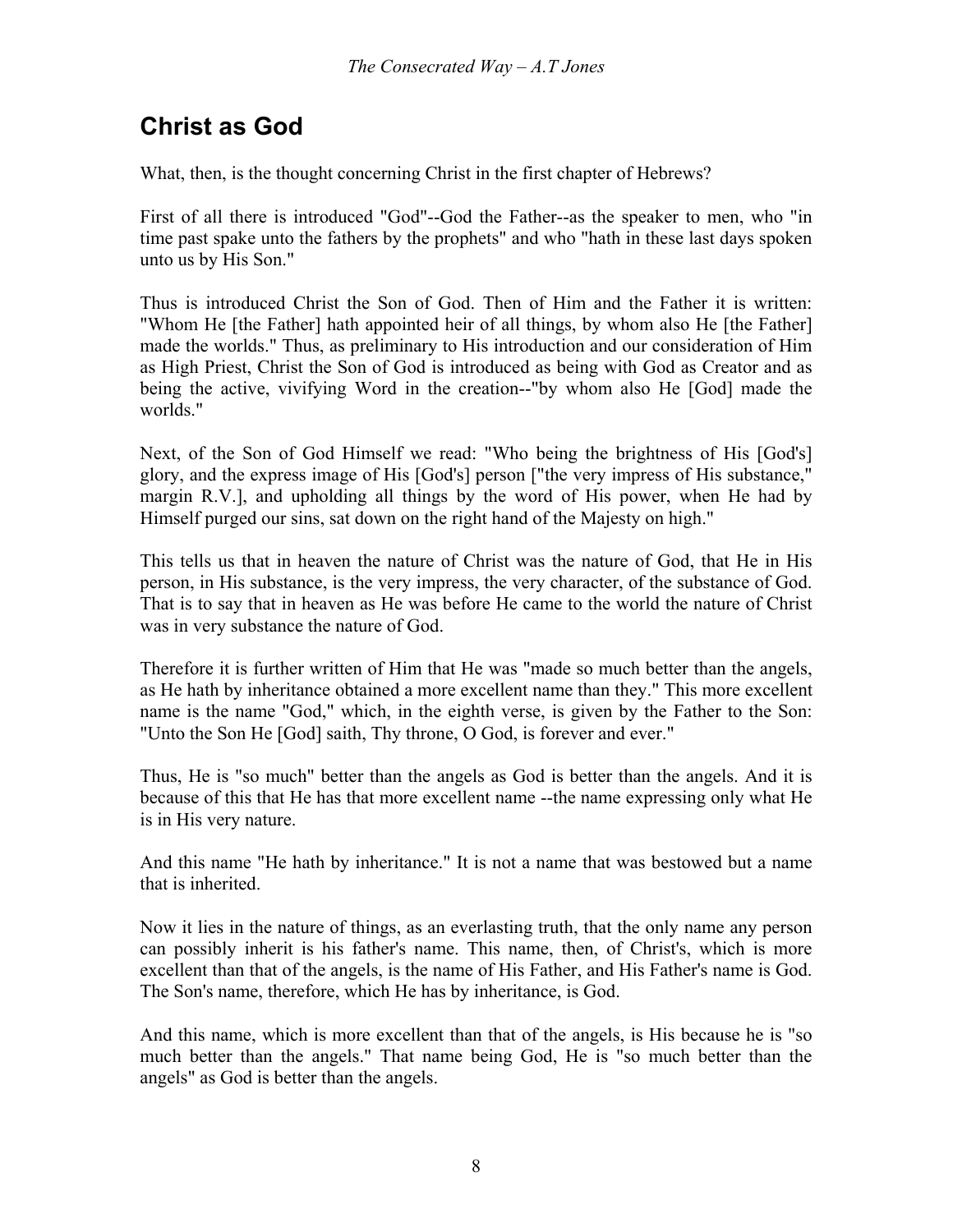## Christ as God

What, then, is the thought concerning Christ in the first chapter of Hebrews?

First of all there is introduced "God"--God the Father--as the speaker to men, who "in time past spake unto the fathers by the prophets" and who "hath in these last days spoken unto us by His Son."

Thus is introduced Christ the Son of God. Then of Him and the Father it is written: "Whom He [the Father] hath appointed heir of all things, by whom also He [the Father] made the worlds." Thus, as preliminary to His introduction and our consideration of Him as High Priest, Christ the Son of God is introduced as being with God as Creator and as being the active, vivifying Word in the creation--"by whom also He [God] made the worlds."

Next, of the Son of God Himself we read: "Who being the brightness of His [God's] glory, and the express image of His [God's] person ["the very impress of His substance," margin R.V.], and upholding all things by the word of His power, when He had by Himself purged our sins, sat down on the right hand of the Majesty on high."

This tells us that in heaven the nature of Christ was the nature of God, that He in His person, in His substance, is the very impress, the very character, of the substance of God. That is to say that in heaven as He was before He came to the world the nature of Christ was in very substance the nature of God.

Therefore it is further written of Him that He was "made so much better than the angels, as He hath by inheritance obtained a more excellent name than they." This more excellent name is the name "God," which, in the eighth verse, is given by the Father to the Son: "Unto the Son He [God] saith, Thy throne, O God, is forever and ever."

Thus, He is "so much" better than the angels as God is better than the angels. And it is because of this that He has that more excellent name --the name expressing only what He is in His very nature.

And this name "He hath by inheritance." It is not a name that was bestowed but a name that is inherited.

Now it lies in the nature of things, as an everlasting truth, that the only name any person can possibly inherit is his father's name. This name, then, of Christ's, which is more excellent than that of the angels, is the name of His Father, and His Father's name is God. The Son's name, therefore, which He has by inheritance, is God.

And this name, which is more excellent than that of the angels, is His because he is "so much better than the angels." That name being God, He is "so much better than the angels" as God is better than the angels.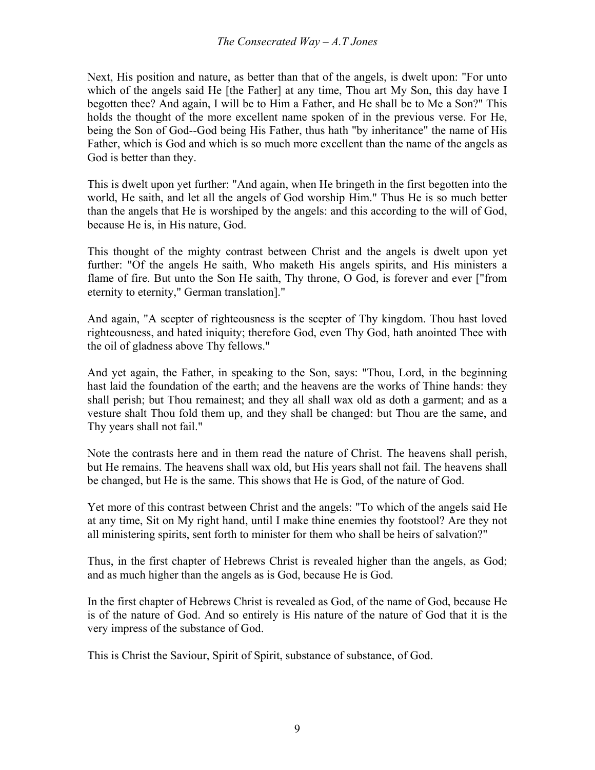Next, His position and nature, as better than that of the angels, is dwelt upon: "For unto which of the angels said He [the Father] at any time, Thou art My Son, this day have I begotten thee? And again, I will be to Him a Father, and He shall be to Me a Son?" This holds the thought of the more excellent name spoken of in the previous verse. For He, being the Son of God--God being His Father, thus hath "by inheritance" the name of His Father, which is God and which is so much more excellent than the name of the angels as God is better than they.

This is dwelt upon yet further: "And again, when He bringeth in the first begotten into the world, He saith, and let all the angels of God worship Him." Thus He is so much better than the angels that He is worshiped by the angels: and this according to the will of God, because He is, in His nature, God.

This thought of the mighty contrast between Christ and the angels is dwelt upon yet further: "Of the angels He saith, Who maketh His angels spirits, and His ministers a flame of fire. But unto the Son He saith, Thy throne, O God, is forever and ever ["from eternity to eternity," German translation]."

And again, "A scepter of righteousness is the scepter of Thy kingdom. Thou hast loved righteousness, and hated iniquity; therefore God, even Thy God, hath anointed Thee with the oil of gladness above Thy fellows."

And yet again, the Father, in speaking to the Son, says: "Thou, Lord, in the beginning hast laid the foundation of the earth; and the heavens are the works of Thine hands: they shall perish; but Thou remainest; and they all shall wax old as doth a garment; and as a vesture shalt Thou fold them up, and they shall be changed: but Thou are the same, and Thy years shall not fail."

Note the contrasts here and in them read the nature of Christ. The heavens shall perish, but He remains. The heavens shall wax old, but His years shall not fail. The heavens shall be changed, but He is the same. This shows that He is God, of the nature of God.

Yet more of this contrast between Christ and the angels: "To which of the angels said He at any time, Sit on My right hand, until I make thine enemies thy footstool? Are they not all ministering spirits, sent forth to minister for them who shall be heirs of salvation?"

Thus, in the first chapter of Hebrews Christ is revealed higher than the angels, as God; and as much higher than the angels as is God, because He is God.

In the first chapter of Hebrews Christ is revealed as God, of the name of God, because He is of the nature of God. And so entirely is His nature of the nature of God that it is the very impress of the substance of God.

This is Christ the Saviour, Spirit of Spirit, substance of substance, of God.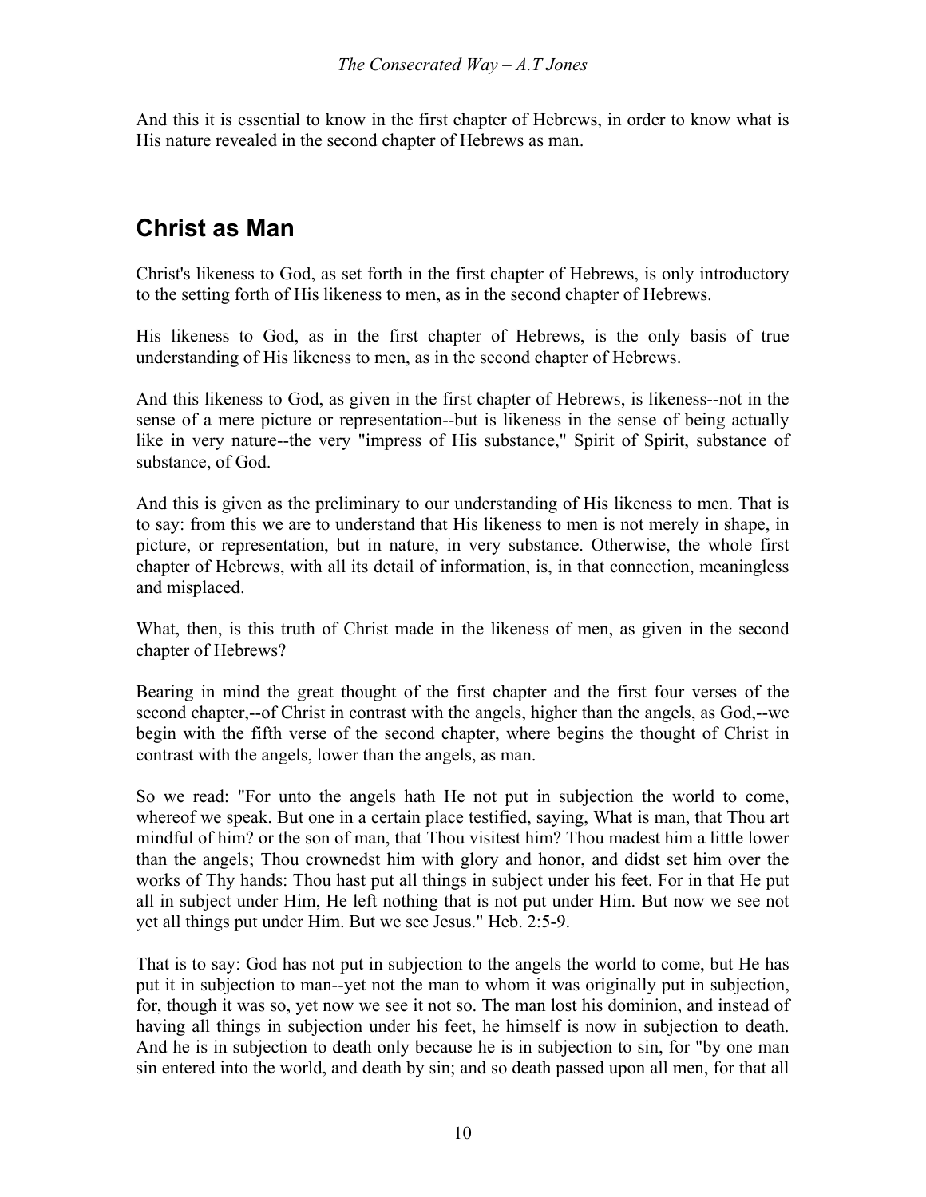And this it is essential to know in the first chapter of Hebrews, in order to know what is His nature revealed in the second chapter of Hebrews as man.

## Christ as Man

Christ's likeness to God, as set forth in the first chapter of Hebrews, is only introductory to the setting forth of His likeness to men, as in the second chapter of Hebrews.

His likeness to God, as in the first chapter of Hebrews, is the only basis of true understanding of His likeness to men, as in the second chapter of Hebrews.

And this likeness to God, as given in the first chapter of Hebrews, is likeness--not in the sense of a mere picture or representation--but is likeness in the sense of being actually like in very nature--the very "impress of His substance," Spirit of Spirit, substance of substance, of God.

And this is given as the preliminary to our understanding of His likeness to men. That is to say: from this we are to understand that His likeness to men is not merely in shape, in picture, or representation, but in nature, in very substance. Otherwise, the whole first chapter of Hebrews, with all its detail of information, is, in that connection, meaningless and misplaced.

What, then, is this truth of Christ made in the likeness of men, as given in the second chapter of Hebrews?

Bearing in mind the great thought of the first chapter and the first four verses of the second chapter,--of Christ in contrast with the angels, higher than the angels, as God,--we begin with the fifth verse of the second chapter, where begins the thought of Christ in contrast with the angels, lower than the angels, as man.

So we read: "For unto the angels hath He not put in subjection the world to come, whereof we speak. But one in a certain place testified, saying, What is man, that Thou art mindful of him? or the son of man, that Thou visitest him? Thou madest him a little lower than the angels; Thou crownedst him with glory and honor, and didst set him over the works of Thy hands: Thou hast put all things in subject under his feet. For in that He put all in subject under Him, He left nothing that is not put under Him. But now we see not yet all things put under Him. But we see Jesus." Heb. 2:5-9.

That is to say: God has not put in subjection to the angels the world to come, but He has put it in subjection to man--yet not the man to whom it was originally put in subjection, for, though it was so, yet now we see it not so. The man lost his dominion, and instead of having all things in subjection under his feet, he himself is now in subjection to death. And he is in subjection to death only because he is in subjection to sin, for "by one man sin entered into the world, and death by sin; and so death passed upon all men, for that all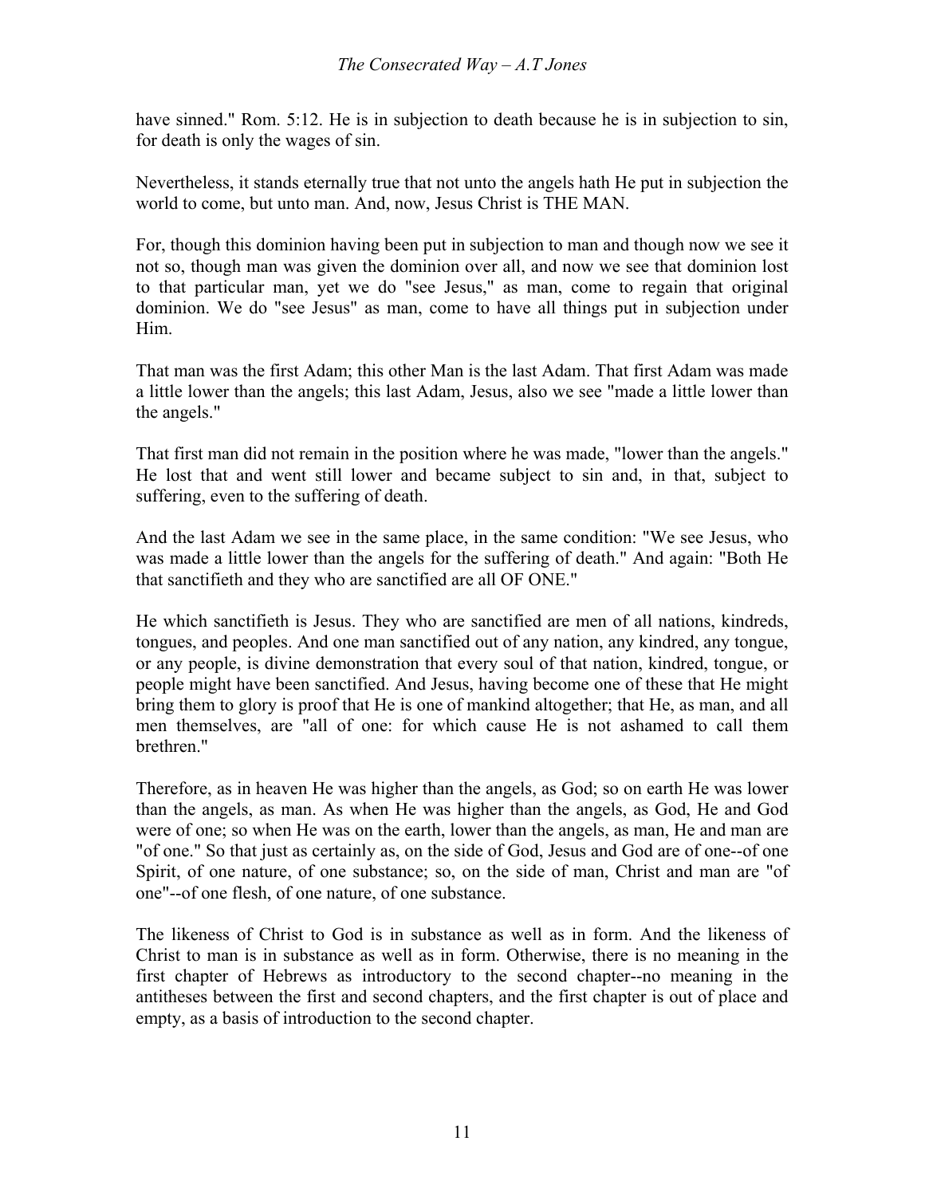have sinned." Rom. 5:12. He is in subjection to death because he is in subjection to sin, for death is only the wages of sin.

Nevertheless, it stands eternally true that not unto the angels hath He put in subjection the world to come, but unto man. And, now, Jesus Christ is THE MAN.

For, though this dominion having been put in subjection to man and though now we see it not so, though man was given the dominion over all, and now we see that dominion lost to that particular man, yet we do "see Jesus," as man, come to regain that original dominion. We do "see Jesus" as man, come to have all things put in subjection under Him.

That man was the first Adam; this other Man is the last Adam. That first Adam was made a little lower than the angels; this last Adam, Jesus, also we see "made a little lower than the angels."

That first man did not remain in the position where he was made, "lower than the angels." He lost that and went still lower and became subject to sin and, in that, subject to suffering, even to the suffering of death.

And the last Adam we see in the same place, in the same condition: "We see Jesus, who was made a little lower than the angels for the suffering of death." And again: "Both He that sanctifieth and they who are sanctified are all OF ONE."

He which sanctifieth is Jesus. They who are sanctified are men of all nations, kindreds, tongues, and peoples. And one man sanctified out of any nation, any kindred, any tongue, or any people, is divine demonstration that every soul of that nation, kindred, tongue, or people might have been sanctified. And Jesus, having become one of these that He might bring them to glory is proof that He is one of mankind altogether; that He, as man, and all men themselves, are "all of one: for which cause He is not ashamed to call them brethren."

Therefore, as in heaven He was higher than the angels, as God; so on earth He was lower than the angels, as man. As when He was higher than the angels, as God, He and God were of one; so when He was on the earth, lower than the angels, as man, He and man are "of one." So that just as certainly as, on the side of God, Jesus and God are of one--of one Spirit, of one nature, of one substance; so, on the side of man, Christ and man are "of one"--of one flesh, of one nature, of one substance.

The likeness of Christ to God is in substance as well as in form. And the likeness of Christ to man is in substance as well as in form. Otherwise, there is no meaning in the first chapter of Hebrews as introductory to the second chapter--no meaning in the antitheses between the first and second chapters, and the first chapter is out of place and empty, as a basis of introduction to the second chapter.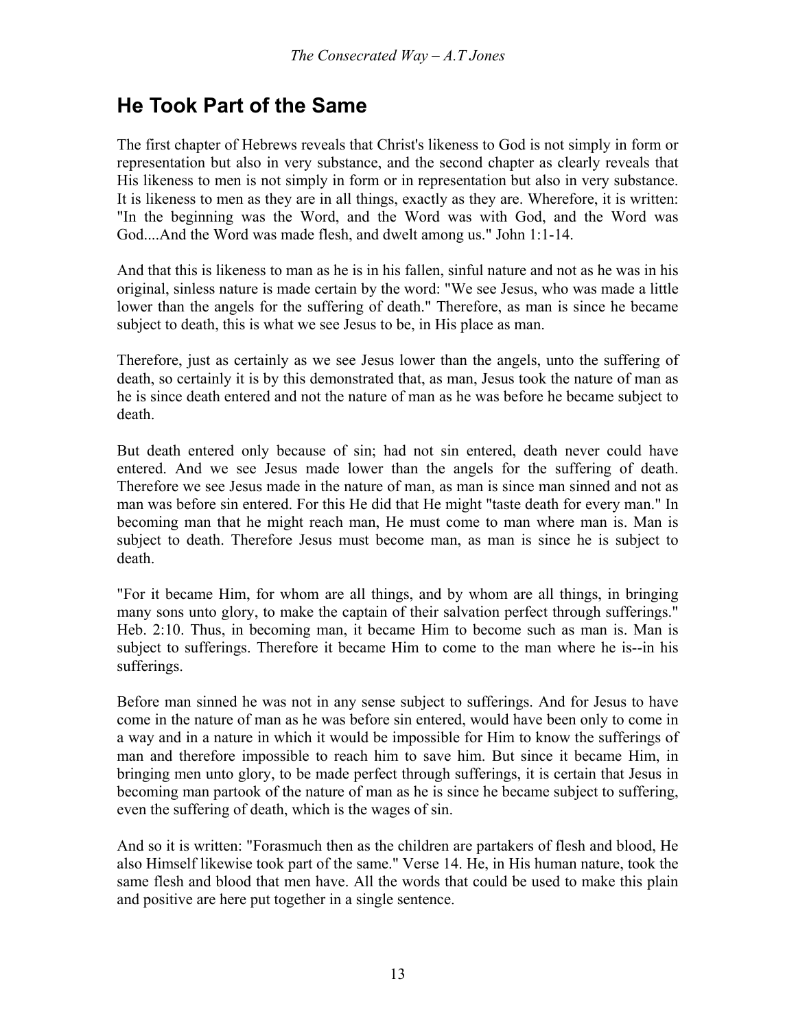## He Took Part of the Same

The first chapter of Hebrews reveals that Christ's likeness to God is not simply in form or representation but also in very substance, and the second chapter as clearly reveals that His likeness to men is not simply in form or in representation but also in very substance. It is likeness to men as they are in all things, exactly as they are. Wherefore, it is written: "In the beginning was the Word, and the Word was with God, and the Word was God....And the Word was made flesh, and dwelt among us." John 1:1-14.

And that this is likeness to man as he is in his fallen, sinful nature and not as he was in his original, sinless nature is made certain by the word: "We see Jesus, who was made a little lower than the angels for the suffering of death." Therefore, as man is since he became subject to death, this is what we see Jesus to be, in His place as man.

Therefore, just as certainly as we see Jesus lower than the angels, unto the suffering of death, so certainly it is by this demonstrated that, as man, Jesus took the nature of man as he is since death entered and not the nature of man as he was before he became subject to death.

But death entered only because of sin; had not sin entered, death never could have entered. And we see Jesus made lower than the angels for the suffering of death. Therefore we see Jesus made in the nature of man, as man is since man sinned and not as man was before sin entered. For this He did that He might "taste death for every man." In becoming man that he might reach man, He must come to man where man is. Man is subject to death. Therefore Jesus must become man, as man is since he is subject to death.

"For it became Him, for whom are all things, and by whom are all things, in bringing many sons unto glory, to make the captain of their salvation perfect through sufferings." Heb. 2:10. Thus, in becoming man, it became Him to become such as man is. Man is subject to sufferings. Therefore it became Him to come to the man where he is--in his sufferings.

Before man sinned he was not in any sense subject to sufferings. And for Jesus to have come in the nature of man as he was before sin entered, would have been only to come in a way and in a nature in which it would be impossible for Him to know the sufferings of man and therefore impossible to reach him to save him. But since it became Him, in bringing men unto glory, to be made perfect through sufferings, it is certain that Jesus in becoming man partook of the nature of man as he is since he became subject to suffering, even the suffering of death, which is the wages of sin.

And so it is written: "Forasmuch then as the children are partakers of flesh and blood, He also Himself likewise took part of the same." Verse 14. He, in His human nature, took the same flesh and blood that men have. All the words that could be used to make this plain and positive are here put together in a single sentence.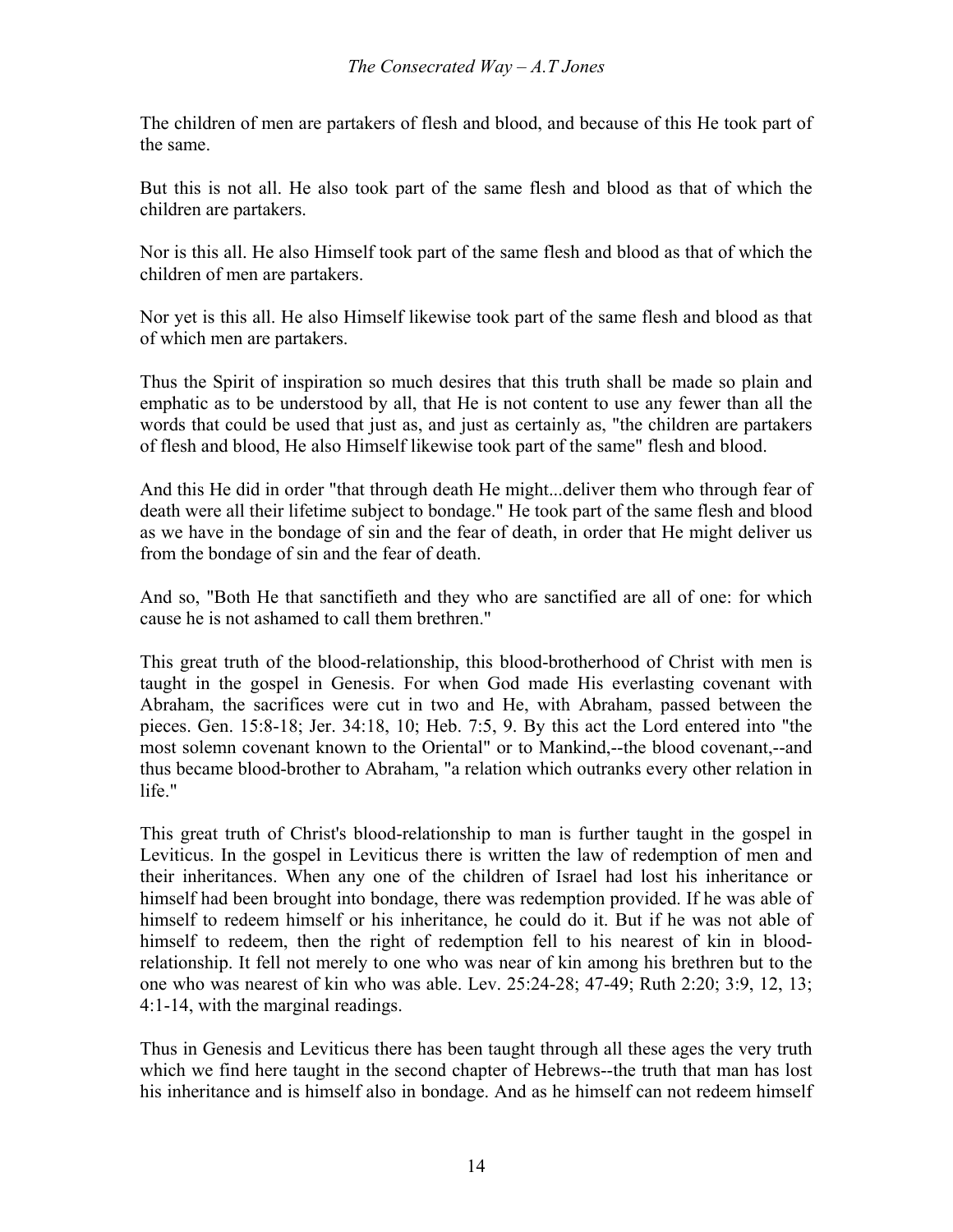The children of men are partakers of flesh and blood, and because of this He took part of the same.

But this is not all. He also took part of the same flesh and blood as that of which the children are partakers.

Nor is this all. He also Himself took part of the same flesh and blood as that of which the children of men are partakers.

Nor yet is this all. He also Himself likewise took part of the same flesh and blood as that of which men are partakers.

Thus the Spirit of inspiration so much desires that this truth shall be made so plain and emphatic as to be understood by all, that He is not content to use any fewer than all the words that could be used that just as, and just as certainly as, "the children are partakers of flesh and blood, He also Himself likewise took part of the same" flesh and blood.

And this He did in order "that through death He might...deliver them who through fear of death were all their lifetime subject to bondage." He took part of the same flesh and blood as we have in the bondage of sin and the fear of death, in order that He might deliver us from the bondage of sin and the fear of death.

And so, "Both He that sanctifieth and they who are sanctified are all of one: for which cause he is not ashamed to call them brethren."

This great truth of the blood-relationship, this blood-brotherhood of Christ with men is taught in the gospel in Genesis. For when God made His everlasting covenant with Abraham, the sacrifices were cut in two and He, with Abraham, passed between the pieces. Gen. 15:8-18; Jer. 34:18, 10; Heb. 7:5, 9. By this act the Lord entered into "the most solemn covenant known to the Oriental" or to Mankind,--the blood covenant,--and thus became blood-brother to Abraham, "a relation which outranks every other relation in life."

This great truth of Christ's blood-relationship to man is further taught in the gospel in Leviticus. In the gospel in Leviticus there is written the law of redemption of men and their inheritances. When any one of the children of Israel had lost his inheritance or himself had been brought into bondage, there was redemption provided. If he was able of himself to redeem himself or his inheritance, he could do it. But if he was not able of himself to redeem, then the right of redemption fell to his nearest of kin in blood-relationship. It fell not merely to one who was near of kin among his brethren but to the one who was nearest of kin who was able. Lev. 25:24-28; 47-49; Ruth 2:20; 3:9, 12, 13; 4:1-14, with the marginal readings.

Thus in Genesis and Leviticus there has been taught through all these ages the very truth which we find here taught in the second chapter of Hebrews--the truth that man has lost his inheritance and is himself also in bondage. And as he himself can not redeem himself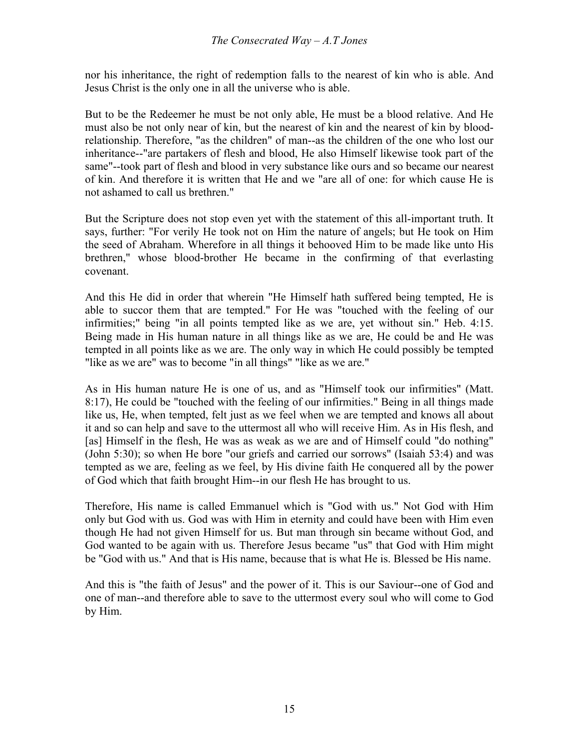nor his inheritance, the right of redemption falls to the nearest of kin who is able. And Jesus Christ is the only one in all the universe who is able.

But to be the Redeemer he must be not only able, He must be a blood relative. And He must also be not only near of kin, but the nearest of kin and the nearest of kin by blood-relationship. Therefore, "as the children" of man--as the children of the one who lost our inheritance--"are partakers of flesh and blood, He also Himself likewise took part of the same"--took part of flesh and blood in very substance like ours and so became our nearest of kin. And therefore it is written that He and we "are all of one: for which cause He is not ashamed to call us brethren."

But the Scripture does not stop even yet with the statement of this all-important truth. It says, further: "For verily He took not on Him the nature of angels; but He took on Him the seed of Abraham. Wherefore in all things it behooved Him to be made like unto His brethren," whose blood-brother He became in the confirming of that everlasting covenant.

And this He did in order that wherein "He Himself hath suffered being tempted, He is able to succor them that are tempted." For He was "touched with the feeling of our infirmities;" being "in all points tempted like as we are, yet without sin." Heb. 4:15. Being made in His human nature in all things like as we are, He could be and He was tempted in all points like as we are. The only way in which He could possibly be tempted "like as we are" was to become "in all things" "like as we are."

As in His human nature He is one of us, and as "Himself took our infirmities" (Matt. 8:17), He could be "touched with the feeling of our infirmities." Being in all things made like us, He, when tempted, felt just as we feel when we are tempted and knows all about it and so can help and save to the uttermost all who will receive Him. As in His flesh, and [as] Himself in the flesh, He was as weak as we are and of Himself could "do nothing" (John 5:30); so when He bore "our griefs and carried our sorrows" (Isaiah 53:4) and was tempted as we are, feeling as we feel, by His divine faith He conquered all by the power of God which that faith brought Him--in our flesh He has brought to us.

Therefore, His name is called Emmanuel which is "God with us." Not God with Him only but God with us. God was with Him in eternity and could have been with Him even though He had not given Himself for us. But man through sin became without God, and God wanted to be again with us. Therefore Jesus became "us" that God with Him might be "God with us." And that is His name, because that is what He is. Blessed be His name.

And this is "the faith of Jesus" and the power of it. This is our Saviour--one of God and one of man--and therefore able to save to the uttermost every soul who will come to God by Him.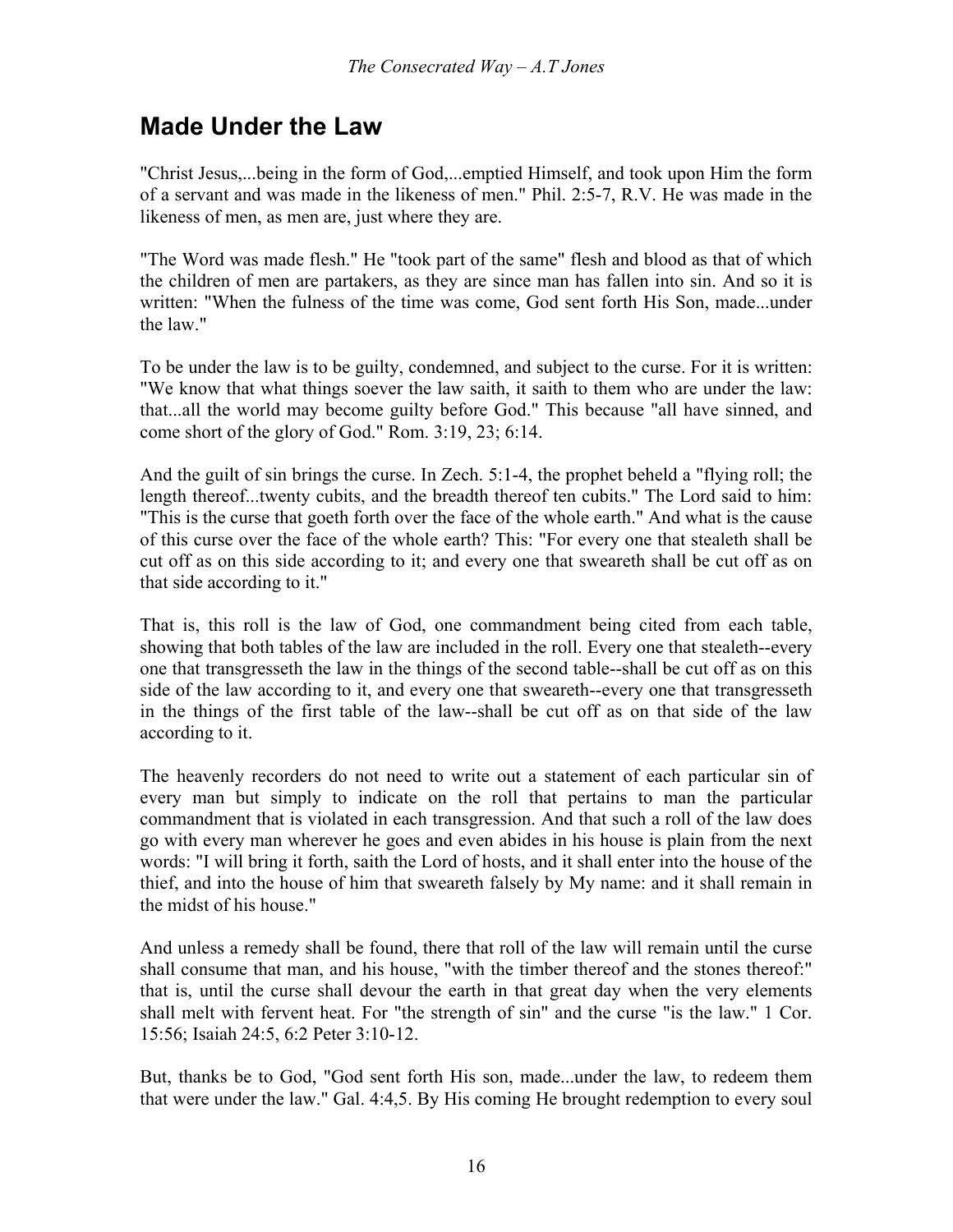## Made Under the Law

"Christ Jesus,...being in the form of God,...emptied Himself, and took upon Him the form of a servant and was made in the likeness of men." Phil. 2:5-7, R.V. He was made in the likeness of men, as men are, just where they are.

"The Word was made flesh." He "took part of the same" flesh and blood as that of which the children of men are partakers, as they are since man has fallen into sin. And so it is written: "When the fulness of the time was come, God sent forth His Son, made...under the law."

To be under the law is to be guilty, condemned, and subject to the curse. For it is written: "We know that what things soever the law saith, it saith to them who are under the law: that...all the world may become guilty before God." This because "all have sinned, and come short of the glory of God." Rom. 3:19, 23; 6:14.

And the guilt of sin brings the curse. In Zech. 5:1-4, the prophet beheld a "flying roll; the length thereof...twenty cubits, and the breadth thereof ten cubits." The Lord said to him: "This is the curse that goeth forth over the face of the whole earth." And what is the cause of this curse over the face of the whole earth? This: "For every one that stealeth shall be cut off as on this side according to it; and every one that sweareth shall be cut off as on that side according to it."

That is, this roll is the law of God, one commandment being cited from each table, showing that both tables of the law are included in the roll. Every one that stealeth--every one that transgresseth the law in the things of the second table--shall be cut off as on this side of the law according to it, and every one that sweareth--every one that transgresseth in the things of the first table of the law--shall be cut off as on that side of the law according to it.

The heavenly recorders do not need to write out a statement of each particular sin of every man but simply to indicate on the roll that pertains to man the particular commandment that is violated in each transgression. And that such a roll of the law does go with every man wherever he goes and even abides in his house is plain from the next words: "I will bring it forth, saith the Lord of hosts, and it shall enter into the house of the thief, and into the house of him that sweareth falsely by My name: and it shall remain in the midst of his house."

And unless a remedy shall be found, there that roll of the law will remain until the curse shall consume that man, and his house, "with the timber thereof and the stones thereof:" that is, until the curse shall devour the earth in that great day when the very elements shall melt with fervent heat. For "the strength of sin" and the curse "is the law." 1 Cor. 15:56; Isaiah 24:5, 6:2 Peter 3:10-12.

But, thanks be to God, "God sent forth His son, made...under the law, to redeem them that were under the law." Gal. 4:4,5. By His coming He brought redemption to every soul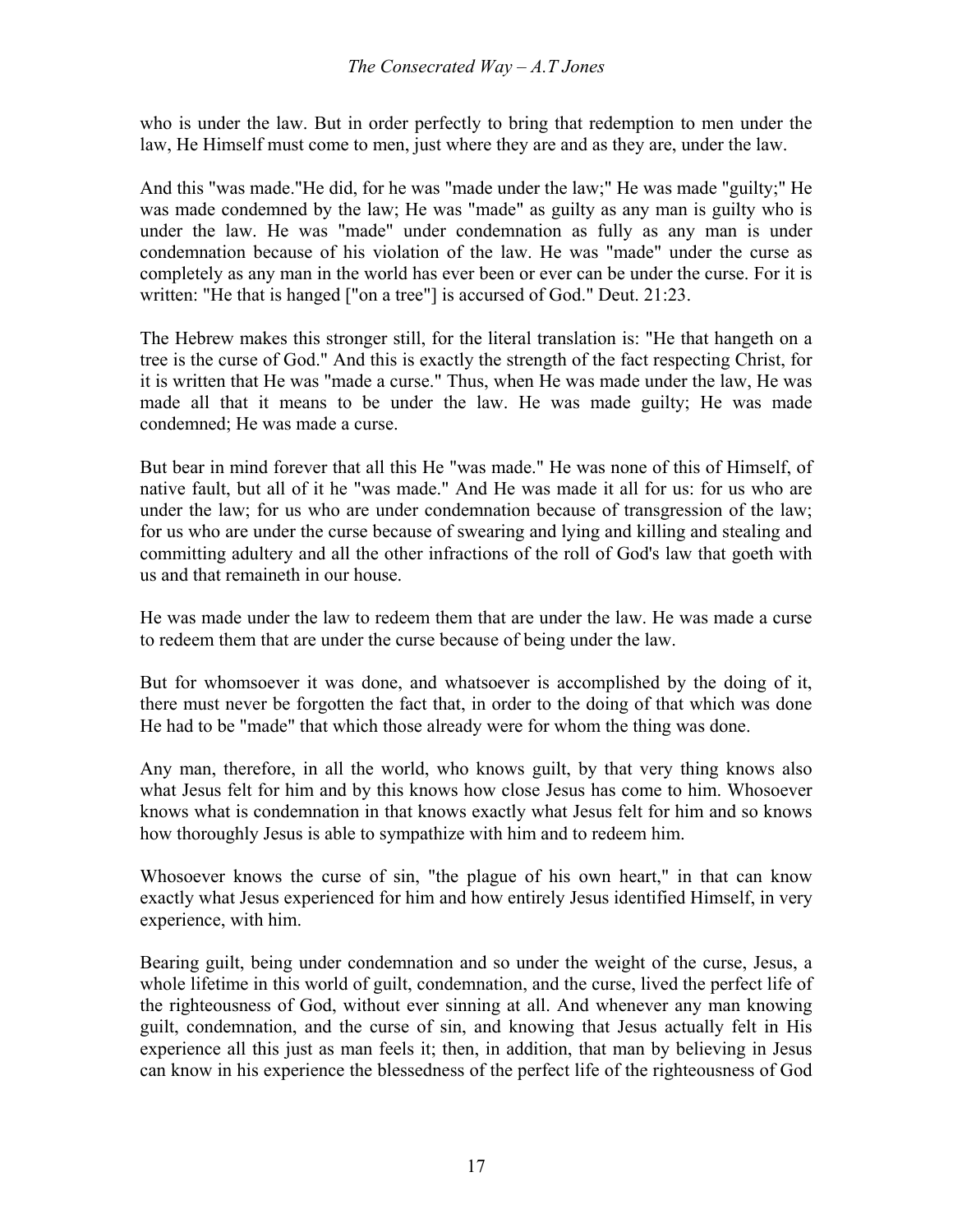who is under the law. But in order perfectly to bring that redemption to men under the law, He Himself must come to men, just where they are and as they are, under the law.

And this "was made."He did, for he was "made under the law;" He was made "guilty;" He was made condemned by the law; He was "made" as guilty as any man is guilty who is under the law. He was "made" under condemnation as fully as any man is under condemnation because of his violation of the law. He was "made" under the curse as completely as any man in the world has ever been or ever can be under the curse. For it is written: "He that is hanged ["on a tree"] is accursed of God." Deut. 21:23.

The Hebrew makes this stronger still, for the literal translation is: "He that hangeth on a tree is the curse of God." And this is exactly the strength of the fact respecting Christ, for it is written that He was "made a curse." Thus, when He was made under the law, He was made all that it means to be under the law. He was made guilty; He was made condemned; He was made a curse.

But bear in mind forever that all this He "was made." He was none of this of Himself, of native fault, but all of it he "was made." And He was made it all for us: for us who are under the law; for us who are under condemnation because of transgression of the law; for us who are under the curse because of swearing and lying and killing and stealing and committing adultery and all the other infractions of the roll of God's law that goeth with us and that remaineth in our house.

He was made under the law to redeem them that are under the law. He was made a curse to redeem them that are under the curse because of being under the law.

But for whomsoever it was done, and whatsoever is accomplished by the doing of it, there must never be forgotten the fact that, in order to the doing of that which was done He had to be "made" that which those already were for whom the thing was done.

Any man, therefore, in all the world, who knows guilt, by that very thing knows also what Jesus felt for him and by this knows how close Jesus has come to him. Whosoever knows what is condemnation in that knows exactly what Jesus felt for him and so knows how thoroughly Jesus is able to sympathize with him and to redeem him.

Whosoever knows the curse of sin, "the plague of his own heart," in that can know exactly what Jesus experienced for him and how entirely Jesus identified Himself, in very experience, with him.

Bearing guilt, being under condemnation and so under the weight of the curse, Jesus, a whole lifetime in this world of guilt, condemnation, and the curse, lived the perfect life of the righteousness of God, without ever sinning at all. And whenever any man knowing guilt, condemnation, and the curse of sin, and knowing that Jesus actually felt in His experience all this just as man feels it; then, in addition, that man by believing in Jesus can know in his experience the blessedness of the perfect life of the righteousness of God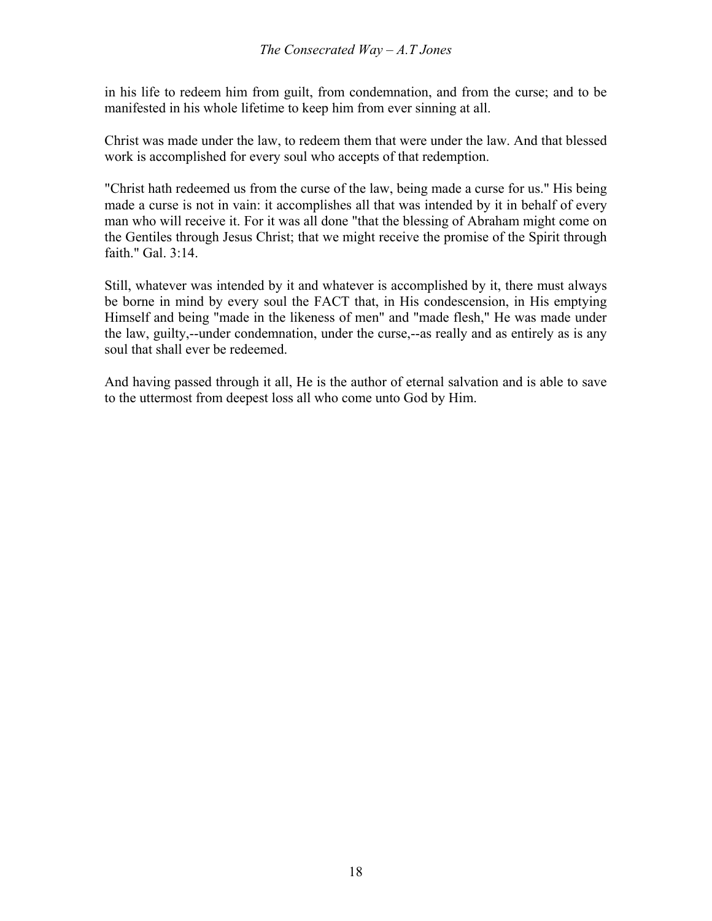in his life to redeem him from guilt, from condemnation, and from the curse; and to be manifested in his whole lifetime to keep him from ever sinning at all.

Christ was made under the law, to redeem them that were under the law. And that blessed work is accomplished for every soul who accepts of that redemption.

"Christ hath redeemed us from the curse of the law, being made a curse for us." His being made a curse is not in vain: it accomplishes all that was intended by it in behalf of every man who will receive it. For it was all done "that the blessing of Abraham might come on the Gentiles through Jesus Christ; that we might receive the promise of the Spirit through faith." Gal. 3:14.

Still, whatever was intended by it and whatever is accomplished by it, there must always be borne in mind by every soul the FACT that, in His condescension, in His emptying Himself and being "made in the likeness of men" and "made flesh," He was made under the law, guilty,--under condemnation, under the curse,--as really and as entirely as is any soul that shall ever be redeemed.

And having passed through it all, He is the author of eternal salvation and is able to save to the uttermost from deepest loss all who come unto God by Him.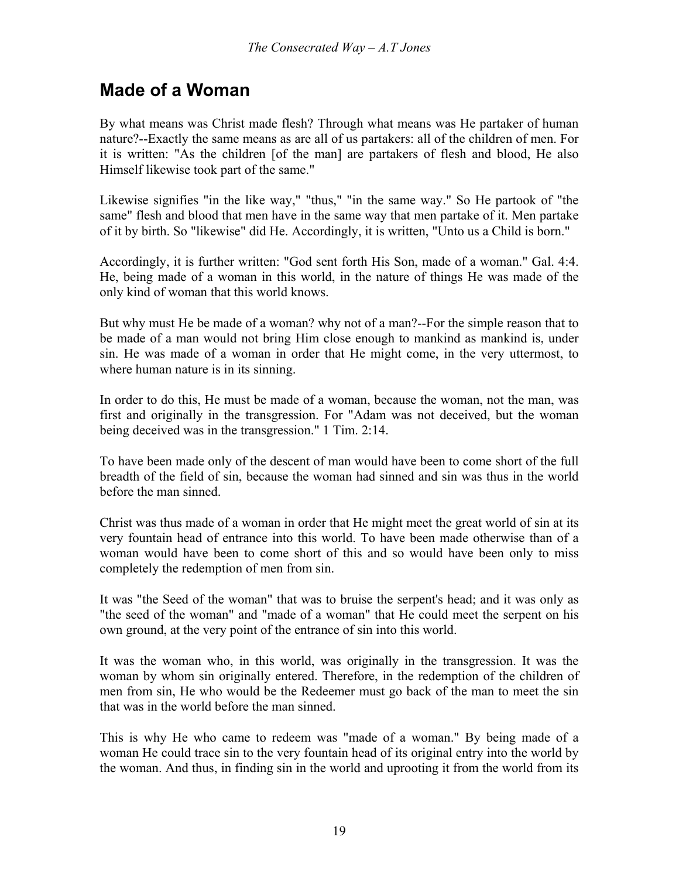## Made of a Woman

By what means was Christ made flesh? Through what means was He partaker of human nature?--Exactly the same means as are all of us partakers: all of the children of men. For it is written: "As the children [of the man] are partakers of flesh and blood, He also Himself likewise took part of the same."

Likewise signifies "in the like way," "thus," "in the same way." So He partook of "the same" flesh and blood that men have in the same way that men partake of it. Men partake of it by birth. So "likewise" did He. Accordingly, it is written, "Unto us a Child is born."

Accordingly, it is further written: "God sent forth His Son, made of a woman." Gal. 4:4. He, being made of a woman in this world, in the nature of things He was made of the only kind of woman that this world knows.

But why must He be made of a woman? why not of a man?--For the simple reason that to be made of a man would not bring Him close enough to mankind as mankind is, under sin. He was made of a woman in order that He might come, in the very uttermost, to where human nature is in its sinning.

In order to do this, He must be made of a woman, because the woman, not the man, was first and originally in the transgression. For "Adam was not deceived, but the woman being deceived was in the transgression." 1 Tim. 2:14.

To have been made only of the descent of man would have been to come short of the full breadth of the field of sin, because the woman had sinned and sin was thus in the world before the man sinned.

Christ was thus made of a woman in order that He might meet the great world of sin at its very fountain head of entrance into this world. To have been made otherwise than of a woman would have been to come short of this and so would have been only to miss completely the redemption of men from sin.

It was "the Seed of the woman" that was to bruise the serpent's head; and it was only as "the seed of the woman" and "made of a woman" that He could meet the serpent on his own ground, at the very point of the entrance of sin into this world.

It was the woman who, in this world, was originally in the transgression. It was the woman by whom sin originally entered. Therefore, in the redemption of the children of men from sin, He who would be the Redeemer must go back of the man to meet the sin that was in the world before the man sinned.

This is why He who came to redeem was "made of a woman." By being made of a woman He could trace sin to the very fountain head of its original entry into the world by the woman. And thus, in finding sin in the world and uprooting it from the world from its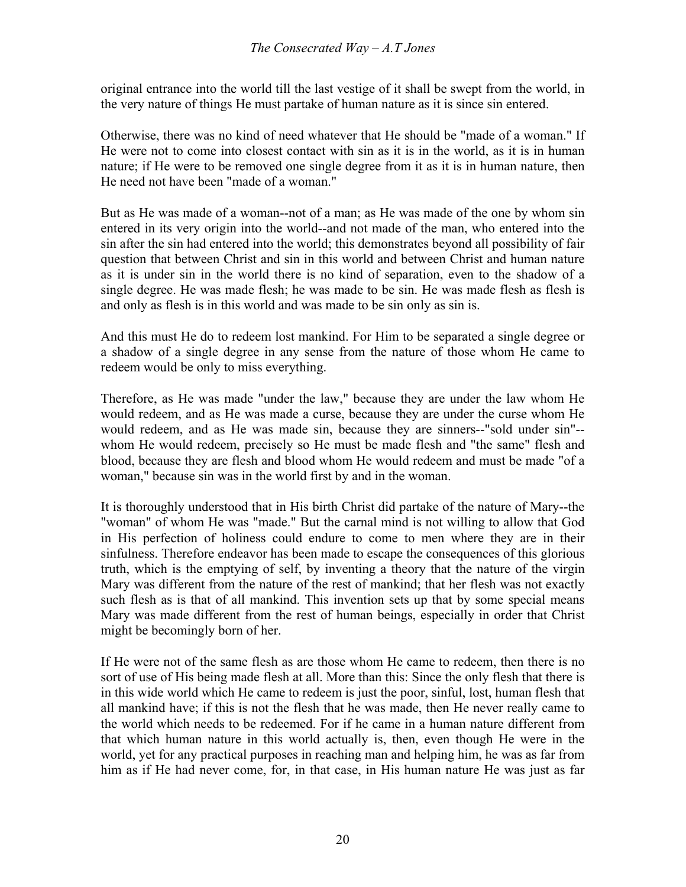original entrance into the world till the last vestige of it shall be swept from the world, in the very nature of things He must partake of human nature as it is since sin entered.

Otherwise, there was no kind of need whatever that He should be "made of a woman." If He were not to come into closest contact with sin as it is in the world, as it is in human nature; if He were to be removed one single degree from it as it is in human nature, then He need not have been "made of a woman."

But as He was made of a woman--not of a man; as He was made of the one by whom sin entered in its very origin into the world--and not made of the man, who entered into the sin after the sin had entered into the world; this demonstrates beyond all possibility of fair question that between Christ and sin in this world and between Christ and human nature as it is under sin in the world there is no kind of separation, even to the shadow of a single degree. He was made flesh; he was made to be sin. He was made flesh as flesh is and only as flesh is in this world and was made to be sin only as sin is.

And this must He do to redeem lost mankind. For Him to be separated a single degree or a shadow of a single degree in any sense from the nature of those whom He came to redeem would be only to miss everything.

Therefore, as He was made "under the law," because they are under the law whom He would redeem, and as He was made a curse, because they are under the curse whom He would redeem, and as He was made sin, because they are sinners--"sold under sin"--whom He would redeem, precisely so He must be made flesh and "the same" flesh and blood, because they are flesh and blood whom He would redeem and must be made "of a woman," because sin was in the world first by and in the woman.

It is thoroughly understood that in His birth Christ did partake of the nature of Mary--the "woman" of whom He was "made." But the carnal mind is not willing to allow that God in His perfection of holiness could endure to come to men where they are in their sinfulness. Therefore endeavor has been made to escape the consequences of this glorious truth, which is the emptying of self, by inventing a theory that the nature of the virgin Mary was different from the nature of the rest of mankind; that her flesh was not exactly such flesh as is that of all mankind. This invention sets up that by some special means Mary was made different from the rest of human beings, especially in order that Christ might be becomingly born of her.

If He were not of the same flesh as are those whom He came to redeem, then there is no sort of use of His being made flesh at all. More than this: Since the only flesh that there is in this wide world which He came to redeem is just the poor, sinful, lost, human flesh that all mankind have; if this is not the flesh that he was made, then He never really came to the world which needs to be redeemed. For if he came in a human nature different from that which human nature in this world actually is, then, even though He were in the world, yet for any practical purposes in reaching man and helping him, he was as far from him as if He had never come, for, in that case, in His human nature He was just as far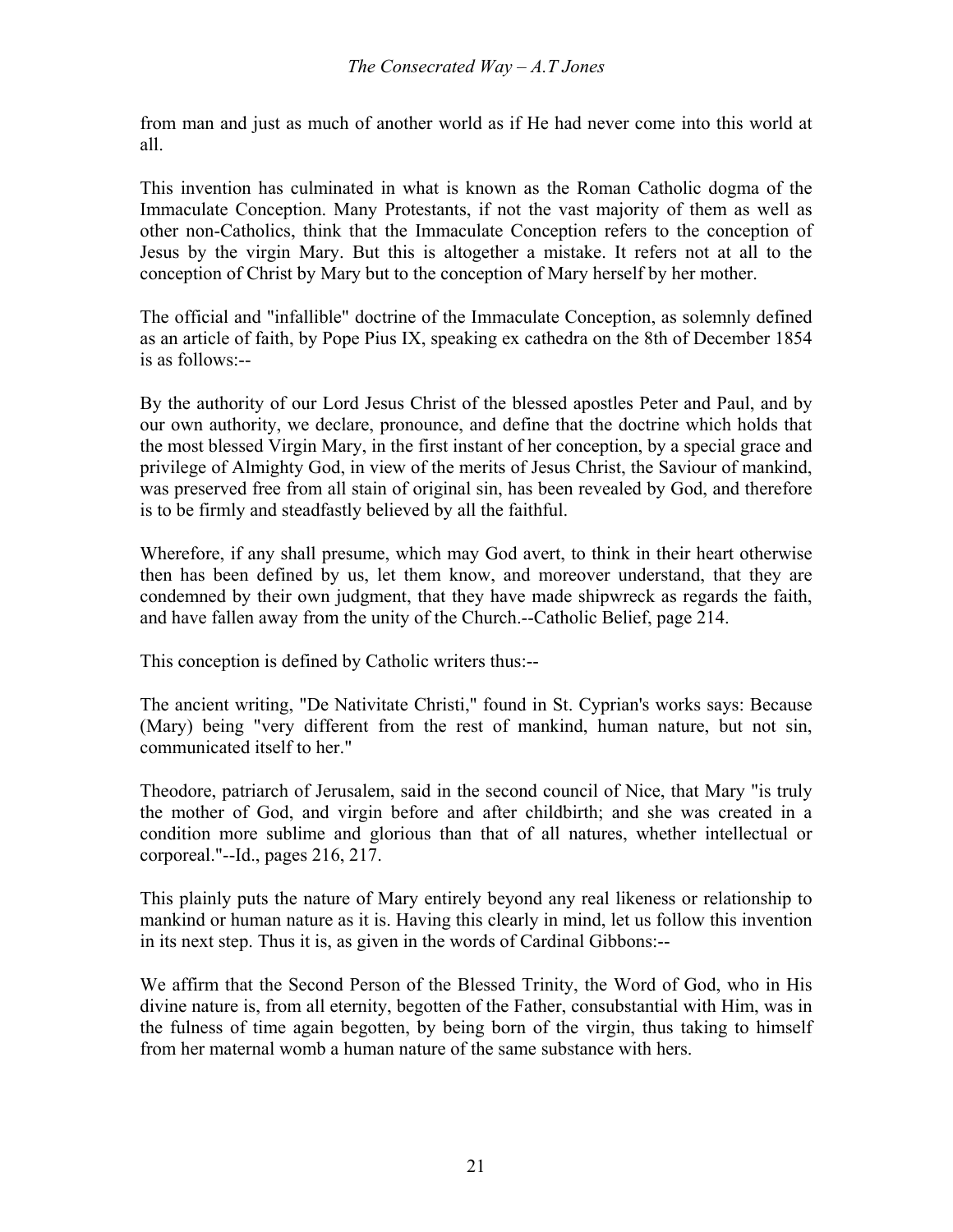from man and just as much of another world as if He had never come into this world at all.

This invention has culminated in what is known as the Roman Catholic dogma of the Immaculate Conception. Many Protestants, if not the vast majority of them as well as other non-Catholics, think that the Immaculate Conception refers to the conception of Jesus by the virgin Mary. But this is altogether a mistake. It refers not at all to the conception of Christ by Mary but to the conception of Mary herself by her mother.

The official and "infallible" doctrine of the Immaculate Conception, as solemnly defined as an article of faith, by Pope Pius IX, speaking ex cathedra on the 8th of December 1854 is as follows:--

By the authority of our Lord Jesus Christ of the blessed apostles Peter and Paul, and by our own authority, we declare, pronounce, and define that the doctrine which holds that the most blessed Virgin Mary, in the first instant of her conception, by a special grace and privilege of Almighty God, in view of the merits of Jesus Christ, the Saviour of mankind, was preserved free from all stain of original sin, has been revealed by God, and therefore is to be firmly and steadfastly believed by all the faithful.

Wherefore, if any shall presume, which may God avert, to think in their heart otherwise then has been defined by us, let them know, and moreover understand, that they are condemned by their own judgment, that they have made shipwreck as regards the faith, and have fallen away from the unity of the Church.--Catholic Belief, page 214.

This conception is defined by Catholic writers thus:--

The ancient writing, "De Nativitate Christi," found in St. Cyprian's works says: Because (Mary) being "very different from the rest of mankind, human nature, but not sin, communicated itself to her."

Theodore, patriarch of Jerusalem, said in the second council of Nice, that Mary "is truly the mother of God, and virgin before and after childbirth; and she was created in a condition more sublime and glorious than that of all natures, whether intellectual or corporeal."--Id., pages 216, 217.

This plainly puts the nature of Mary entirely beyond any real likeness or relationship to mankind or human nature as it is. Having this clearly in mind, let us follow this invention in its next step. Thus it is, as given in the words of Cardinal Gibbons:--

We affirm that the Second Person of the Blessed Trinity, the Word of God, who in His divine nature is, from all eternity, begotten of the Father, consubstantial with Him, was in the fulness of time again begotten, by being born of the virgin, thus taking to himself from her maternal womb a human nature of the same substance with hers.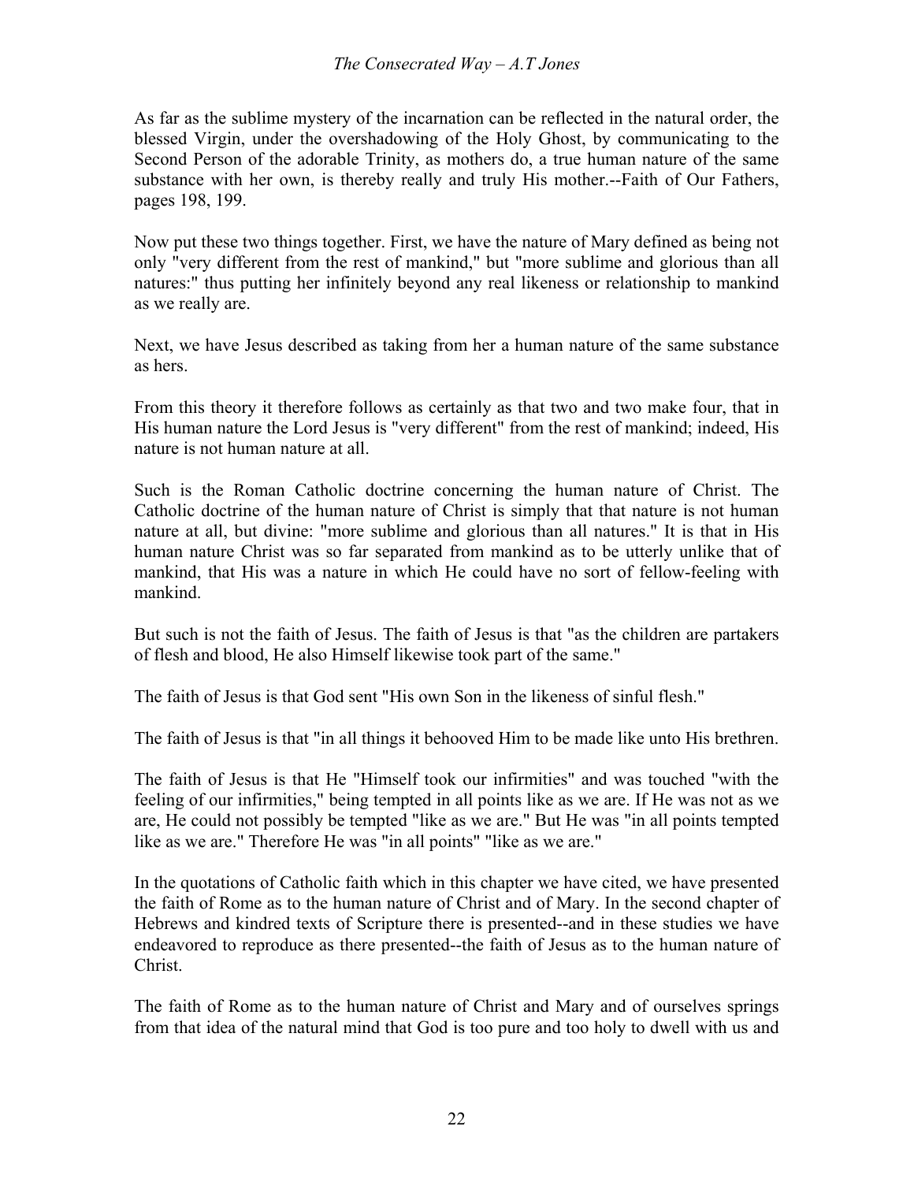As far as the sublime mystery of the incarnation can be reflected in the natural order, the blessed Virgin, under the overshadowing of the Holy Ghost, by communicating to the Second Person of the adorable Trinity, as mothers do, a true human nature of the same substance with her own, is thereby really and truly His mother.--Faith of Our Fathers, pages 198, 199.

Now put these two things together. First, we have the nature of Mary defined as being not only "very different from the rest of mankind," but "more sublime and glorious than all natures:" thus putting her infinitely beyond any real likeness or relationship to mankind as we really are.

Next, we have Jesus described as taking from her a human nature of the same substance as hers.

From this theory it therefore follows as certainly as that two and two make four, that in His human nature the Lord Jesus is "very different" from the rest of mankind; indeed, His nature is not human nature at all.

Such is the Roman Catholic doctrine concerning the human nature of Christ. The Catholic doctrine of the human nature of Christ is simply that that nature is not human nature at all, but divine: "more sublime and glorious than all natures." It is that in His human nature Christ was so far separated from mankind as to be utterly unlike that of mankind, that His was a nature in which He could have no sort of fellow-feeling with mankind.

But such is not the faith of Jesus. The faith of Jesus is that "as the children are partakers of flesh and blood, He also Himself likewise took part of the same."

The faith of Jesus is that God sent "His own Son in the likeness of sinful flesh."

The faith of Jesus is that "in all things it behooved Him to be made like unto His brethren.

The faith of Jesus is that He "Himself took our infirmities" and was touched "with the feeling of our infirmities," being tempted in all points like as we are. If He was not as we are, He could not possibly be tempted "like as we are." But He was "in all points tempted like as we are." Therefore He was "in all points" "like as we are."

In the quotations of Catholic faith which in this chapter we have cited, we have presented the faith of Rome as to the human nature of Christ and of Mary. In the second chapter of Hebrews and kindred texts of Scripture there is presented--and in these studies we have endeavored to reproduce as there presented--the faith of Jesus as to the human nature of Christ.

The faith of Rome as to the human nature of Christ and Mary and of ourselves springs from that idea of the natural mind that God is too pure and too holy to dwell with us and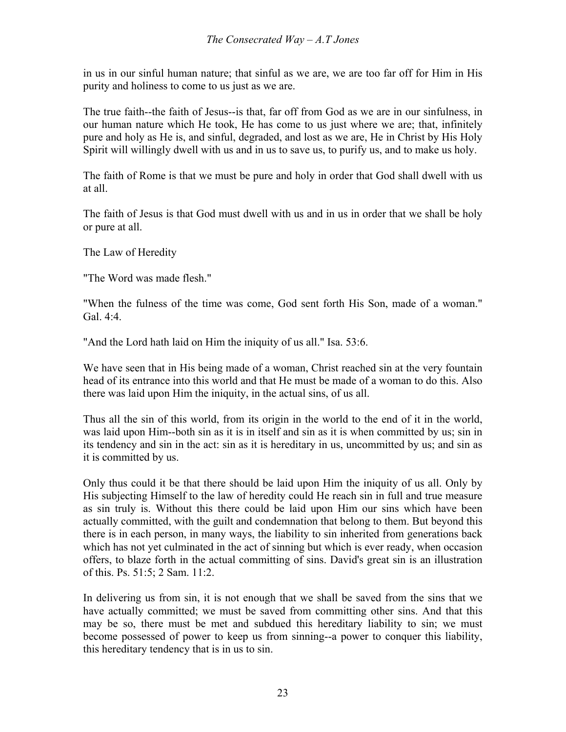in us in our sinful human nature; that sinful as we are, we are too far off for Him in His purity and holiness to come to us just as we are.

The true faith--the faith of Jesus--is that, far off from God as we are in our sinfulness, in our human nature which He took, He has come to us just where we are; that, infinitely pure and holy as He is, and sinful, degraded, and lost as we are, He in Christ by His Holy Spirit will willingly dwell with us and in us to save us, to purify us, and to make us holy.

The faith of Rome is that we must be pure and holy in order that God shall dwell with us at all.

The faith of Jesus is that God must dwell with us and in us in order that we shall be holy or pure at all.

## The Law of Heredity

"The Word was made flesh."

"When the fulness of the time was come, God sent forth His Son, made of a woman." Gal. 4:4.

"And the Lord hath laid on Him the iniquity of us all." Isa. 53:6.

We have seen that in His being made of a woman, Christ reached sin at the very fountain head of its entrance into this world and that He must be made of a woman to do this. Also there was laid upon Him the iniquity, in the actual sins, of us all.

Thus all the sin of this world, from its origin in the world to the end of it in the world, was laid upon Him--both sin as it is in itself and sin as it is when committed by us; sin in its tendency and sin in the act: sin as it is hereditary in us, uncommitted by us; and sin as it is committed by us.

Only thus could it be that there should be laid upon Him the iniquity of us all. Only by His subjecting Himself to the law of heredity could He reach sin in full and true measure as sin truly is. Without this there could be laid upon Him our sins which have been actually committed, with the guilt and condemnation that belong to them. But beyond this there is in each person, in many ways, the liability to sin inherited from generations back which has not yet culminated in the act of sinning but which is ever ready, when occasion offers, to blaze forth in the actual committing of sins. David's great sin is an illustration of this. Ps. 51:5; 2 Sam. 11:2.

In delivering us from sin, it is not enough that we shall be saved from the sins that we have actually committed; we must be saved from committing other sins. And that this may be so, there must be met and subdued this hereditary liability to sin; we must become possessed of power to keep us from sinning--a power to conquer this liability, this hereditary tendency that is in us to sin.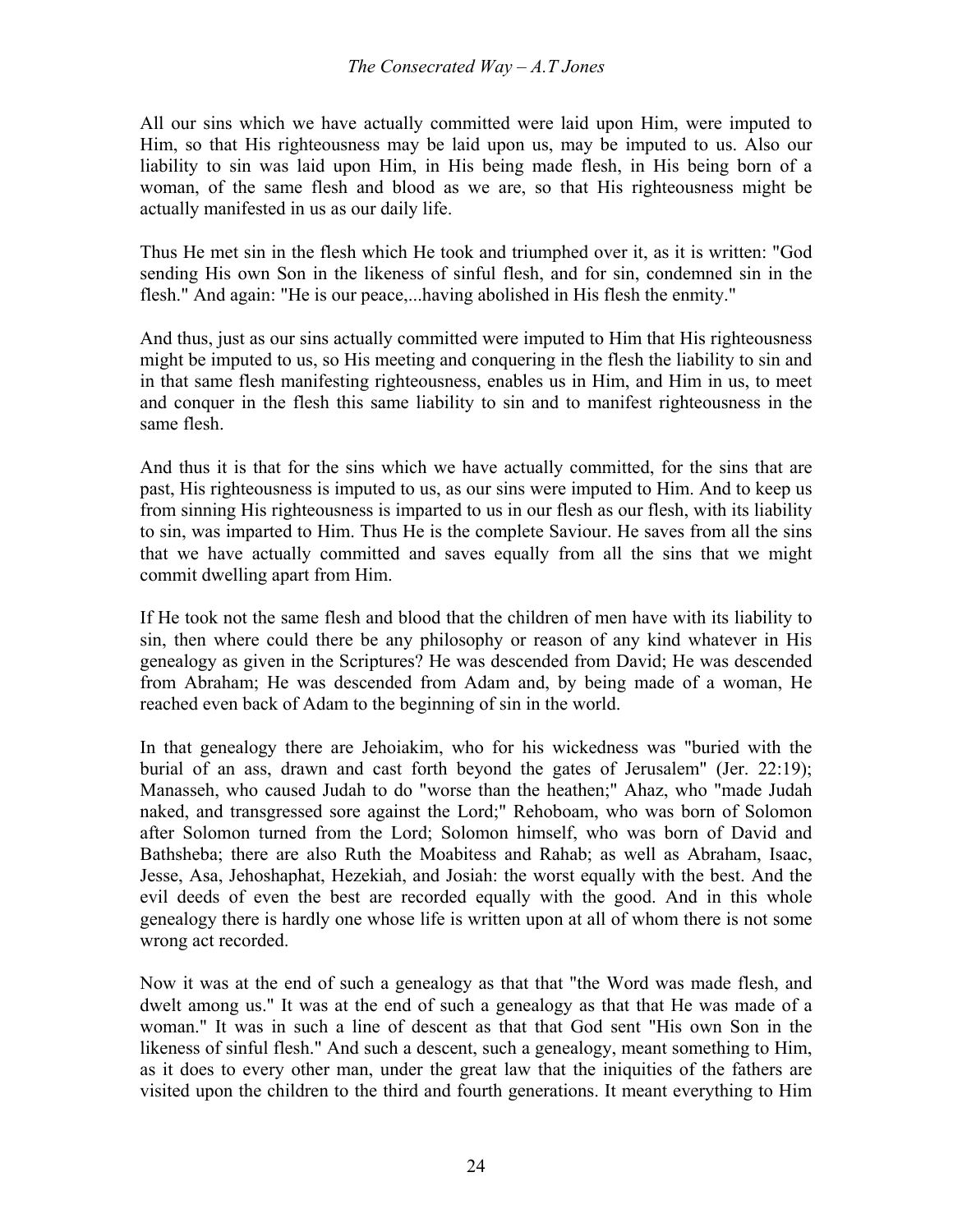All our sins which we have actually committed were laid upon Him, were imputed to Him, so that His righteousness may be laid upon us, may be imputed to us. Also our liability to sin was laid upon Him, in His being made flesh, in His being born of a woman, of the same flesh and blood as we are, so that His righteousness might be actually manifested in us as our daily life.

Thus He met sin in the flesh which He took and triumphed over it, as it is written: "God sending His own Son in the likeness of sinful flesh, and for sin, condemned sin in the flesh." And again: "He is our peace,...having abolished in His flesh the enmity."

And thus, just as our sins actually committed were imputed to Him that His righteousness might be imputed to us, so His meeting and conquering in the flesh the liability to sin and in that same flesh manifesting righteousness, enables us in Him, and Him in us, to meet and conquer in the flesh this same liability to sin and to manifest righteousness in the same flesh.

And thus it is that for the sins which we have actually committed, for the sins that are past, His righteousness is imputed to us, as our sins were imputed to Him. And to keep us from sinning His righteousness is imparted to us in our flesh as our flesh, with its liability to sin, was imparted to Him. Thus He is the complete Saviour. He saves from all the sins that we have actually committed and saves equally from all the sins that we might commit dwelling apart from Him.

If He took not the same flesh and blood that the children of men have with its liability to sin, then where could there be any philosophy or reason of any kind whatever in His genealogy as given in the Scriptures? He was descended from David; He was descended from Abraham; He was descended from Adam and, by being made of a woman, He reached even back of Adam to the beginning of sin in the world.

In that genealogy there are Jehoiakim, who for his wickedness was "buried with the burial of an ass, drawn and cast forth beyond the gates of Jerusalem" (Jer. 22:19); Manasseh, who caused Judah to do "worse than the heathen;" Ahaz, who "made Judah naked, and transgressed sore against the Lord;" Rehoboam, who was born of Solomon after Solomon turned from the Lord; Solomon himself, who was born of David and Bathsheba; there are also Ruth the Moabitess and Rahab; as well as Abraham, Isaac, Jesse, Asa, Jehoshaphat, Hezekiah, and Josiah: the worst equally with the best. And the evil deeds of even the best are recorded equally with the good. And in this whole genealogy there is hardly one whose life is written upon at all of whom there is not some wrong act recorded.

Now it was at the end of such a genealogy as that that "the Word was made flesh, and dwelt among us." It was at the end of such a genealogy as that that He was made of a woman." It was in such a line of descent as that that God sent "His own Son in the likeness of sinful flesh." And such a descent, such a genealogy, meant something to Him, as it does to every other man, under the great law that the iniquities of the fathers are visited upon the children to the third and fourth generations. It meant everything to Him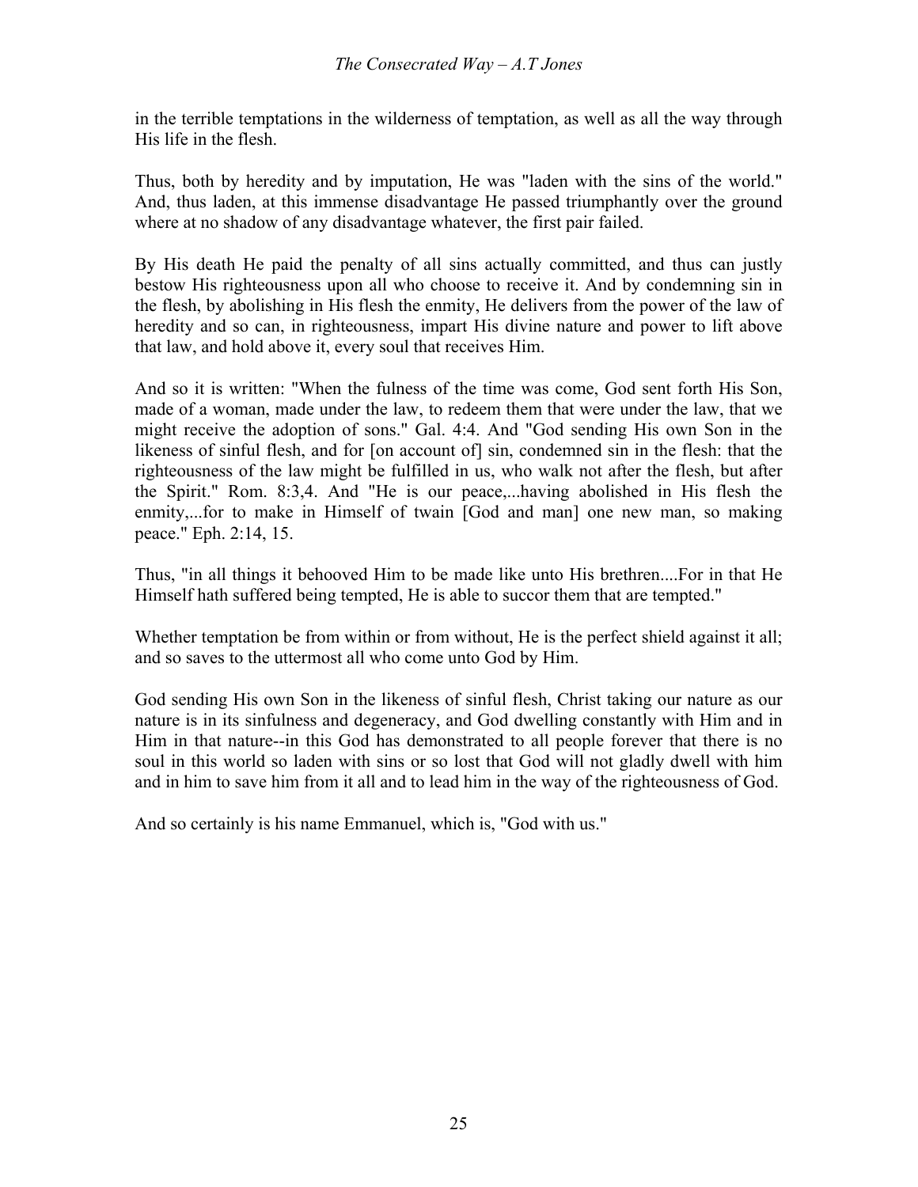in the terrible temptations in the wilderness of temptation, as well as all the way through His life in the flesh.

Thus, both by heredity and by imputation, He was "laden with the sins of the world." And, thus laden, at this immense disadvantage He passed triumphantly over the ground where at no shadow of any disadvantage whatever, the first pair failed.

By His death He paid the penalty of all sins actually committed, and thus can justly bestow His righteousness upon all who choose to receive it. And by condemning sin in the flesh, by abolishing in His flesh the enmity, He delivers from the power of the law of heredity and so can, in righteousness, impart His divine nature and power to lift above that law, and hold above it, every soul that receives Him.

And so it is written: "When the fulness of the time was come, God sent forth His Son, made of a woman, made under the law, to redeem them that were under the law, that we might receive the adoption of sons." Gal. 4:4. And "God sending His own Son in the likeness of sinful flesh, and for [on account of] sin, condemned sin in the flesh: that the righteousness of the law might be fulfilled in us, who walk not after the flesh, but after the Spirit." Rom. 8:3,4. And "He is our peace,...having abolished in His flesh the enmity,...for to make in Himself of twain [God and man] one new man, so making peace." Eph. 2:14, 15.

Thus, "in all things it behooved Him to be made like unto His brethren....For in that He Himself hath suffered being tempted, He is able to succor them that are tempted."

Whether temptation be from within or from without, He is the perfect shield against it all; and so saves to the uttermost all who come unto God by Him.

God sending His own Son in the likeness of sinful flesh, Christ taking our nature as our nature is in its sinfulness and degeneracy, and God dwelling constantly with Him and in Him in that nature--in this God has demonstrated to all people forever that there is no soul in this world so laden with sins or so lost that God will not gladly dwell with him and in him to save him from it all and to lead him in the way of the righteousness of God.

And so certainly is his name Emmanuel, which is, "God with us."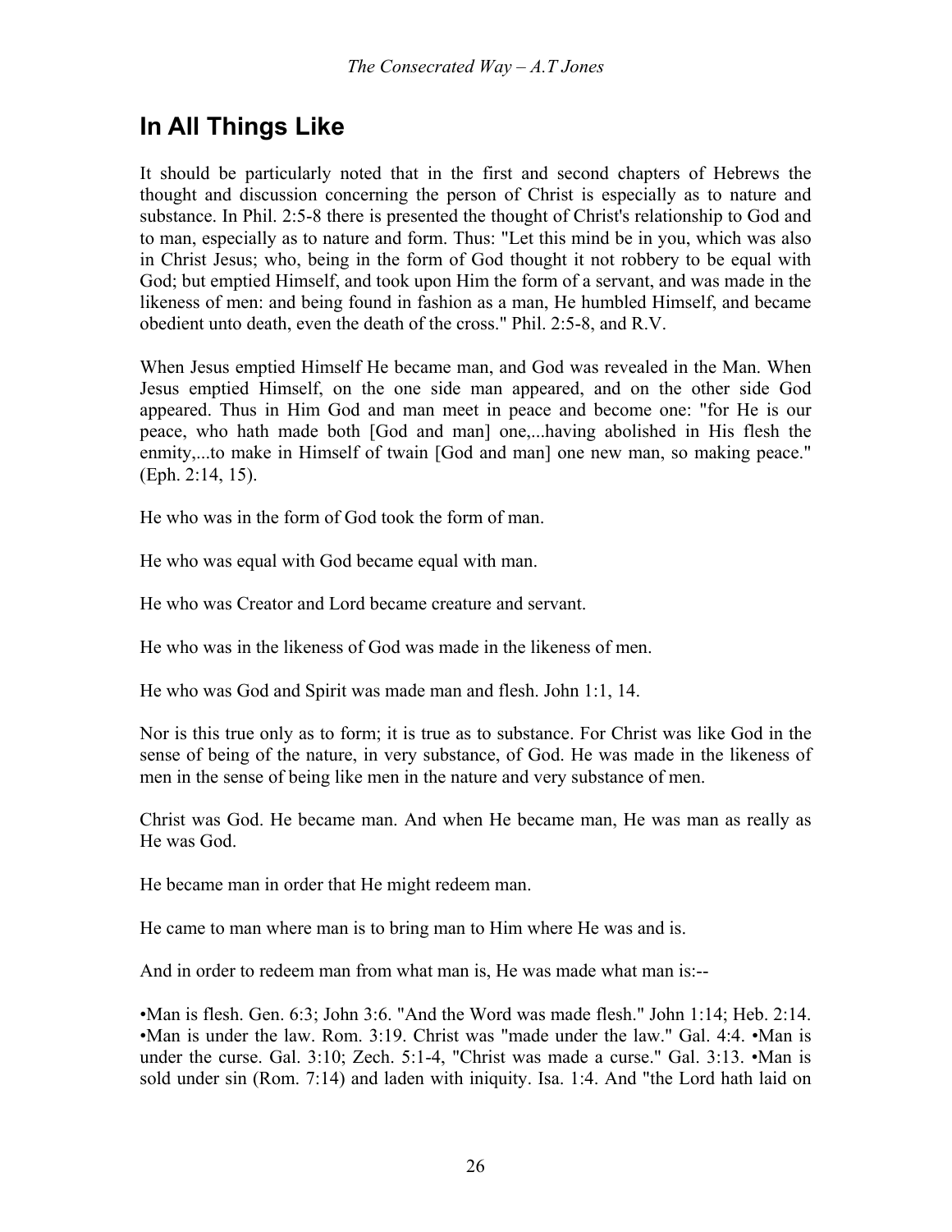## In All Things Like

It should be particularly noted that in the first and second chapters of Hebrews the thought and discussion concerning the person of Christ is especially as to nature and substance. In Phil. 2:5-8 there is presented the thought of Christ's relationship to God and to man, especially as to nature and form. Thus: "Let this mind be in you, which was also in Christ Jesus; who, being in the form of God thought it not robbery to be equal with God; but emptied Himself, and took upon Him the form of a servant, and was made in the likeness of men: and being found in fashion as a man, He humbled Himself, and became obedient unto death, even the death of the cross." Phil. 2:5-8, and R.V.

When Jesus emptied Himself He became man, and God was revealed in the Man. When Jesus emptied Himself, on the one side man appeared, and on the other side God appeared. Thus in Him God and man meet in peace and become one: "for He is our peace, who hath made both [God and man] one,...having abolished in His flesh the enmity,...to make in Himself of twain [God and man] one new man, so making peace." (Eph. 2:14, 15).

He who was in the form of God took the form of man.

He who was equal with God became equal with man.

He who was Creator and Lord became creature and servant.

He who was in the likeness of God was made in the likeness of men.

He who was God and Spirit was made man and flesh. John 1:1, 14.

Nor is this true only as to form; it is true as to substance. For Christ was like God in the sense of being of the nature, in very substance, of God. He was made in the likeness of men in the sense of being like men in the nature and very substance of men.

Christ was God. He became man. And when He became man, He was man as really as He was God.

He became man in order that He might redeem man.

He came to man where man is to bring man to Him where He was and is.

And in order to redeem man from what man is, He was made what man is:--

- Man is flesh. Gen. 6:3; John 3:6. "And the Word was made flesh." John 1:14; Heb. 2:14.
- Man is under the law. Rom. 3:19. Christ was "made under the law." Gal. 4:4.
- Man is under the curse. Gal. 3:10; Zech. 5:1-4, "Christ was made a curse." Gal. 3:13.
- Man is sold under sin (Rom. 7:14) and laden with iniquity. Isa. 1:4. And "the Lord hath laid on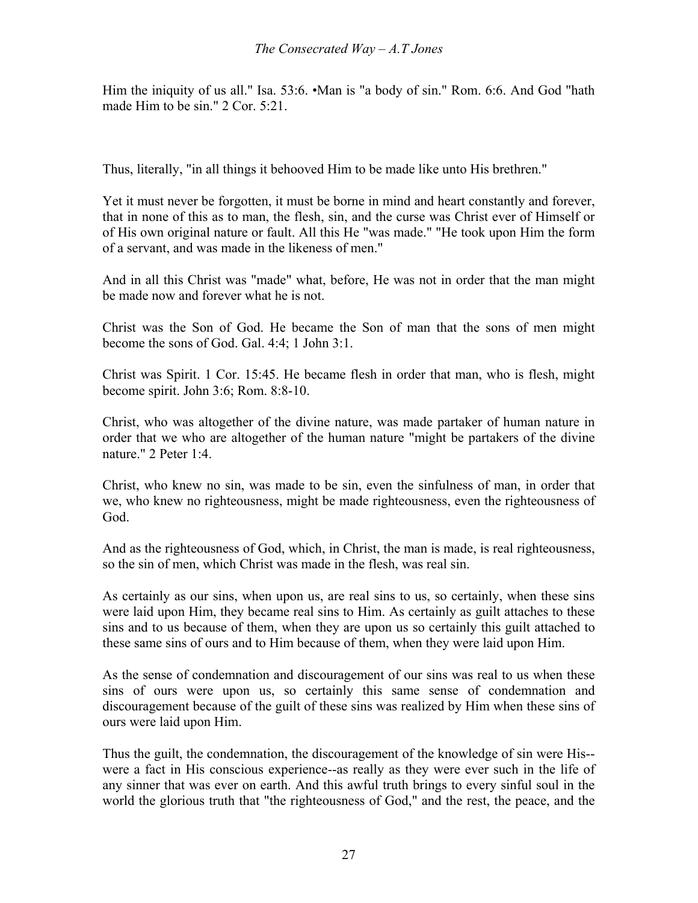Him the iniquity of us all." Isa. 53:6. •Man is "a body of sin." Rom. 6:6. And God "hath made Him to be sin." 2 Cor. 5:21.

Thus, literally, "in all things it behooved Him to be made like unto His brethren."

Yet it must never be forgotten, it must be borne in mind and heart constantly and forever, that in none of this as to man, the flesh, sin, and the curse was Christ ever of Himself or of His own original nature or fault. All this He "was made." "He took upon Him the form of a servant, and was made in the likeness of men."

And in all this Christ was "made" what, before, He was not in order that the man might be made now and forever what he is not.

Christ was the Son of God. He became the Son of man that the sons of men might become the sons of God. Gal. 4:4; 1 John 3:1.

Christ was Spirit. 1 Cor. 15:45. He became flesh in order that man, who is flesh, might become spirit. John 3:6; Rom. 8:8-10.

Christ, who was altogether of the divine nature, was made partaker of human nature in order that we who are altogether of the human nature "might be partakers of the divine nature." 2 Peter 1:4.

Christ, who knew no sin, was made to be sin, even the sinfulness of man, in order that we, who knew no righteousness, might be made righteousness, even the righteousness of God.

And as the righteousness of God, which, in Christ, the man is made, is real righteousness, so the sin of men, which Christ was made in the flesh, was real sin.

As certainly as our sins, when upon us, are real sins to us, so certainly, when these sins were laid upon Him, they became real sins to Him. As certainly as guilt attaches to these sins and to us because of them, when they are upon us so certainly this guilt attached to these same sins of ours and to Him because of them, when they were laid upon Him.

As the sense of condemnation and discouragement of our sins was real to us when these sins of ours were upon us, so certainly this same sense of condemnation and discouragement because of the guilt of these sins was realized by Him when these sins of ours were laid upon Him.

Thus the guilt, the condemnation, the discouragement of the knowledge of sin were His--were a fact in His conscious experience--as really as they were ever such in the life of any sinner that was ever on earth. And this awful truth brings to every sinful soul in the world the glorious truth that "the righteousness of God," and the rest, the peace, and the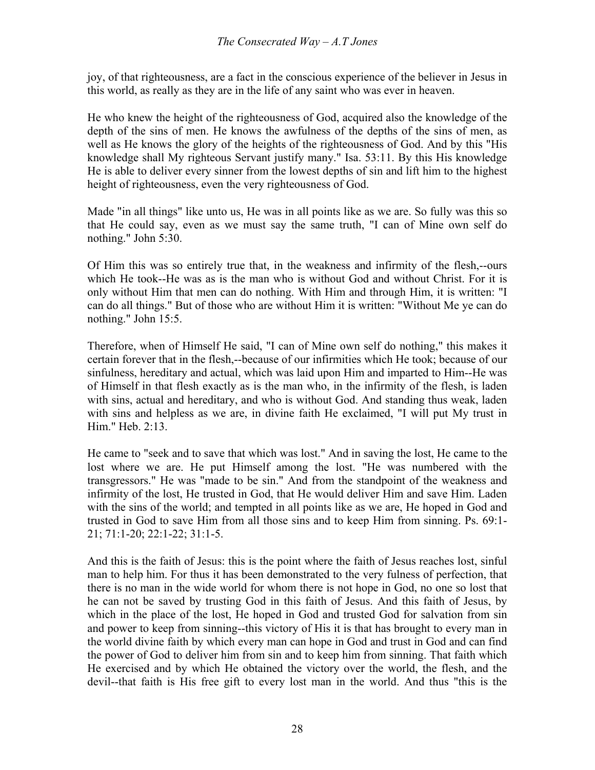joy, of that righteousness, are a fact in the conscious experience of the believer in Jesus in this world, as really as they are in the life of any saint who was ever in heaven.

He who knew the height of the righteousness of God, acquired also the knowledge of the depth of the sins of men. He knows the awfulness of the depths of the sins of men, as well as He knows the glory of the heights of the righteousness of God. And by this "His knowledge shall My righteous Servant justify many." Isa. 53:11. By this His knowledge He is able to deliver every sinner from the lowest depths of sin and lift him to the highest height of righteousness, even the very righteousness of God.

Made "in all things" like unto us, He was in all points like as we are. So fully was this so that He could say, even as we must say the same truth, "I can of Mine own self do nothing." John 5:30.

Of Him this was so entirely true that, in the weakness and infirmity of the flesh,--ours which He took--He was as is the man who is without God and without Christ. For it is only without Him that men can do nothing. With Him and through Him, it is written: "I can do all things." But of those who are without Him it is written: "Without Me ye can do nothing." John 15:5.

Therefore, when of Himself He said, "I can of Mine own self do nothing," this makes it certain forever that in the flesh,--because of our infirmities which He took; because of our sinfulness, hereditary and actual, which was laid upon Him and imparted to Him--He was of Himself in that flesh exactly as is the man who, in the infirmity of the flesh, is laden with sins, actual and hereditary, and who is without God. And standing thus weak, laden with sins and helpless as we are, in divine faith He exclaimed, "I will put My trust in Him." Heb. 2:13.

He came to "seek and to save that which was lost." And in saving the lost, He came to the lost where we are. He put Himself among the lost. "He was numbered with the transgressors." He was "made to be sin." And from the standpoint of the weakness and infirmity of the lost, He trusted in God, that He would deliver Him and save Him. Laden with the sins of the world; and tempted in all points like as we are, He hoped in God and trusted in God to save Him from all those sins and to keep Him from sinning. Ps. 69:1-21; 71:1-20; 22:1-22; 31:1-5.

And this is the faith of Jesus: this is the point where the faith of Jesus reaches lost, sinful man to help him. For thus it has been demonstrated to the very fulness of perfection, that there is no man in the wide world for whom there is not hope in God, no one so lost that he can not be saved by trusting God in this faith of Jesus. And this faith of Jesus, by which in the place of the lost, He hoped in God and trusted God for salvation from sin and power to keep from sinning--this victory of His it is that has brought to every man in the world divine faith by which every man can hope in God and trust in God and can find the power of God to deliver him from sin and to keep him from sinning. That faith which He exercised and by which He obtained the victory over the world, the flesh, and the devil--that faith is His free gift to every lost man in the world. And thus "this is the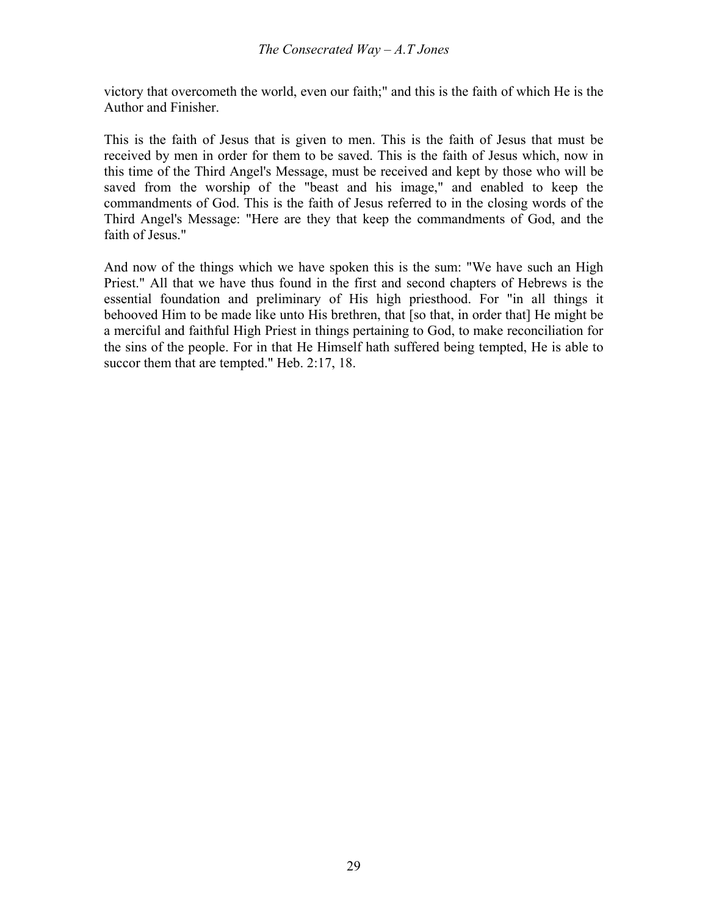victory that overcometh the world, even our faith;" and this is the faith of which He is the Author and Finisher.

This is the faith of Jesus that is given to men. This is the faith of Jesus that must be received by men in order for them to be saved. This is the faith of Jesus which, now in this time of the Third Angel's Message, must be received and kept by those who will be saved from the worship of the "beast and his image," and enabled to keep the commandments of God. This is the faith of Jesus referred to in the closing words of the Third Angel's Message: "Here are they that keep the commandments of God, and the faith of Jesus."

And now of the things which we have spoken this is the sum: "We have such an High Priest." All that we have thus found in the first and second chapters of Hebrews is the essential foundation and preliminary of His high priesthood. For "in all things it behooved Him to be made like unto His brethren, that [so that, in order that] He might be a merciful and faithful High Priest in things pertaining to God, to make reconciliation for the sins of the people. For in that He Himself hath suffered being tempted, He is able to succor them that are tempted." Heb. 2:17, 18.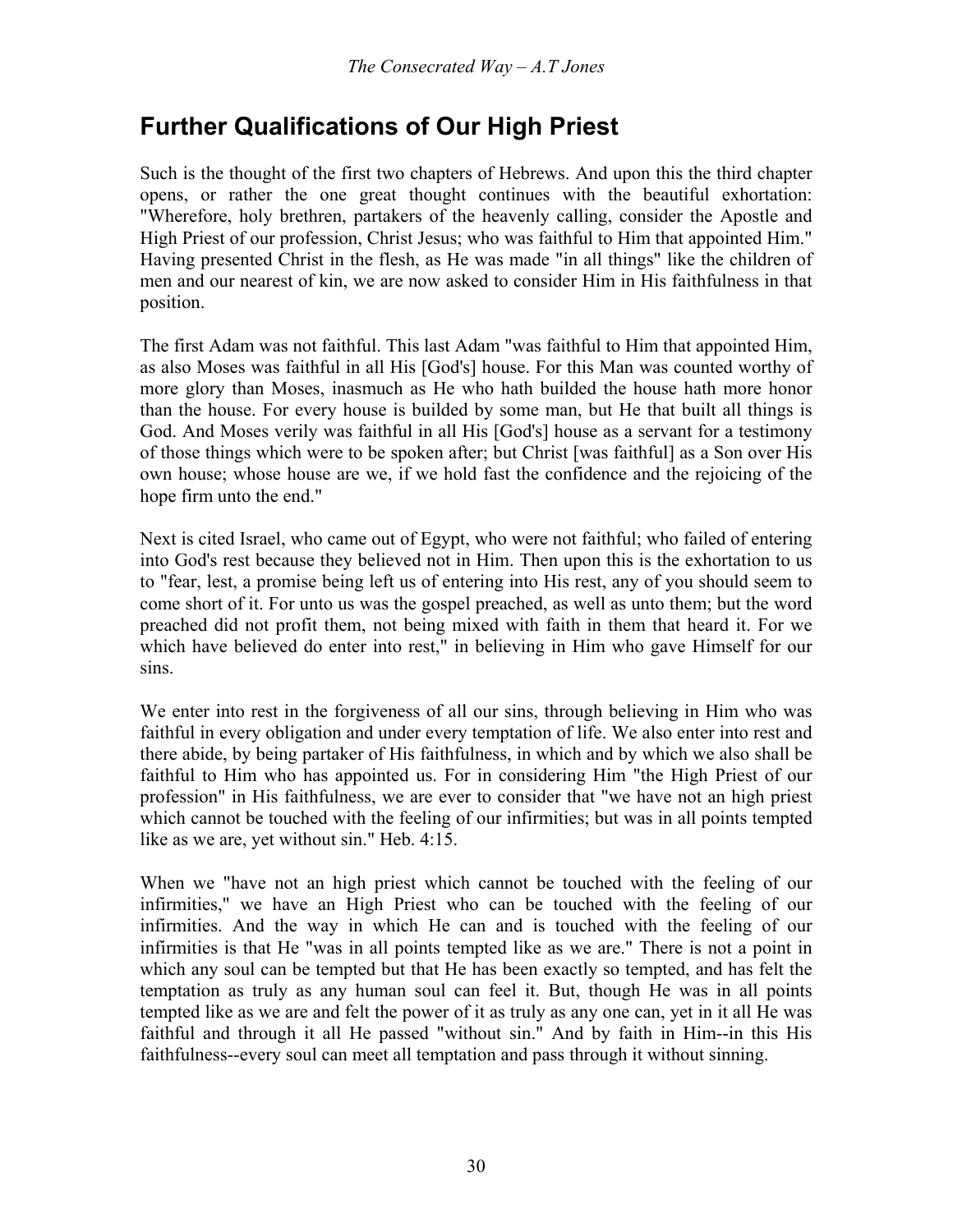## Further Qualifications of Our High Priest

Such is the thought of the first two chapters of Hebrews. And upon this the third chapter opens, or rather the one great thought continues with the beautiful exhortation: "Wherefore, holy brethren, partakers of the heavenly calling, consider the Apostle and High Priest of our profession, Christ Jesus; who was faithful to Him that appointed Him." Having presented Christ in the flesh, as He was made "in all things" like the children of men and our nearest of kin, we are now asked to consider Him in His faithfulness in that position.

The first Adam was not faithful. This last Adam "was faithful to Him that appointed Him, as also Moses was faithful in all His [God's] house. For this Man was counted worthy of more glory than Moses, inasmuch as He who hath builded the house hath more honor than the house. For every house is builded by some man, but He that built all things is God. And Moses verily was faithful in all His [God's] house as a servant for a testimony of those things which were to be spoken after; but Christ [was faithful] as a Son over His own house; whose house are we, if we hold fast the confidence and the rejoicing of the hope firm unto the end."

Next is cited Israel, who came out of Egypt, who were not faithful; who failed of entering into God's rest because they believed not in Him. Then upon this is the exhortation to us to "fear, lest, a promise being left us of entering into His rest, any of you should seem to come short of it. For unto us was the gospel preached, as well as unto them; but the word preached did not profit them, not being mixed with faith in them that heard it. For we which have believed do enter into rest," in believing in Him who gave Himself for our sins.

We enter into rest in the forgiveness of all our sins, through believing in Him who was faithful in every obligation and under every temptation of life. We also enter into rest and there abide, by being partaker of His faithfulness, in which and by which we also shall be faithful to Him who has appointed us. For in considering Him "the High Priest of our profession" in His faithfulness, we are ever to consider that "we have not an high priest which cannot be touched with the feeling of our infirmities; but was in all points tempted like as we are, yet without sin." Heb. 4:15.

When we "have not an high priest which cannot be touched with the feeling of our infirmities," we have an High Priest who can be touched with the feeling of our infirmities. And the way in which He can and is touched with the feeling of our infirmities is that He "was in all points tempted like as we are." There is not a point in which any soul can be tempted but that He has been exactly so tempted, and has felt the temptation as truly as any human soul can feel it. But, though He was in all points tempted like as we are and felt the power of it as truly as any one can, yet in it all He was faithful and through it all He passed "without sin." And by faith in Him--in this His faithfulness--every soul can meet all temptation and pass through it without sinning.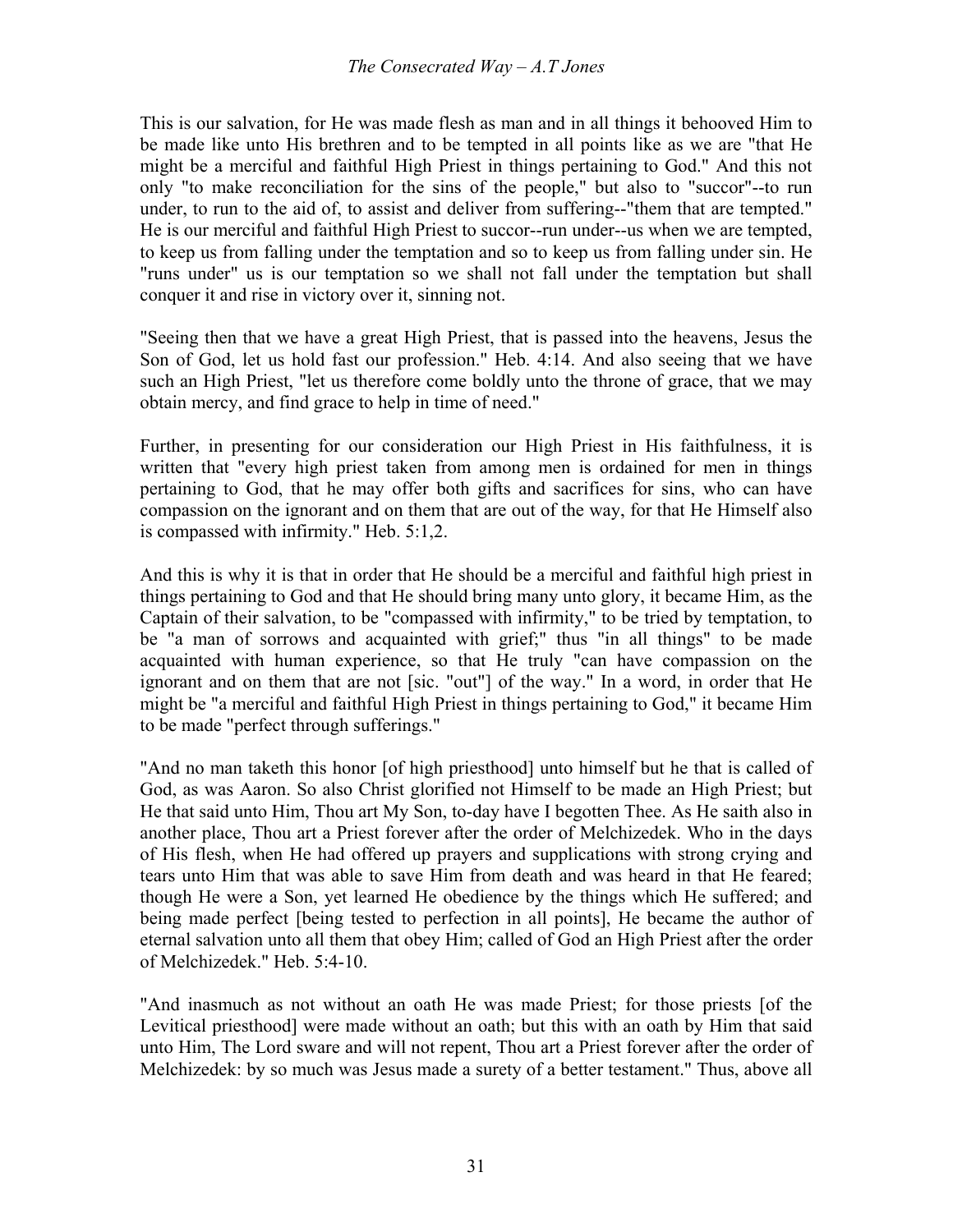This is our salvation, for He was made flesh as man and in all things it behooved Him to be made like unto His brethren and to be tempted in all points like as we are "that He might be a merciful and faithful High Priest in things pertaining to God." And this not only "to make reconciliation for the sins of the people," but also to "succor"--to run under, to run to the aid of, to assist and deliver from suffering--"them that are tempted." He is our merciful and faithful High Priest to succor--run under--us when we are tempted, to keep us from falling under the temptation and so to keep us from falling under sin. He "runs under" us is our temptation so we shall not fall under the temptation but shall conquer it and rise in victory over it, sinning not.

"Seeing then that we have a great High Priest, that is passed into the heavens, Jesus the Son of God, let us hold fast our profession." Heb. 4:14. And also seeing that we have such an High Priest, "let us therefore come boldly unto the throne of grace, that we may obtain mercy, and find grace to help in time of need."

Further, in presenting for our consideration our High Priest in His faithfulness, it is written that "every high priest taken from among men is ordained for men in things pertaining to God, that he may offer both gifts and sacrifices for sins, who can have compassion on the ignorant and on them that are out of the way, for that He Himself also is compassed with infirmity." Heb. 5:1,2.

And this is why it is that in order that He should be a merciful and faithful high priest in things pertaining to God and that He should bring many unto glory, it became Him, as the Captain of their salvation, to be "compassed with infirmity," to be tried by temptation, to be "a man of sorrows and acquainted with grief;" thus "in all things" to be made acquainted with human experience, so that He truly "can have compassion on the ignorant and on them that are not [sic. "out"] of the way." In a word, in order that He might be "a merciful and faithful High Priest in things pertaining to God," it became Him to be made "perfect through sufferings."

"And no man taketh this honor [of high priesthood] unto himself but he that is called of God, as was Aaron. So also Christ glorified not Himself to be made an High Priest; but He that said unto Him, Thou art My Son, to-day have I begotten Thee. As He saith also in another place, Thou art a Priest forever after the order of Melchizedek. Who in the days of His flesh, when He had offered up prayers and supplications with strong crying and tears unto Him that was able to save Him from death and was heard in that He feared; though He were a Son, yet learned He obedience by the things which He suffered; and being made perfect [being tested to perfection in all points], He became the author of eternal salvation unto all them that obey Him; called of God an High Priest after the order of Melchizedek." Heb. 5:4-10.

"And inasmuch as not without an oath He was made Priest; for those priests [of the Levitical priesthood] were made without an oath; but this with an oath by Him that said unto Him, The Lord sware and will not repent, Thou art a Priest forever after the order of Melchizedek: by so much was Jesus made a surety of a better testament." Thus, above all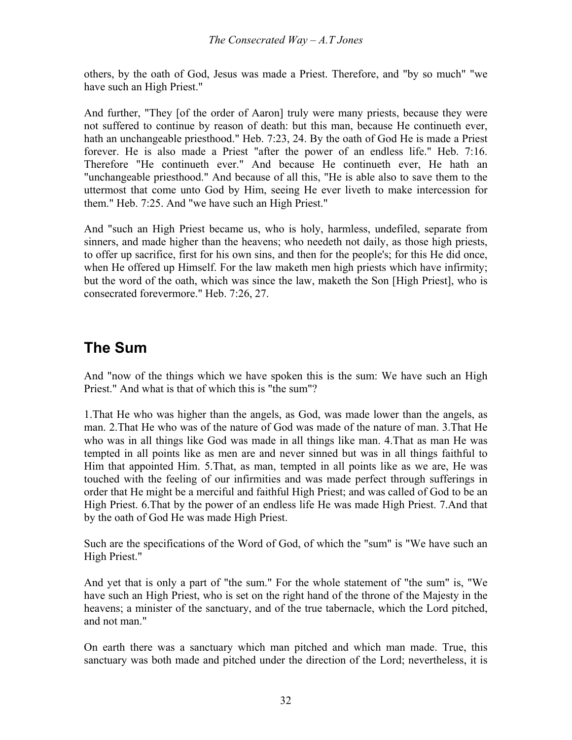others, by the oath of God, Jesus was made a Priest. Therefore, and "by so much" "we have such an High Priest."

And further, "They [of the order of Aaron] truly were many priests, because they were not suffered to continue by reason of death: but this man, because He continueth ever, hath an unchangeable priesthood." Heb. 7:23, 24. By the oath of God He is made a Priest forever. He is also made a Priest "after the power of an endless life." Heb. 7:16. Therefore "He continueth ever." And because He continueth ever, He hath an "unchangeable priesthood." And because of all this, "He is able also to save them to the uttermost that come unto God by Him, seeing He ever liveth to make intercession for them." Heb. 7:25. And "we have such an High Priest."

And "such an High Priest became us, who is holy, harmless, undefiled, separate from sinners, and made higher than the heavens; who needeth not daily, as those high priests, to offer up sacrifice, first for his own sins, and then for the people's; for this He did once, when He offered up Himself. For the law maketh men high priests which have infirmity; but the word of the oath, which was since the law, maketh the Son [High Priest], who is consecrated forevermore." Heb. 7:26, 27.

## The Sum

And "now of the things which we have spoken this is the sum: We have such an High Priest." And what is that of which this is "the sum"?

1.That He who was higher than the angels, as God, was made lower than the angels, as man. 2.That He who was of the nature of God was made of the nature of man. 3.That He who was in all things like God was made in all things like man. 4.That as man He was tempted in all points like as men are and never sinned but was in all things faithful to Him that appointed Him. 5.That, as man, tempted in all points like as we are, He was touched with the feeling of our infirmities and was made perfect through sufferings in order that He might be a merciful and faithful High Priest; and was called of God to be an High Priest. 6.That by the power of an endless life He was made High Priest. 7.And that by the oath of God He was made High Priest.

Such are the specifications of the Word of God, of which the "sum" is "We have such an High Priest."

And yet that is only a part of "the sum." For the whole statement of "the sum" is, "We have such an High Priest, who is set on the right hand of the throne of the Majesty in the heavens; a minister of the sanctuary, and of the true tabernacle, which the Lord pitched, and not man."

On earth there was a sanctuary which man pitched and which man made. True, this sanctuary was both made and pitched under the direction of the Lord; nevertheless, it is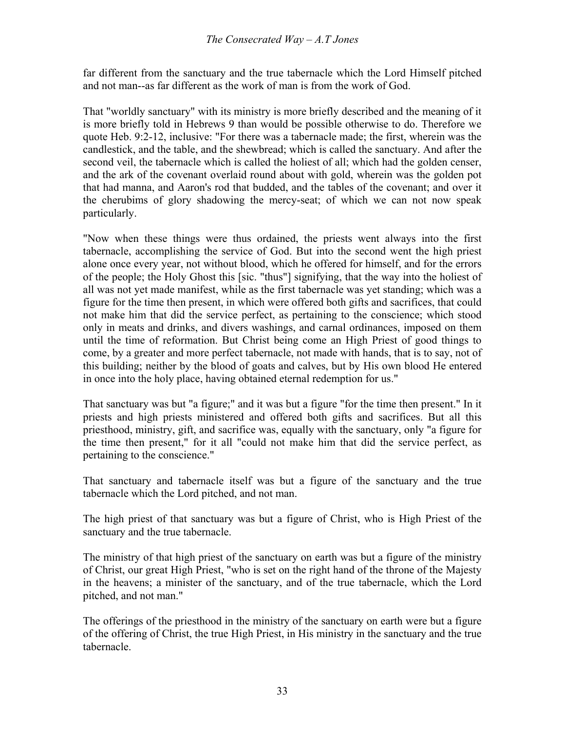far different from the sanctuary and the true tabernacle which the Lord Himself pitched and not man--as far different as the work of man is from the work of God.

That "worldly sanctuary" with its ministry is more briefly described and the meaning of it is more briefly told in Hebrews 9 than would be possible otherwise to do. Therefore we quote Heb. 9:2-12, inclusive: "For there was a tabernacle made; the first, wherein was the candlestick, and the table, and the shewbread; which is called the sanctuary. And after the second veil, the tabernacle which is called the holiest of all; which had the golden censer, and the ark of the covenant overlaid round about with gold, wherein was the golden pot that had manna, and Aaron's rod that budded, and the tables of the covenant; and over it the cherubims of glory shadowing the mercy-seat; of which we can not now speak particularly.

"Now when these things were thus ordained, the priests went always into the first tabernacle, accomplishing the service of God. But into the second went the high priest alone once every year, not without blood, which he offered for himself, and for the errors of the people; the Holy Ghost this [sic. "thus"] signifying, that the way into the holiest of all was not yet made manifest, while as the first tabernacle was yet standing; which was a figure for the time then present, in which were offered both gifts and sacrifices, that could not make him that did the service perfect, as pertaining to the conscience; which stood only in meats and drinks, and divers washings, and carnal ordinances, imposed on them until the time of reformation. But Christ being come an High Priest of good things to come, by a greater and more perfect tabernacle, not made with hands, that is to say, not of this building; neither by the blood of goats and calves, but by His own blood He entered in once into the holy place, having obtained eternal redemption for us."

That sanctuary was but "a figure;" and it was but a figure "for the time then present." In it priests and high priests ministered and offered both gifts and sacrifices. But all this priesthood, ministry, gift, and sacrifice was, equally with the sanctuary, only "a figure for the time then present," for it all "could not make him that did the service perfect, as pertaining to the conscience."

That sanctuary and tabernacle itself was but a figure of the sanctuary and the true tabernacle which the Lord pitched, and not man.

The high priest of that sanctuary was but a figure of Christ, who is High Priest of the sanctuary and the true tabernacle.

The ministry of that high priest of the sanctuary on earth was but a figure of the ministry of Christ, our great High Priest, "who is set on the right hand of the throne of the Majesty in the heavens; a minister of the sanctuary, and of the true tabernacle, which the Lord pitched, and not man."

The offerings of the priesthood in the ministry of the sanctuary on earth were but a figure of the offering of Christ, the true High Priest, in His ministry in the sanctuary and the true tabernacle.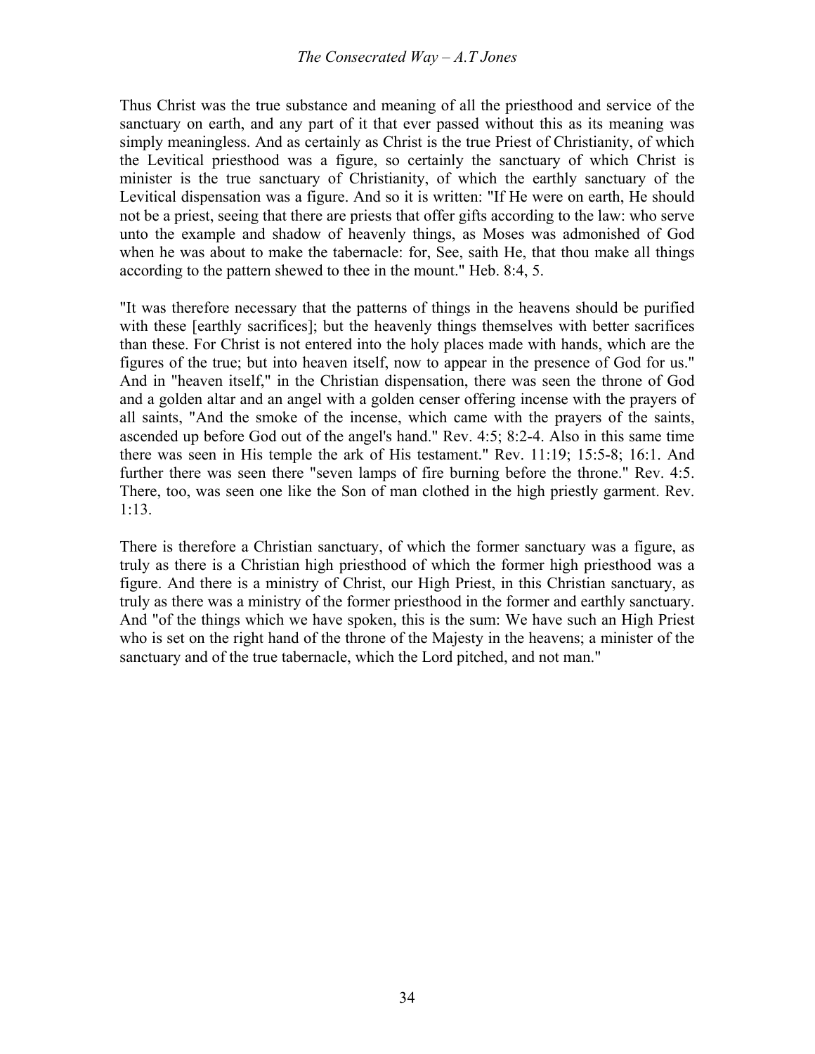Thus Christ was the true substance and meaning of all the priesthood and service of the sanctuary on earth, and any part of it that ever passed without this as its meaning was simply meaningless. And as certainly as Christ is the true Priest of Christianity, of which the Levitical priesthood was a figure, so certainly the sanctuary of which Christ is minister is the true sanctuary of Christianity, of which the earthly sanctuary of the Levitical dispensation was a figure. And so it is written: "If He were on earth, He should not be a priest, seeing that there are priests that offer gifts according to the law: who serve unto the example and shadow of heavenly things, as Moses was admonished of God when he was about to make the tabernacle: for, See, saith He, that thou make all things according to the pattern shewed to thee in the mount." Heb. 8:4, 5.

"It was therefore necessary that the patterns of things in the heavens should be purified with these [earthly sacrifices]; but the heavenly things themselves with better sacrifices than these. For Christ is not entered into the holy places made with hands, which are the figures of the true; but into heaven itself, now to appear in the presence of God for us." And in "heaven itself," in the Christian dispensation, there was seen the throne of God and a golden altar and an angel with a golden censer offering incense with the prayers of all saints, "And the smoke of the incense, which came with the prayers of the saints, ascended up before God out of the angel's hand." Rev. 4:5; 8:2-4. Also in this same time there was seen in His temple the ark of His testament." Rev. 11:19; 15:5-8; 16:1. And further there was seen there "seven lamps of fire burning before the throne." Rev. 4:5. There, too, was seen one like the Son of man clothed in the high priestly garment. Rev. 1:13.

There is therefore a Christian sanctuary, of which the former sanctuary was a figure, as truly as there is a Christian high priesthood of which the former high priesthood was a figure. And there is a ministry of Christ, our High Priest, in this Christian sanctuary, as truly as there was a ministry of the former priesthood in the former and earthly sanctuary. And "of the things which we have spoken, this is the sum: We have such an High Priest who is set on the right hand of the throne of the Majesty in the heavens; a minister of the sanctuary and of the true tabernacle, which the Lord pitched, and not man."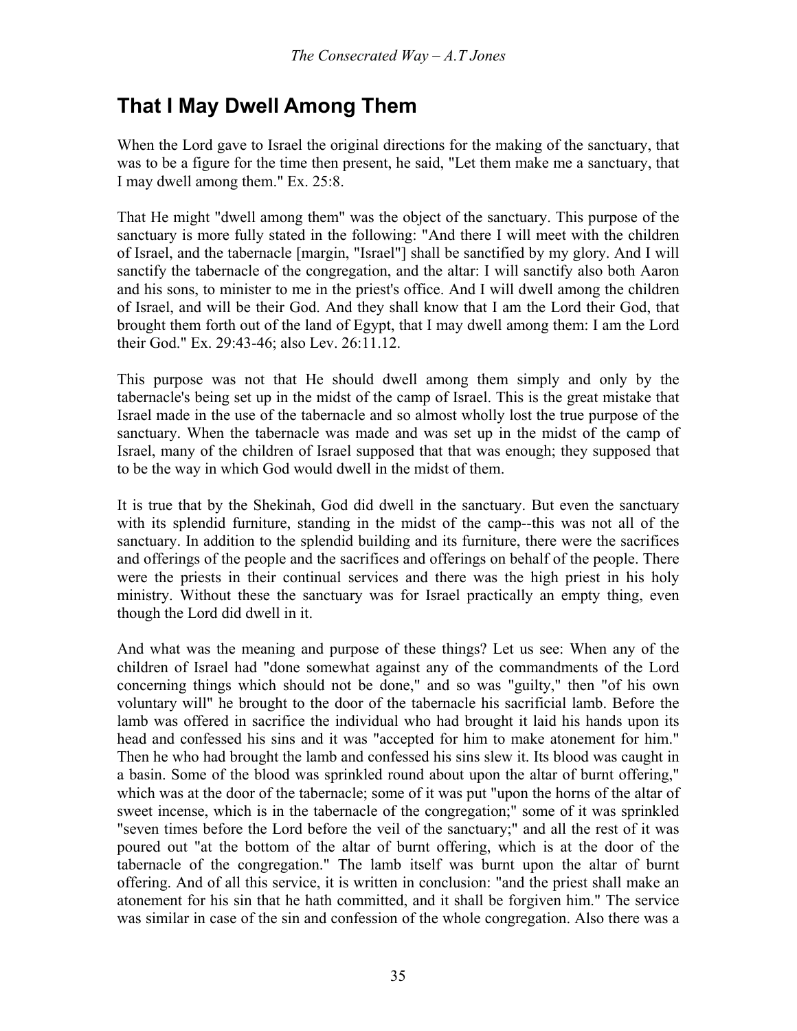## That I May Dwell Among Them

When the Lord gave to Israel the original directions for the making of the sanctuary, that was to be a figure for the time then present, he said, "Let them make me a sanctuary, that I may dwell among them." Ex. 25:8.

That He might "dwell among them" was the object of the sanctuary. This purpose of the sanctuary is more fully stated in the following: "And there I will meet with the children of Israel, and the tabernacle [margin, "Israel"] shall be sanctified by my glory. And I will sanctify the tabernacle of the congregation, and the altar: I will sanctify also both Aaron and his sons, to minister to me in the priest's office. And I will dwell among the children of Israel, and will be their God. And they shall know that I am the Lord their God, that brought them forth out of the land of Egypt, that I may dwell among them: I am the Lord their God." Ex. 29:43-46; also Lev. 26:11.12.

This purpose was not that He should dwell among them simply and only by the tabernacle's being set up in the midst of the camp of Israel. This is the great mistake that Israel made in the use of the tabernacle and so almost wholly lost the true purpose of the sanctuary. When the tabernacle was made and was set up in the midst of the camp of Israel, many of the children of Israel supposed that that was enough; they supposed that to be the way in which God would dwell in the midst of them.

It is true that by the Shekinah, God did dwell in the sanctuary. But even the sanctuary with its splendid furniture, standing in the midst of the camp--this was not all of the sanctuary. In addition to the splendid building and its furniture, there were the sacrifices and offerings of the people and the sacrifices and offerings on behalf of the people. There were the priests in their continual services and there was the high priest in his holy ministry. Without these the sanctuary was for Israel practically an empty thing, even though the Lord did dwell in it.

And what was the meaning and purpose of these things? Let us see: When any of the children of Israel had "done somewhat against any of the commandments of the Lord concerning things which should not be done," and so was "guilty," then "of his own voluntary will" he brought to the door of the tabernacle his sacrificial lamb. Before the lamb was offered in sacrifice the individual who had brought it laid his hands upon its head and confessed his sins and it was "accepted for him to make atonement for him." Then he who had brought the lamb and confessed his sins slew it. Its blood was caught in a basin. Some of the blood was sprinkled round about upon the altar of burnt offering," which was at the door of the tabernacle; some of it was put "upon the horns of the altar of sweet incense, which is in the tabernacle of the congregation;" some of it was sprinkled "seven times before the Lord before the veil of the sanctuary;" and all the rest of it was poured out "at the bottom of the altar of burnt offering, which is at the door of the tabernacle of the congregation." The lamb itself was burnt upon the altar of burnt offering. And of all this service, it is written in conclusion: "and the priest shall make an atonement for his sin that he hath committed, and it shall be forgiven him." The service was similar in case of the sin and confession of the whole congregation. Also there was a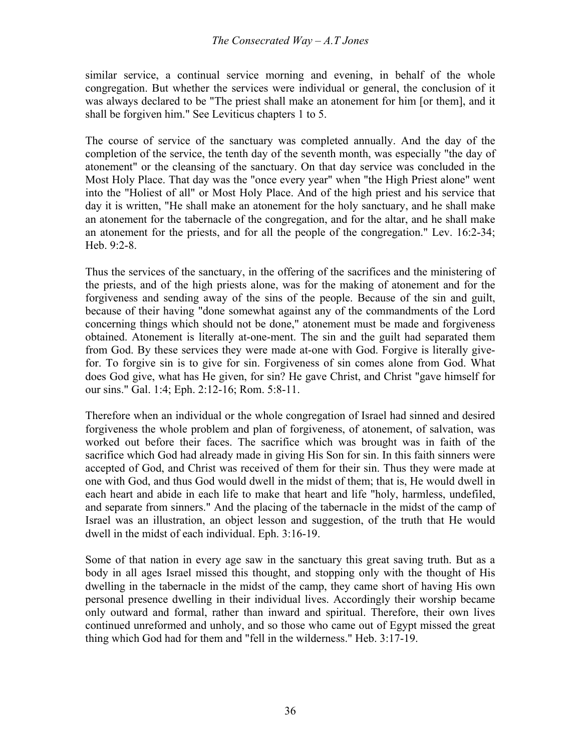similar service, a continual service morning and evening, in behalf of the whole congregation. But whether the services were individual or general, the conclusion of it was always declared to be "The priest shall make an atonement for him [or them], and it shall be forgiven him." See Leviticus chapters 1 to 5.

The course of service of the sanctuary was completed annually. And the day of the completion of the service, the tenth day of the seventh month, was especially "the day of atonement" or the cleansing of the sanctuary. On that day service was concluded in the Most Holy Place. That day was the "once every year" when "the High Priest alone" went into the "Holiest of all" or Most Holy Place. And of the high priest and his service that day it is written, "He shall make an atonement for the holy sanctuary, and he shall make an atonement for the tabernacle of the congregation, and for the altar, and he shall make an atonement for the priests, and for all the people of the congregation." Lev. 16:2-34; Heb. 9:2-8.

Thus the services of the sanctuary, in the offering of the sacrifices and the ministering of the priests, and of the high priests alone, was for the making of atonement and for the forgiveness and sending away of the sins of the people. Because of the sin and guilt, because of their having "done somewhat against any of the commandments of the Lord concerning things which should not be done," atonement must be made and forgiveness obtained. Atonement is literally at-one-ment. The sin and the guilt had separated them from God. By these services they were made at-one with God. Forgive is literally give-for. To forgive sin is to give for sin. Forgiveness of sin comes alone from God. What does God give, what has He given, for sin? He gave Christ, and Christ "gave himself for our sins." Gal. 1:4; Eph. 2:12-16; Rom. 5:8-11.

Therefore when an individual or the whole congregation of Israel had sinned and desired forgiveness the whole problem and plan of forgiveness, of atonement, of salvation, was worked out before their faces. The sacrifice which was brought was in faith of the sacrifice which God had already made in giving His Son for sin. In this faith sinners were accepted of God, and Christ was received of them for their sin. Thus they were made at one with God, and thus God would dwell in the midst of them; that is, He would dwell in each heart and abide in each life to make that heart and life "holy, harmless, undefiled, and separate from sinners." And the placing of the tabernacle in the midst of the camp of Israel was an illustration, an object lesson and suggestion, of the truth that He would dwell in the midst of each individual. Eph. 3:16-19.

Some of that nation in every age saw in the sanctuary this great saving truth. But as a body in all ages Israel missed this thought, and stopping only with the thought of His dwelling in the tabernacle in the midst of the camp, they came short of having His own personal presence dwelling in their individual lives. Accordingly their worship became only outward and formal, rather than inward and spiritual. Therefore, their own lives continued unreformed and unholy, and so those who came out of Egypt missed the great thing which God had for them and "fell in the wilderness." Heb. 3:17-19.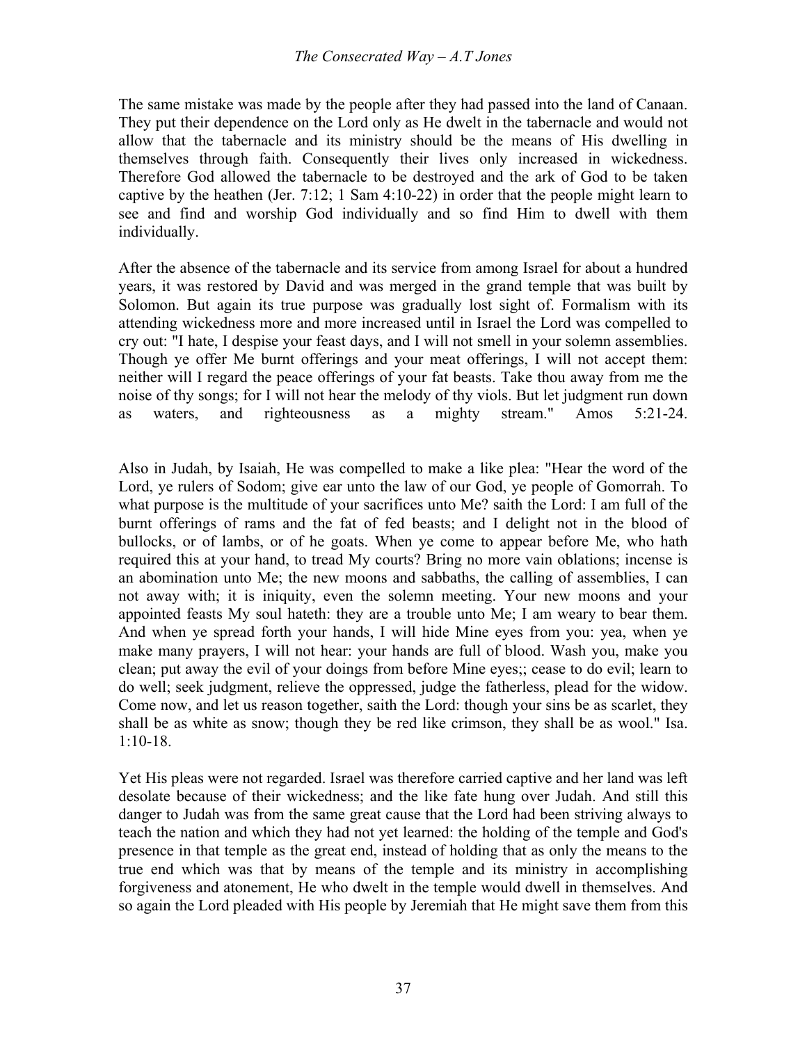The same mistake was made by the people after they had passed into the land of Canaan. They put their dependence on the Lord only as He dwelt in the tabernacle and would not allow that the tabernacle and its ministry should be the means of His dwelling in themselves through faith. Consequently their lives only increased in wickedness. Therefore God allowed the tabernacle to be destroyed and the ark of God to be taken captive by the heathen (Jer. 7:12; 1 Sam 4:10-22) in order that the people might learn to see and find and worship God individually and so find Him to dwell with them individually.

After the absence of the tabernacle and its service from among Israel for about a hundred years, it was restored by David and was merged in the grand temple that was built by Solomon. But again its true purpose was gradually lost sight of. Formalism with its attending wickedness more and more increased until in Israel the Lord was compelled to cry out: "I hate, I despise your feast days, and I will not smell in your solemn assemblies. Though ye offer Me burnt offerings and your meat offerings, I will not accept them: neither will I regard the peace offerings of your fat beasts. Take thou away from me the noise of thy songs; for I will not hear the melody of thy viols. But let judgment run down as waters, and righteousness as a mighty stream." Amos 5:21-24.

Also in Judah, by Isaiah, He was compelled to make a like plea: "Hear the word of the Lord, ye rulers of Sodom; give ear unto the law of our God, ye people of Gomorrah. To what purpose is the multitude of your sacrifices unto Me? saith the Lord: I am full of the burnt offerings of rams and the fat of fed beasts; and I delight not in the blood of bullocks, or of lambs, or of he goats. When ye come to appear before Me, who hath required this at your hand, to tread My courts? Bring no more vain oblations; incense is an abomination unto Me; the new moons and sabbaths, the calling of assemblies, I can not away with; it is iniquity, even the solemn meeting. Your new moons and your appointed feasts My soul hateth: they are a trouble unto Me; I am weary to bear them. And when ye spread forth your hands, I will hide Mine eyes from you: yea, when ye make many prayers, I will not hear: your hands are full of blood. Wash you, make you clean; put away the evil of your doings from before Mine eyes;; cease to do evil; learn to do well; seek judgment, relieve the oppressed, judge the fatherless, plead for the widow. Come now, and let us reason together, saith the Lord: though your sins be as scarlet, they shall be as white as snow; though they be red like crimson, they shall be as wool." Isa. 1:10-18.

Yet His pleas were not regarded. Israel was therefore carried captive and her land was left desolate because of their wickedness; and the like fate hung over Judah. And still this danger to Judah was from the same great cause that the Lord had been striving always to teach the nation and which they had not yet learned: the holding of the temple and God's presence in that temple as the great end, instead of holding that as only the means to the true end which was that by means of the temple and its ministry in accomplishing forgiveness and atonement, He who dwelt in the temple would dwell in themselves. And so again the Lord pleaded with His people by Jeremiah that He might save them from this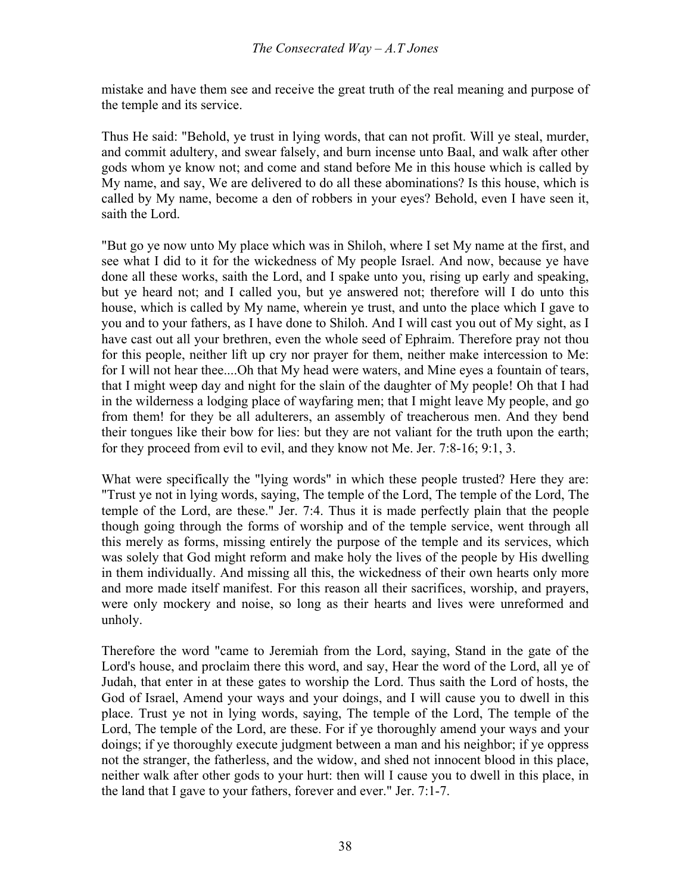mistake and have them see and receive the great truth of the real meaning and purpose of the temple and its service.

Thus He said: "Behold, ye trust in lying words, that can not profit. Will ye steal, murder, and commit adultery, and swear falsely, and burn incense unto Baal, and walk after other gods whom ye know not; and come and stand before Me in this house which is called by My name, and say, We are delivered to do all these abominations? Is this house, which is called by My name, become a den of robbers in your eyes? Behold, even I have seen it, saith the Lord.

"But go ye now unto My place which was in Shiloh, where I set My name at the first, and see what I did to it for the wickedness of My people Israel. And now, because ye have done all these works, saith the Lord, and I spake unto you, rising up early and speaking, but ye heard not; and I called you, but ye answered not; therefore will I do unto this house, which is called by My name, wherein ye trust, and unto the place which I gave to you and to your fathers, as I have done to Shiloh. And I will cast you out of My sight, as I have cast out all your brethren, even the whole seed of Ephraim. Therefore pray not thou for this people, neither lift up cry nor prayer for them, neither make intercession to Me: for I will not hear thee....Oh that My head were waters, and Mine eyes a fountain of tears, that I might weep day and night for the slain of the daughter of My people! Oh that I had in the wilderness a lodging place of wayfaring men; that I might leave My people, and go from them! for they be all adulterers, an assembly of treacherous men. And they bend their tongues like their bow for lies: but they are not valiant for the truth upon the earth; for they proceed from evil to evil, and they know not Me. Jer. 7:8-16; 9:1, 3.

What were specifically the "lying words" in which these people trusted? Here they are: "Trust ye not in lying words, saying, The temple of the Lord, The temple of the Lord, The temple of the Lord, are these." Jer. 7:4. Thus it is made perfectly plain that the people though going through the forms of worship and of the temple service, went through all this merely as forms, missing entirely the purpose of the temple and its services, which was solely that God might reform and make holy the lives of the people by His dwelling in them individually. And missing all this, the wickedness of their own hearts only more and more made itself manifest. For this reason all their sacrifices, worship, and prayers, were only mockery and noise, so long as their hearts and lives were unreformed and unholy.

Therefore the word "came to Jeremiah from the Lord, saying, Stand in the gate of the Lord's house, and proclaim there this word, and say, Hear the word of the Lord, all ye of Judah, that enter in at these gates to worship the Lord. Thus saith the Lord of hosts, the God of Israel, Amend your ways and your doings, and I will cause you to dwell in this place. Trust ye not in lying words, saying, The temple of the Lord, The temple of the Lord, The temple of the Lord, are these. For if ye thoroughly amend your ways and your doings; if ye thoroughly execute judgment between a man and his neighbor; if ye oppress not the stranger, the fatherless, and the widow, and shed not innocent blood in this place, neither walk after other gods to your hurt: then will I cause you to dwell in this place, in the land that I gave to your fathers, forever and ever." Jer. 7:1-7.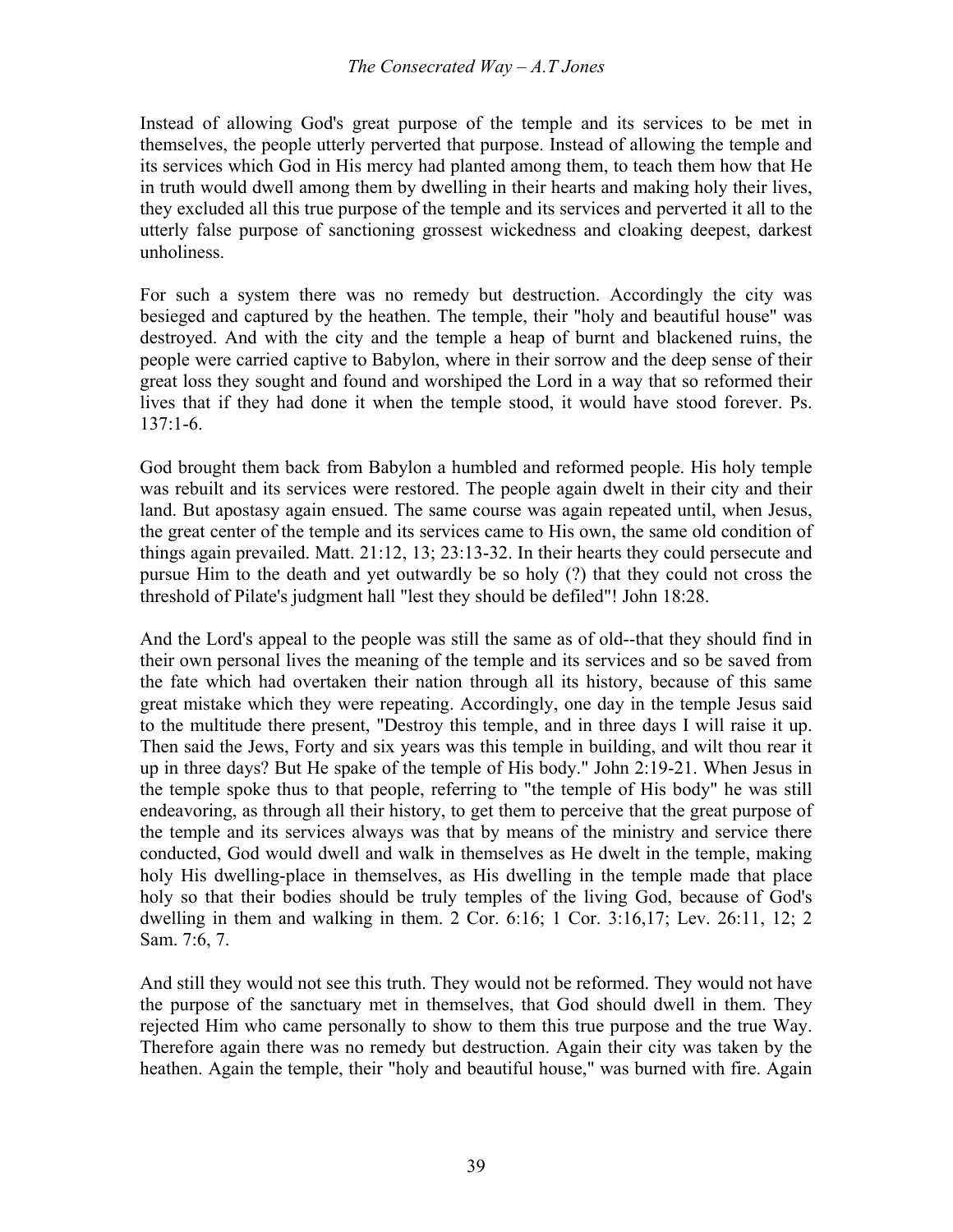Instead of allowing God's great purpose of the temple and its services to be met in themselves, the people utterly perverted that purpose. Instead of allowing the temple and its services which God in His mercy had planted among them, to teach them how that He in truth would dwell among them by dwelling in their hearts and making holy their lives, they excluded all this true purpose of the temple and its services and perverted it all to the utterly false purpose of sanctioning grossest wickedness and cloaking deepest, darkest unholiness.

For such a system there was no remedy but destruction. Accordingly the city was besieged and captured by the heathen. The temple, their "holy and beautiful house" was destroyed. And with the city and the temple a heap of burnt and blackened ruins, the people were carried captive to Babylon, where in their sorrow and the deep sense of their great loss they sought and found and worshiped the Lord in a way that so reformed their lives that if they had done it when the temple stood, it would have stood forever. Ps. 137:1-6.

God brought them back from Babylon a humbled and reformed people. His holy temple was rebuilt and its services were restored. The people again dwelt in their city and their land. But apostasy again ensued. The same course was again repeated until, when Jesus, the great center of the temple and its services came to His own, the same old condition of things again prevailed. Matt. 21:12, 13; 23:13-32. In their hearts they could persecute and pursue Him to the death and yet outwardly be so holy (?) that they could not cross the threshold of Pilate's judgment hall "lest they should be defiled"! John 18:28.

And the Lord's appeal to the people was still the same as of old--that they should find in their own personal lives the meaning of the temple and its services and so be saved from the fate which had overtaken their nation through all its history, because of this same great mistake which they were repeating. Accordingly, one day in the temple Jesus said to the multitude there present, "Destroy this temple, and in three days I will raise it up. Then said the Jews, Forty and six years was this temple in building, and wilt thou rear it up in three days? But He spake of the temple of His body." John 2:19-21. When Jesus in the temple spoke thus to that people, referring to "the temple of His body" he was still endeavoring, as through all their history, to get them to perceive that the great purpose of the temple and its services always was that by means of the ministry and service there conducted, God would dwell and walk in themselves as He dwelt in the temple, making holy His dwelling-place in themselves, as His dwelling in the temple made that place holy so that their bodies should be truly temples of the living God, because of God's dwelling in them and walking in them. 2 Cor. 6:16; 1 Cor. 3:16,17; Lev. 26:11, 12; 2 Sam. 7:6, 7.

And still they would not see this truth. They would not be reformed. They would not have the purpose of the sanctuary met in themselves, that God should dwell in them. They rejected Him who came personally to show to them this true purpose and the true Way. Therefore again there was no remedy but destruction. Again their city was taken by the heathen. Again the temple, their "holy and beautiful house," was burned with fire. Again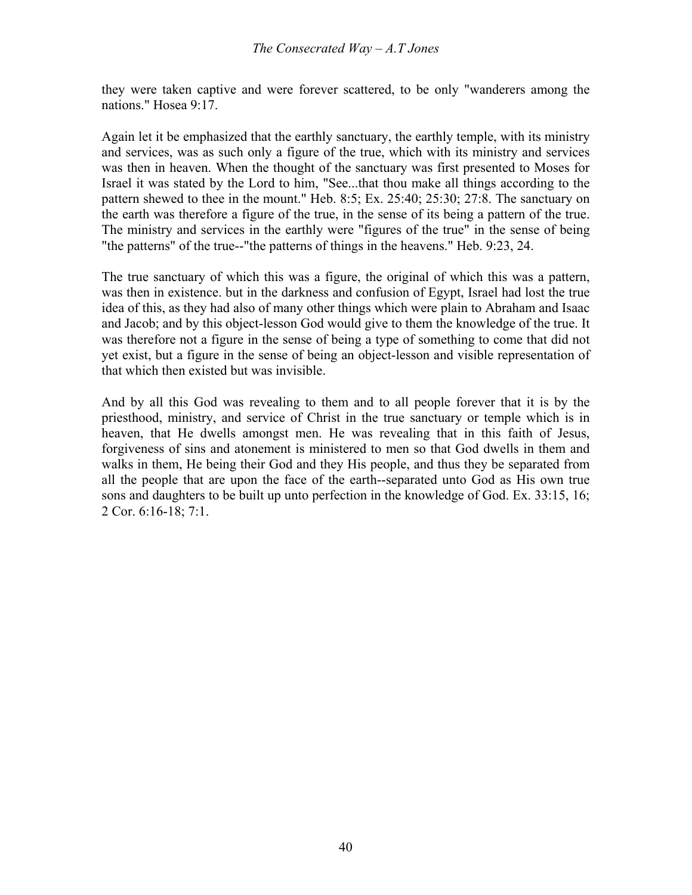they were taken captive and were forever scattered, to be only "wanderers among the nations." Hosea 9:17.

Again let it be emphasized that the earthly sanctuary, the earthly temple, with its ministry and services, was as such only a figure of the true, which with its ministry and services was then in heaven. When the thought of the sanctuary was first presented to Moses for Israel it was stated by the Lord to him, "See...that thou make all things according to the pattern shewed to thee in the mount." Heb. 8:5; Ex. 25:40; 25:30; 27:8. The sanctuary on the earth was therefore a figure of the true, in the sense of its being a pattern of the true. The ministry and services in the earthly were "figures of the true" in the sense of being "the patterns" of the true--"the patterns of things in the heavens." Heb. 9:23, 24.

The true sanctuary of which this was a figure, the original of which this was a pattern, was then in existence. but in the darkness and confusion of Egypt, Israel had lost the true idea of this, as they had also of many other things which were plain to Abraham and Isaac and Jacob; and by this object-lesson God would give to them the knowledge of the true. It was therefore not a figure in the sense of being a type of something to come that did not yet exist, but a figure in the sense of being an object-lesson and visible representation of that which then existed but was invisible.

And by all this God was revealing to them and to all people forever that it is by the priesthood, ministry, and service of Christ in the true sanctuary or temple which is in heaven, that He dwells amongst men. He was revealing that in this faith of Jesus, forgiveness of sins and atonement is ministered to men so that God dwells in them and walks in them, He being their God and they His people, and thus they be separated from all the people that are upon the face of the earth--separated unto God as His own true sons and daughters to be built up unto perfection in the knowledge of God. Ex. 33:15, 16; 2 Cor. 6:16-18; 7:1.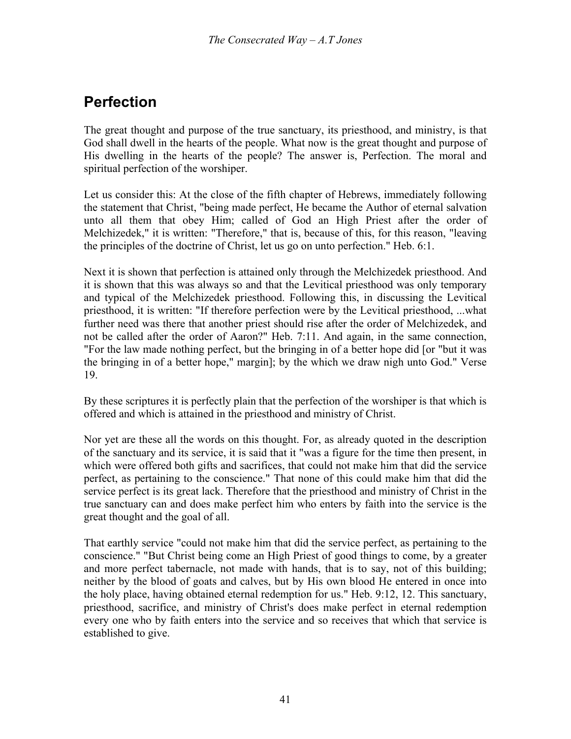# Perfection

The great thought and purpose of the true sanctuary, its priesthood, and ministry, is that God shall dwell in the hearts of the people. What now is the great thought and purpose of His dwelling in the hearts of the people? The answer is, Perfection. The moral and spiritual perfection of the worshiper.

Let us consider this: At the close of the fifth chapter of Hebrews, immediately following the statement that Christ, "being made perfect, He became the Author of eternal salvation unto all them that obey Him; called of God an High Priest after the order of Melchizedek," it is written: "Therefore," that is, because of this, for this reason, "leaving the principles of the doctrine of Christ, let us go on unto perfection." Heb. 6:1.

Next it is shown that perfection is attained only through the Melchizedek priesthood. And it is shown that this was always so and that the Levitical priesthood was only temporary and typical of the Melchizedek priesthood. Following this, in discussing the Levitical priesthood, it is written: "If therefore perfection were by the Levitical priesthood, ...what further need was there that another priest should rise after the order of Melchizedek, and not be called after the order of Aaron?" Heb. 7:11. And again, in the same connection, "For the law made nothing perfect, but the bringing in of a better hope did [or "but it was the bringing in of a better hope," margin]; by the which we draw nigh unto God." Verse 19.

By these scriptures it is perfectly plain that the perfection of the worshiper is that which is offered and which is attained in the priesthood and ministry of Christ.

Nor yet are these all the words on this thought. For, as already quoted in the description of the sanctuary and its service, it is said that it "was a figure for the time then present, in which were offered both gifts and sacrifices, that could not make him that did the service perfect, as pertaining to the conscience." That none of this could make him that did the service perfect is its great lack. Therefore that the priesthood and ministry of Christ in the true sanctuary can and does make perfect him who enters by faith into the service is the great thought and the goal of all.

That earthly service "could not make him that did the service perfect, as pertaining to the conscience." "But Christ being come an High Priest of good things to come, by a greater and more perfect tabernacle, not made with hands, that is to say, not of this building; neither by the blood of goats and calves, but by His own blood He entered in once into the holy place, having obtained eternal redemption for us." Heb. 9:12, 12. This sanctuary, priesthood, sacrifice, and ministry of Christ's does make perfect in eternal redemption every one who by faith enters into the service and so receives that which that service is established to give.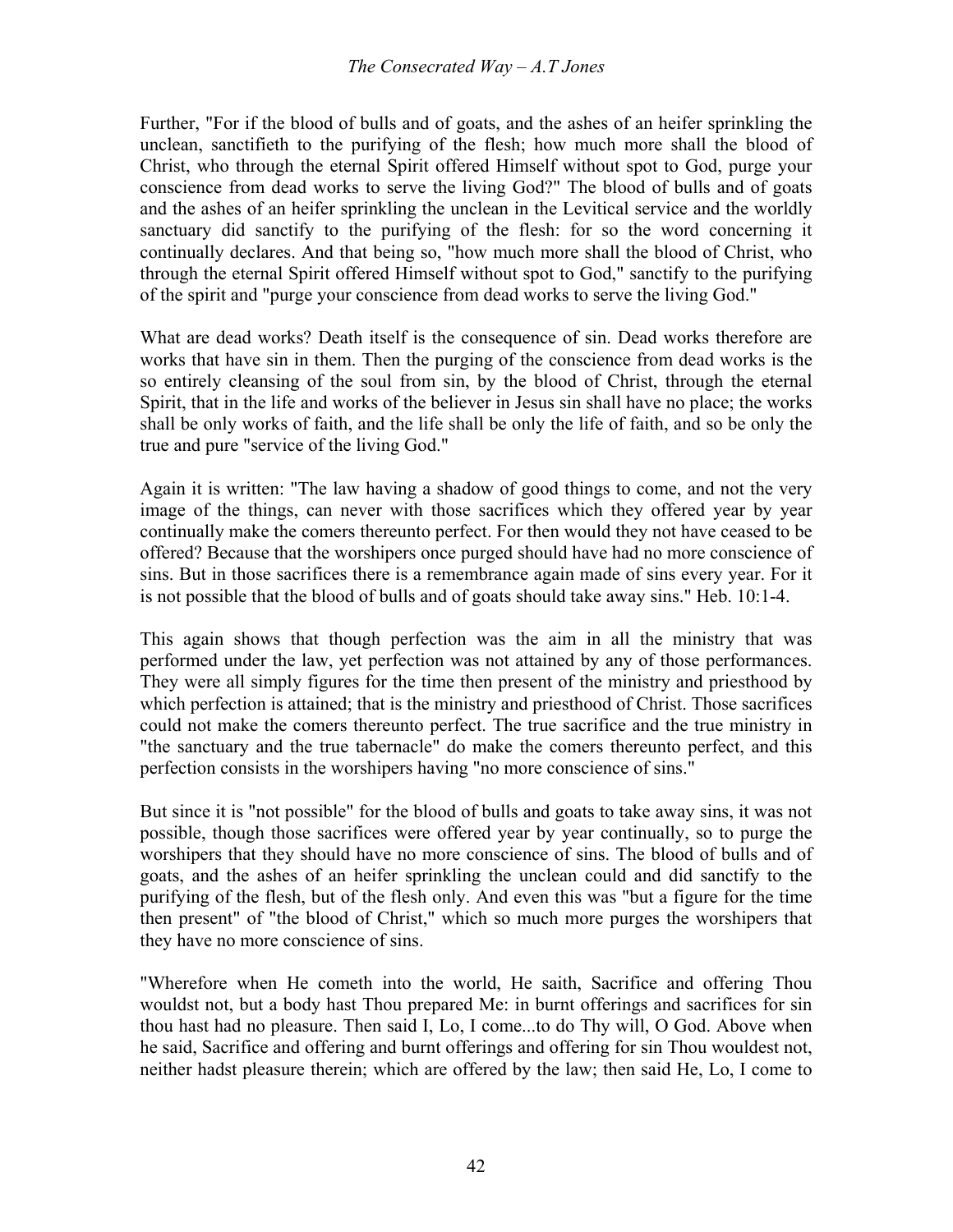Further, "For if the blood of bulls and of goats, and the ashes of an heifer sprinkling the unclean, sanctifieth to the purifying of the flesh; how much more shall the blood of Christ, who through the eternal Spirit offered Himself without spot to God, purge your conscience from dead works to serve the living God?" The blood of bulls and of goats and the ashes of an heifer sprinkling the unclean in the Levitical service and the worldly sanctuary did sanctify to the purifying of the flesh: for so the word concerning it continually declares. And that being so, "how much more shall the blood of Christ, who through the eternal Spirit offered Himself without spot to God," sanctify to the purifying of the spirit and "purge your conscience from dead works to serve the living God."

What are dead works? Death itself is the consequence of sin. Dead works therefore are works that have sin in them. Then the purging of the conscience from dead works is the so entirely cleansing of the soul from sin, by the blood of Christ, through the eternal Spirit, that in the life and works of the believer in Jesus sin shall have no place; the works shall be only works of faith, and the life shall be only the life of faith, and so be only the true and pure "service of the living God."

Again it is written: "The law having a shadow of good things to come, and not the very image of the things, can never with those sacrifices which they offered year by year continually make the comers thereunto perfect. For then would they not have ceased to be offered? Because that the worshipers once purged should have had no more conscience of sins. But in those sacrifices there is a remembrance again made of sins every year. For it is not possible that the blood of bulls and of goats should take away sins." Heb. 10:1-4.

This again shows that though perfection was the aim in all the ministry that was performed under the law, yet perfection was not attained by any of those performances. They were all simply figures for the time then present of the ministry and priesthood by which perfection is attained; that is the ministry and priesthood of Christ. Those sacrifices could not make the comers thereunto perfect. The true sacrifice and the true ministry in "the sanctuary and the true tabernacle" do make the comers thereunto perfect, and this perfection consists in the worshipers having "no more conscience of sins."

But since it is "not possible" for the blood of bulls and goats to take away sins, it was not possible, though those sacrifices were offered year by year continually, so to purge the worshipers that they should have no more conscience of sins. The blood of bulls and of goats, and the ashes of an heifer sprinkling the unclean could and did sanctify to the purifying of the flesh, but of the flesh only. And even this was "but a figure for the time then present" of "the blood of Christ," which so much more purges the worshipers that they have no more conscience of sins.

"Wherefore when He cometh into the world, He saith, Sacrifice and offering Thou wouldst not, but a body hast Thou prepared Me: in burnt offerings and sacrifices for sin thou hast had no pleasure. Then said I, Lo, I come...to do Thy will, O God. Above when he said, Sacrifice and offering and burnt offerings and offering for sin Thou wouldest not, neither hadst pleasure therein; which are offered by the law; then said He, Lo, I come to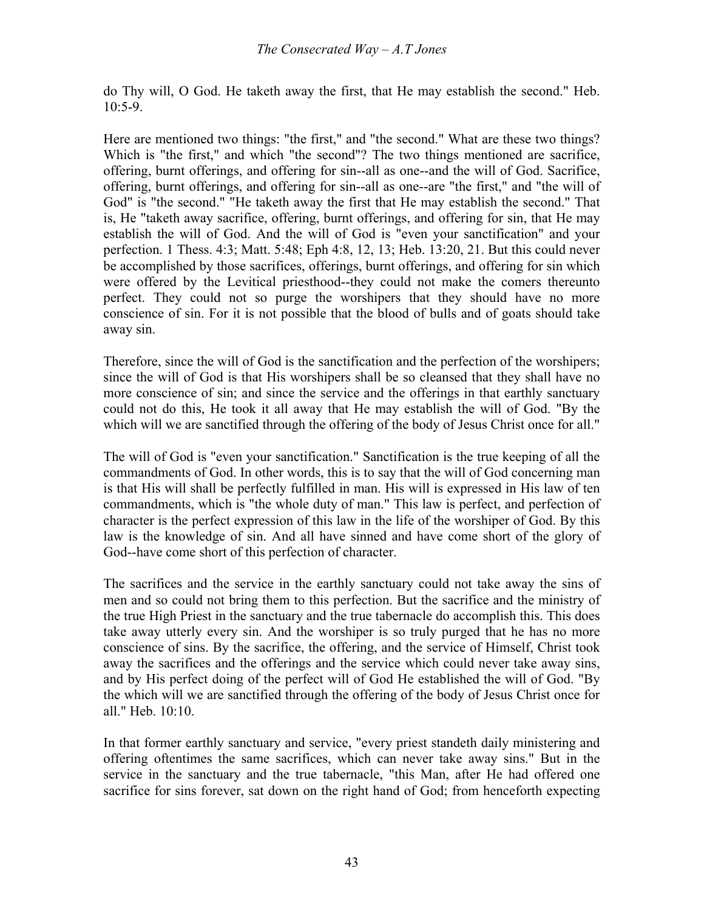do Thy will, O God. He taketh away the first, that He may establish the second." Heb. 10:5-9.

Here are mentioned two things: "the first," and "the second." What are these two things? Which is "the first," and which "the second"? The two things mentioned are sacrifice, offering, burnt offerings, and offering for sin--all as one--and the will of God. Sacrifice, offering, burnt offerings, and offering for sin--all as one--are "the first," and "the will of God" is "the second." "He taketh away the first that He may establish the second." That is, He "taketh away sacrifice, offering, burnt offerings, and offering for sin, that He may establish the will of God. And the will of God is "even your sanctification" and your perfection. 1 Thess. 4:3; Matt. 5:48; Eph 4:8, 12, 13; Heb. 13:20, 21. But this could never be accomplished by those sacrifices, offerings, burnt offerings, and offering for sin which were offered by the Levitical priesthood--they could not make the comers thereunto perfect. They could not so purge the worshipers that they should have no more conscience of sin. For it is not possible that the blood of bulls and of goats should take away sin.

Therefore, since the will of God is the sanctification and the perfection of the worshipers; since the will of God is that His worshipers shall be so cleansed that they shall have no more conscience of sin; and since the service and the offerings in that earthly sanctuary could not do this, He took it all away that He may establish the will of God. "By the which will we are sanctified through the offering of the body of Jesus Christ once for all."

The will of God is "even your sanctification." Sanctification is the true keeping of all the commandments of God. In other words, this is to say that the will of God concerning man is that His will shall be perfectly fulfilled in man. His will is expressed in His law of ten commandments, which is "the whole duty of man." This law is perfect, and perfection of character is the perfect expression of this law in the life of the worshiper of God. By this law is the knowledge of sin. And all have sinned and have come short of the glory of God--have come short of this perfection of character.

The sacrifices and the service in the earthly sanctuary could not take away the sins of men and so could not bring them to this perfection. But the sacrifice and the ministry of the true High Priest in the sanctuary and the true tabernacle do accomplish this. This does take away utterly every sin. And the worshiper is so truly purged that he has no more conscience of sins. By the sacrifice, the offering, and the service of Himself, Christ took away the sacrifices and the offerings and the service which could never take away sins, and by His perfect doing of the perfect will of God He established the will of God. "By the which will we are sanctified through the offering of the body of Jesus Christ once for all." Heb. 10:10.

In that former earthly sanctuary and service, "every priest standeth daily ministering and offering oftentimes the same sacrifices, which can never take away sins." But in the service in the sanctuary and the true tabernacle, "this Man, after He had offered one sacrifice for sins forever, sat down on the right hand of God; from henceforth expecting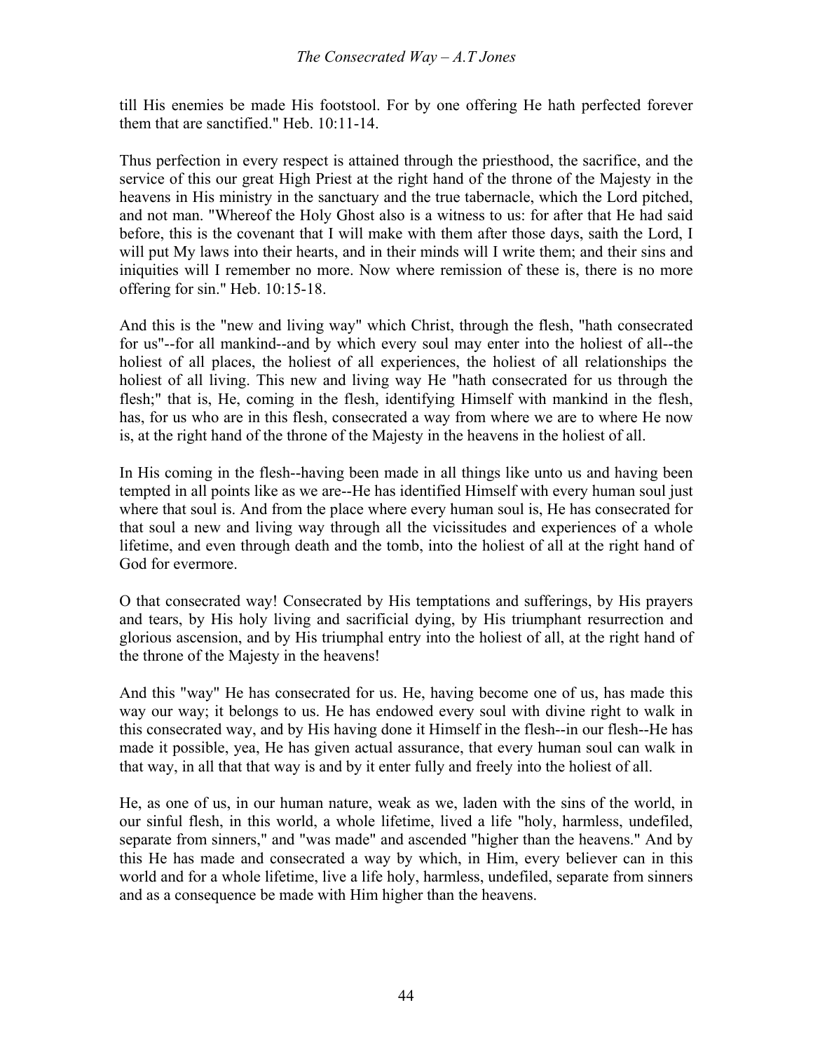till His enemies be made His footstool. For by one offering He hath perfected forever them that are sanctified." Heb. 10:11-14.

Thus perfection in every respect is attained through the priesthood, the sacrifice, and the service of this our great High Priest at the right hand of the throne of the Majesty in the heavens in His ministry in the sanctuary and the true tabernacle, which the Lord pitched, and not man. "Whereof the Holy Ghost also is a witness to us: for after that He had said before, this is the covenant that I will make with them after those days, saith the Lord, I will put My laws into their hearts, and in their minds will I write them; and their sins and iniquities will I remember no more. Now where remission of these is, there is no more offering for sin." Heb. 10:15-18.

And this is the "new and living way" which Christ, through the flesh, "hath consecrated for us"--for all mankind--and by which every soul may enter into the holiest of all--the holiest of all places, the holiest of all experiences, the holiest of all relationships the holiest of all living. This new and living way He "hath consecrated for us through the flesh;" that is, He, coming in the flesh, identifying Himself with mankind in the flesh, has, for us who are in this flesh, consecrated a way from where we are to where He now is, at the right hand of the throne of the Majesty in the heavens in the holiest of all.

In His coming in the flesh--having been made in all things like unto us and having been tempted in all points like as we are--He has identified Himself with every human soul just where that soul is. And from the place where every human soul is, He has consecrated for that soul a new and living way through all the vicissitudes and experiences of a whole lifetime, and even through death and the tomb, into the holiest of all at the right hand of God for evermore.

O that consecrated way! Consecrated by His temptations and sufferings, by His prayers and tears, by His holy living and sacrificial dying, by His triumphant resurrection and glorious ascension, and by His triumphal entry into the holiest of all, at the right hand of the throne of the Majesty in the heavens!

And this "way" He has consecrated for us. He, having become one of us, has made this way our way; it belongs to us. He has endowed every soul with divine right to walk in this consecrated way, and by His having done it Himself in the flesh--in our flesh--He has made it possible, yea, He has given actual assurance, that every human soul can walk in that way, in all that that way is and by it enter fully and freely into the holiest of all.

He, as one of us, in our human nature, weak as we, laden with the sins of the world, in our sinful flesh, in this world, a whole lifetime, lived a life "holy, harmless, undefiled, separate from sinners," and "was made" and ascended "higher than the heavens." And by this He has made and consecrated a way by which, in Him, every believer can in this world and for a whole lifetime, live a life holy, harmless, undefiled, separate from sinners and as a consequence be made with Him higher than the heavens.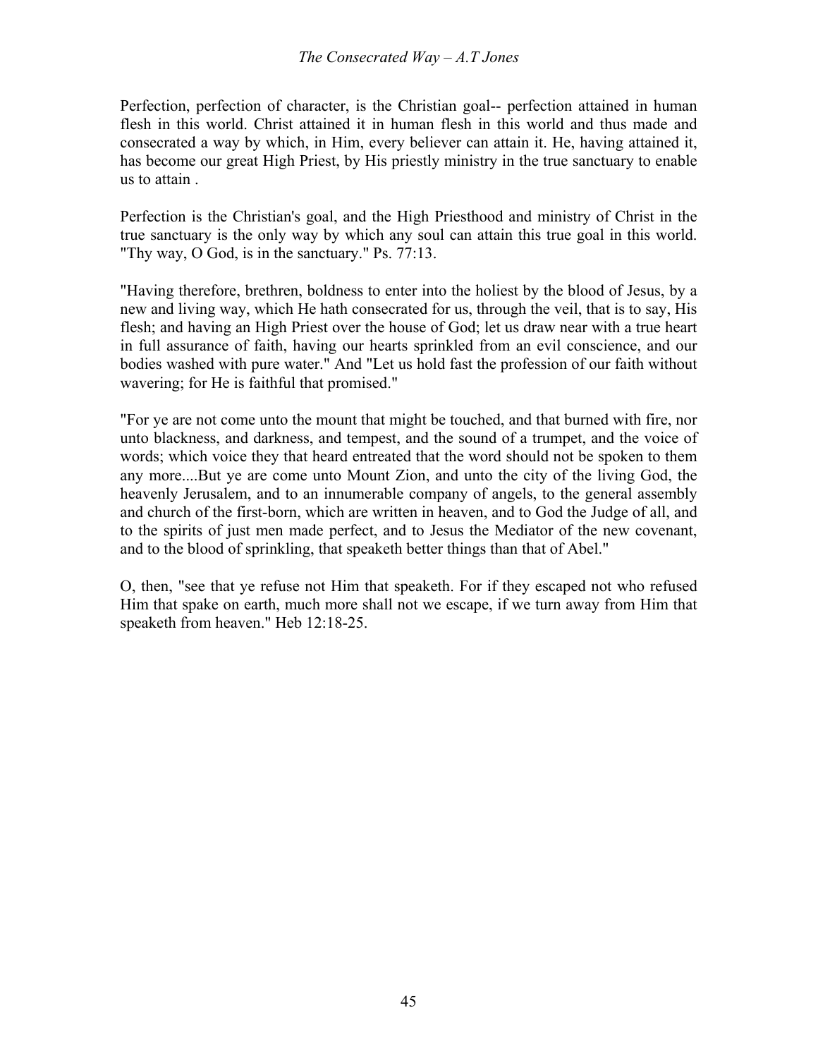Perfection, perfection of character, is the Christian goal-- perfection attained in human flesh in this world. Christ attained it in human flesh in this world and thus made and consecrated a way by which, in Him, every believer can attain it. He, having attained it, has become our great High Priest, by His priestly ministry in the true sanctuary to enable us to attain .

Perfection is the Christian's goal, and the High Priesthood and ministry of Christ in the true sanctuary is the only way by which any soul can attain this true goal in this world. "Thy way, O God, is in the sanctuary." Ps. 77:13.

"Having therefore, brethren, boldness to enter into the holiest by the blood of Jesus, by a new and living way, which He hath consecrated for us, through the veil, that is to say, His flesh; and having an High Priest over the house of God; let us draw near with a true heart in full assurance of faith, having our hearts sprinkled from an evil conscience, and our bodies washed with pure water." And "Let us hold fast the profession of our faith without wavering; for He is faithful that promised."

"For ye are not come unto the mount that might be touched, and that burned with fire, nor unto blackness, and darkness, and tempest, and the sound of a trumpet, and the voice of words; which voice they that heard entreated that the word should not be spoken to them any more....But ye are come unto Mount Zion, and unto the city of the living God, the heavenly Jerusalem, and to an innumerable company of angels, to the general assembly and church of the first-born, which are written in heaven, and to God the Judge of all, and to the spirits of just men made perfect, and to Jesus the Mediator of the new covenant, and to the blood of sprinkling, that speaketh better things than that of Abel."

O, then, "see that ye refuse not Him that speaketh. For if they escaped not who refused Him that spake on earth, much more shall not we escape, if we turn away from Him that speaketh from heaven." Heb 12:18-25.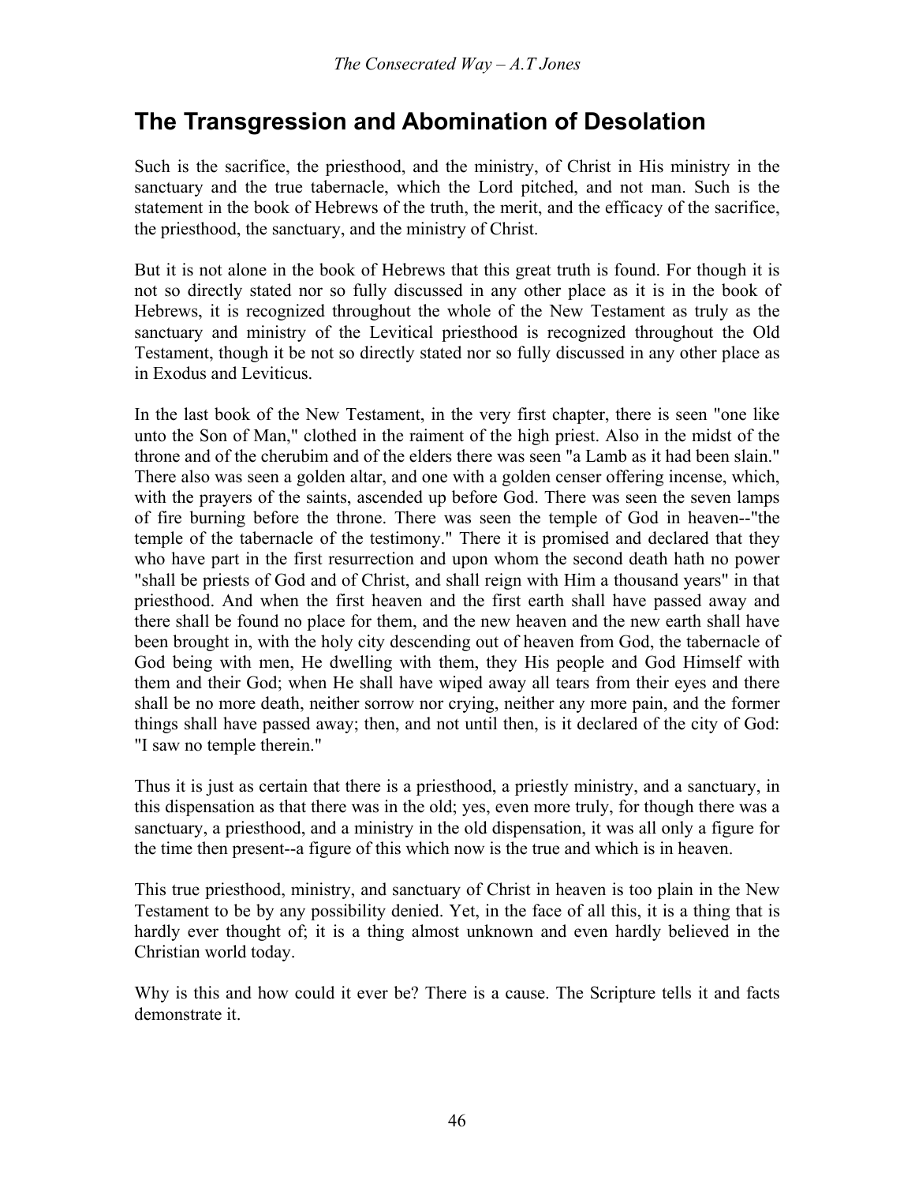## The Transgression and Abomination of Desolation

Such is the sacrifice, the priesthood, and the ministry, of Christ in His ministry in the sanctuary and the true tabernacle, which the Lord pitched, and not man. Such is the statement in the book of Hebrews of the truth, the merit, and the efficacy of the sacrifice, the priesthood, the sanctuary, and the ministry of Christ.

But it is not alone in the book of Hebrews that this great truth is found. For though it is not so directly stated nor so fully discussed in any other place as it is in the book of Hebrews, it is recognized throughout the whole of the New Testament as truly as the sanctuary and ministry of the Levitical priesthood is recognized throughout the Old Testament, though it be not so directly stated nor so fully discussed in any other place as in Exodus and Leviticus.

In the last book of the New Testament, in the very first chapter, there is seen "one like unto the Son of Man," clothed in the raiment of the high priest. Also in the midst of the throne and of the cherubim and of the elders there was seen "a Lamb as it had been slain." There also was seen a golden altar, and one with a golden censer offering incense, which, with the prayers of the saints, ascended up before God. There was seen the seven lamps of fire burning before the throne. There was seen the temple of God in heaven--"the temple of the tabernacle of the testimony." There it is promised and declared that they who have part in the first resurrection and upon whom the second death hath no power "shall be priests of God and of Christ, and shall reign with Him a thousand years" in that priesthood. And when the first heaven and the first earth shall have passed away and there shall be found no place for them, and the new heaven and the new earth shall have been brought in, with the holy city descending out of heaven from God, the tabernacle of God being with men, He dwelling with them, they His people and God Himself with them and their God; when He shall have wiped away all tears from their eyes and there shall be no more death, neither sorrow nor crying, neither any more pain, and the former things shall have passed away; then, and not until then, is it declared of the city of God: "I saw no temple therein."

Thus it is just as certain that there is a priesthood, a priestly ministry, and a sanctuary, in this dispensation as that there was in the old; yes, even more truly, for though there was a sanctuary, a priesthood, and a ministry in the old dispensation, it was all only a figure for the time then present--a figure of this which now is the true and which is in heaven.

This true priesthood, ministry, and sanctuary of Christ in heaven is too plain in the New Testament to be by any possibility denied. Yet, in the face of all this, it is a thing that is hardly ever thought of; it is a thing almost unknown and even hardly believed in the Christian world today.

Why is this and how could it ever be? There is a cause. The Scripture tells it and facts demonstrate it.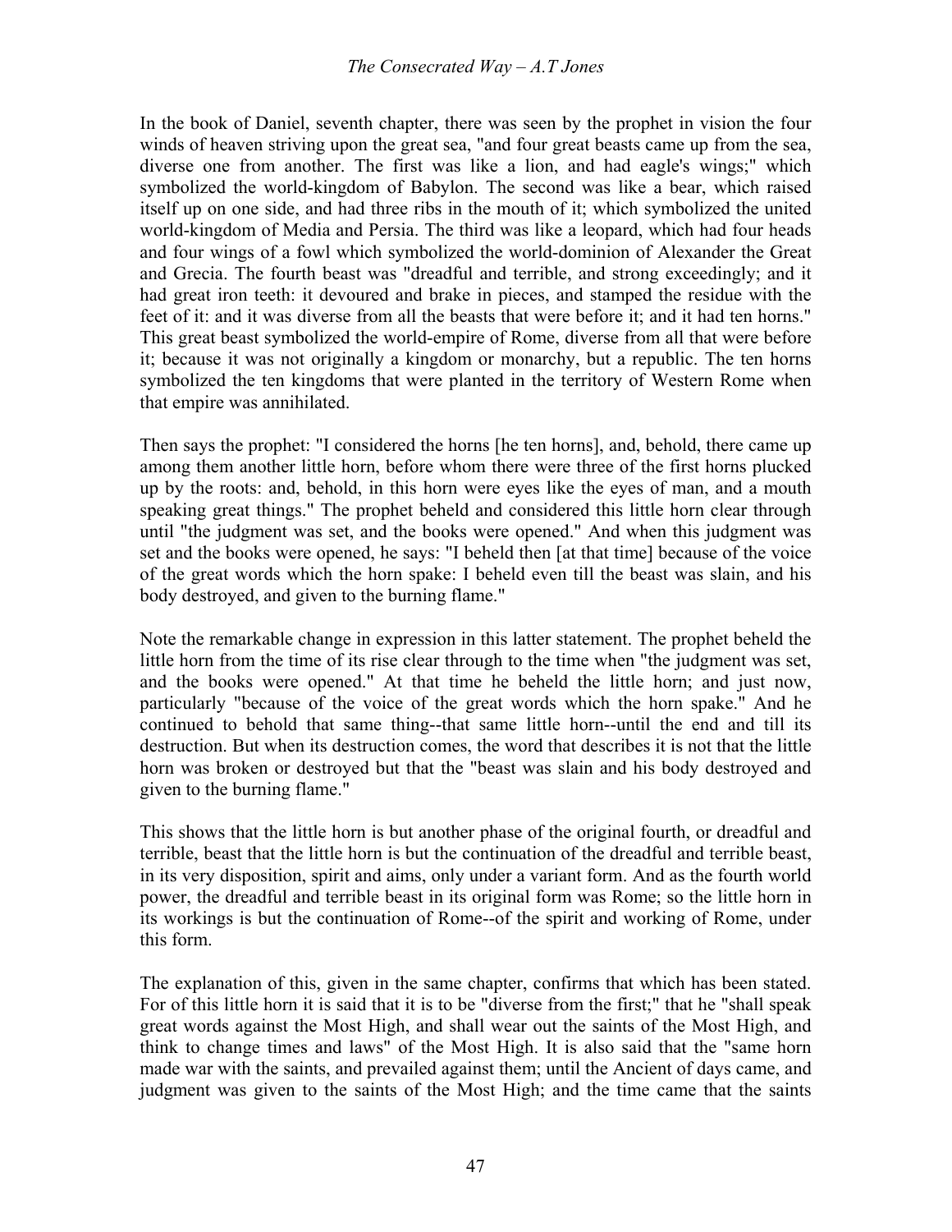In the book of Daniel, seventh chapter, there was seen by the prophet in vision the four winds of heaven striving upon the great sea, "and four great beasts came up from the sea, diverse one from another. The first was like a lion, and had eagle's wings;" which symbolized the world-kingdom of Babylon. The second was like a bear, which raised itself up on one side, and had three ribs in the mouth of it; which symbolized the united world-kingdom of Media and Persia. The third was like a leopard, which had four heads and four wings of a fowl which symbolized the world-dominion of Alexander the Great and Grecia. The fourth beast was "dreadful and terrible, and strong exceedingly; and it had great iron teeth: it devoured and brake in pieces, and stamped the residue with the feet of it: and it was diverse from all the beasts that were before it; and it had ten horns." This great beast symbolized the world-empire of Rome, diverse from all that were before it; because it was not originally a kingdom or monarchy, but a republic. The ten horns symbolized the ten kingdoms that were planted in the territory of Western Rome when that empire was annihilated.

Then says the prophet: "I considered the horns [he ten horns], and, behold, there came up among them another little horn, before whom there were three of the first horns plucked up by the roots: and, behold, in this horn were eyes like the eyes of man, and a mouth speaking great things." The prophet beheld and considered this little horn clear through until "the judgment was set, and the books were opened." And when this judgment was set and the books were opened, he says: "I beheld then [at that time] because of the voice of the great words which the horn spake: I beheld even till the beast was slain, and his body destroyed, and given to the burning flame."

Note the remarkable change in expression in this latter statement. The prophet beheld the little horn from the time of its rise clear through to the time when "the judgment was set, and the books were opened." At that time he beheld the little horn; and just now, particularly "because of the voice of the great words which the horn spake." And he continued to behold that same thing--that same little horn--until the end and till its destruction. But when its destruction comes, the word that describes it is not that the little horn was broken or destroyed but that the "beast was slain and his body destroyed and given to the burning flame."

This shows that the little horn is but another phase of the original fourth, or dreadful and terrible, beast that the little horn is but the continuation of the dreadful and terrible beast, in its very disposition, spirit and aims, only under a variant form. And as the fourth world power, the dreadful and terrible beast in its original form was Rome; so the little horn in its workings is but the continuation of Rome--of the spirit and working of Rome, under this form.

The explanation of this, given in the same chapter, confirms that which has been stated. For of this little horn it is said that it is to be "diverse from the first;" that he "shall speak great words against the Most High, and shall wear out the saints of the Most High, and think to change times and laws" of the Most High. It is also said that the "same horn made war with the saints, and prevailed against them; until the Ancient of days came, and judgment was given to the saints of the Most High; and the time came that the saints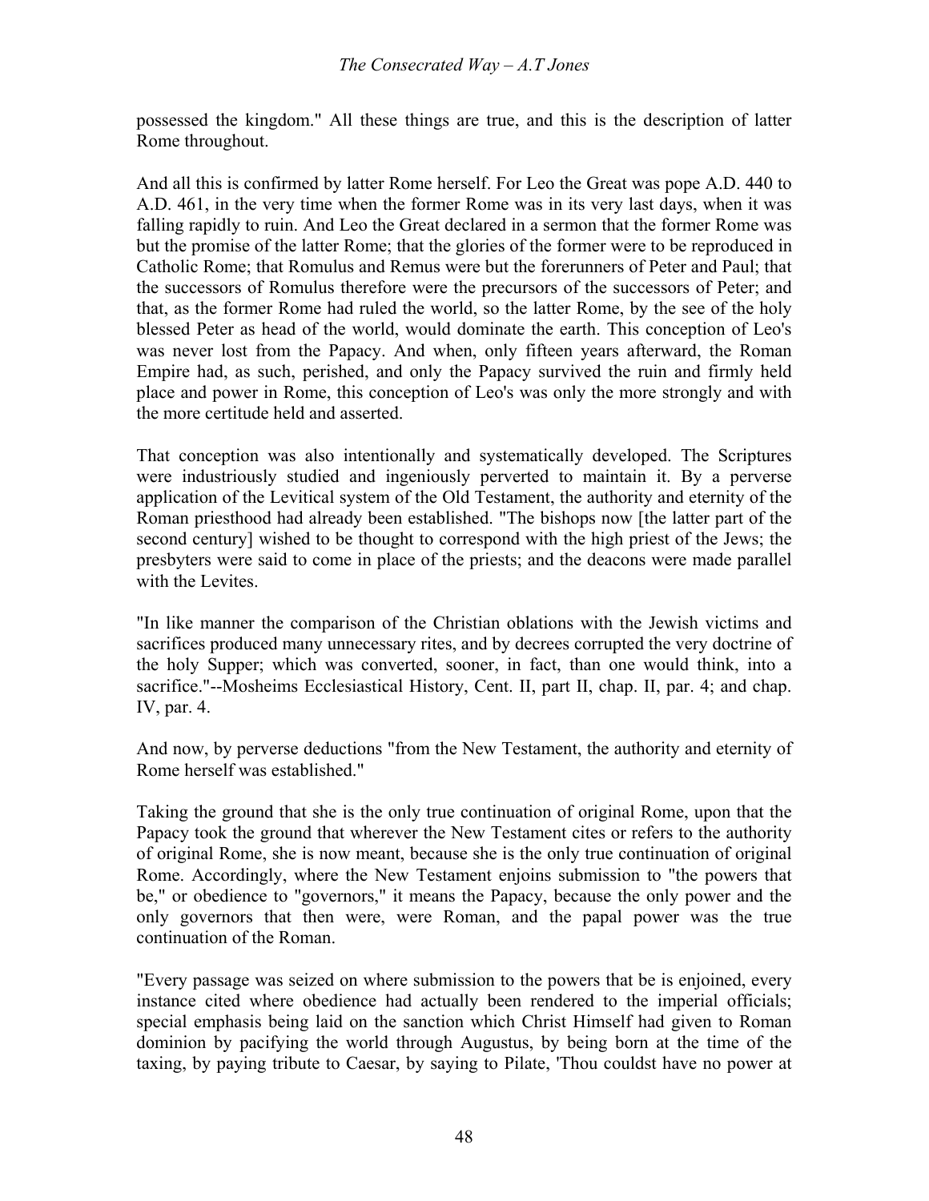possessed the kingdom." All these things are true, and this is the description of latter Rome throughout.

And all this is confirmed by latter Rome herself. For Leo the Great was pope A.D. 440 to A.D. 461, in the very time when the former Rome was in its very last days, when it was falling rapidly to ruin. And Leo the Great declared in a sermon that the former Rome was but the promise of the latter Rome; that the glories of the former were to be reproduced in Catholic Rome; that Romulus and Remus were but the forerunners of Peter and Paul; that the successors of Romulus therefore were the precursors of the successors of Peter; and that, as the former Rome had ruled the world, so the latter Rome, by the see of the holy blessed Peter as head of the world, would dominate the earth. This conception of Leo's was never lost from the Papacy. And when, only fifteen years afterward, the Roman Empire had, as such, perished, and only the Papacy survived the ruin and firmly held place and power in Rome, this conception of Leo's was only the more strongly and with the more certitude held and asserted.

That conception was also intentionally and systematically developed. The Scriptures were industriously studied and ingeniously perverted to maintain it. By a perverse application of the Levitical system of the Old Testament, the authority and eternity of the Roman priesthood had already been established. "The bishops now [the latter part of the second century] wished to be thought to correspond with the high priest of the Jews; the presbyters were said to come in place of the priests; and the deacons were made parallel with the Levites.

"In like manner the comparison of the Christian oblations with the Jewish victims and sacrifices produced many unnecessary rites, and by decrees corrupted the very doctrine of the holy Supper; which was converted, sooner, in fact, than one would think, into a sacrifice."--Mosheims Ecclesiastical History, Cent. II, part II, chap. II, par. 4; and chap. IV, par. 4.

And now, by perverse deductions "from the New Testament, the authority and eternity of Rome herself was established."

Taking the ground that she is the only true continuation of original Rome, upon that the Papacy took the ground that wherever the New Testament cites or refers to the authority of original Rome, she is now meant, because she is the only true continuation of original Rome. Accordingly, where the New Testament enjoins submission to "the powers that be," or obedience to "governors," it means the Papacy, because the only power and the only governors that then were, were Roman, and the papal power was the true continuation of the Roman.

"Every passage was seized on where submission to the powers that be is enjoined, every instance cited where obedience had actually been rendered to the imperial officials; special emphasis being laid on the sanction which Christ Himself had given to Roman dominion by pacifying the world through Augustus, by being born at the time of the taxing, by paying tribute to Caesar, by saying to Pilate, 'Thou couldst have no power at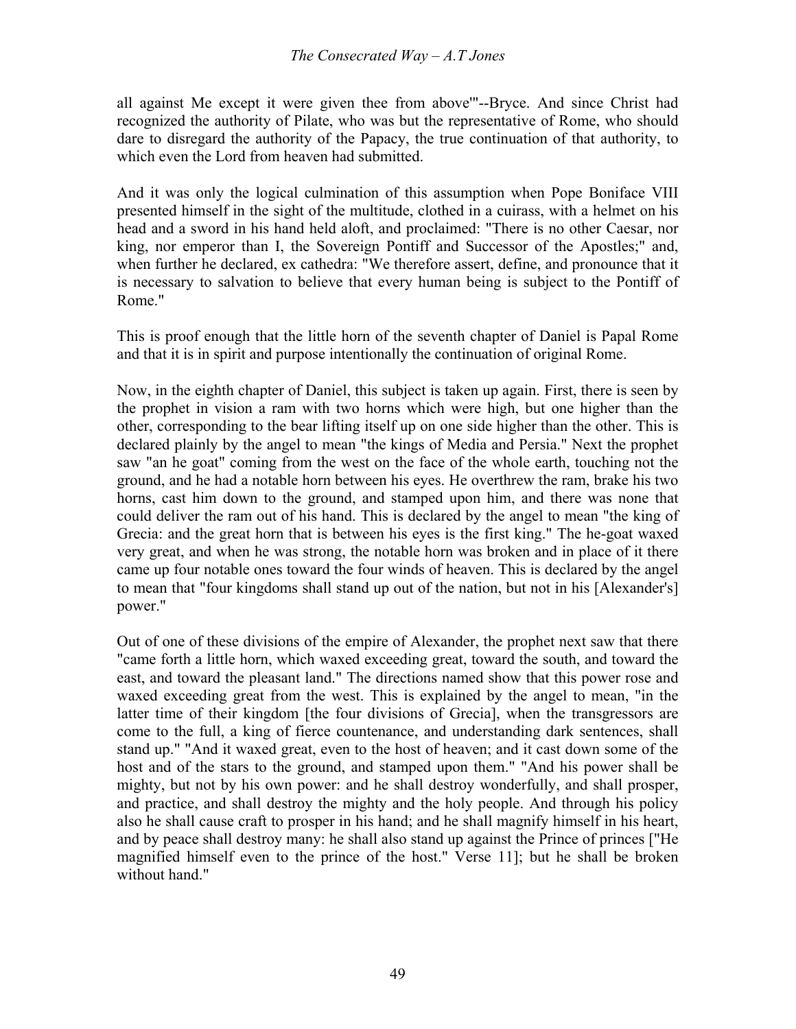all against Me except it were given thee from above'"--Bryce. And since Christ had recognized the authority of Pilate, who was but the representative of Rome, who should dare to disregard the authority of the Papacy, the true continuation of that authority, to which even the Lord from heaven had submitted.

And it was only the logical culmination of this assumption when Pope Boniface VIII presented himself in the sight of the multitude, clothed in a cuirass, with a helmet on his head and a sword in his hand held aloft, and proclaimed: "There is no other Caesar, nor king, nor emperor than I, the Sovereign Pontiff and Successor of the Apostles;" and, when further he declared, ex cathedra: "We therefore assert, define, and pronounce that it is necessary to salvation to believe that every human being is subject to the Pontiff of Rome."

This is proof enough that the little horn of the seventh chapter of Daniel is Papal Rome and that it is in spirit and purpose intentionally the continuation of original Rome.

Now, in the eighth chapter of Daniel, this subject is taken up again. First, there is seen by the prophet in vision a ram with two horns which were high, but one higher than the other, corresponding to the bear lifting itself up on one side higher than the other. This is declared plainly by the angel to mean "the kings of Media and Persia." Next the prophet saw "an he goat" coming from the west on the face of the whole earth, touching not the ground, and he had a notable horn between his eyes. He overthrew the ram, brake his two horns, cast him down to the ground, and stamped upon him, and there was none that could deliver the ram out of his hand. This is declared by the angel to mean "the king of Grecia: and the great horn that is between his eyes is the first king." The he-goat waxed very great, and when he was strong, the notable horn was broken and in place of it there came up four notable ones toward the four winds of heaven. This is declared by the angel to mean that "four kingdoms shall stand up out of the nation, but not in his [Alexander's] power."

Out of one of these divisions of the empire of Alexander, the prophet next saw that there "came forth a little horn, which waxed exceeding great, toward the south, and toward the east, and toward the pleasant land." The directions named show that this power rose and waxed exceeding great from the west. This is explained by the angel to mean, "in the latter time of their kingdom [the four divisions of Grecia], when the transgressors are come to the full, a king of fierce countenance, and understanding dark sentences, shall stand up." "And it waxed great, even to the host of heaven; and it cast down some of the host and of the stars to the ground, and stamped upon them." "And his power shall be mighty, but not by his own power: and he shall destroy wonderfully, and shall prosper, and practice, and shall destroy the mighty and the holy people. And through his policy also he shall cause craft to prosper in his hand; and he shall magnify himself in his heart, and by peace shall destroy many: he shall also stand up against the Prince of princes ["He magnified himself even to the prince of the host." Verse 11]; but he shall be broken without hand."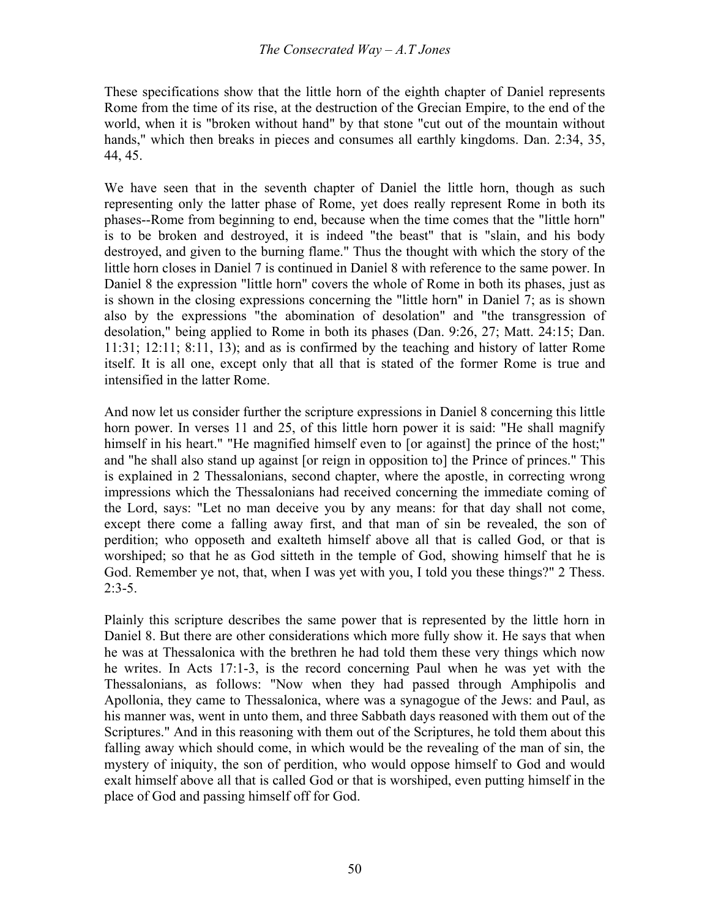These specifications show that the little horn of the eighth chapter of Daniel represents Rome from the time of its rise, at the destruction of the Grecian Empire, to the end of the world, when it is "broken without hand" by that stone "cut out of the mountain without hands," which then breaks in pieces and consumes all earthly kingdoms. Dan. 2:34, 35, 44, 45.

We have seen that in the seventh chapter of Daniel the little horn, though as such representing only the latter phase of Rome, yet does really represent Rome in both its phases--Rome from beginning to end, because when the time comes that the "little horn" is to be broken and destroyed, it is indeed "the beast" that is "slain, and his body destroyed, and given to the burning flame." Thus the thought with which the story of the little horn closes in Daniel 7 is continued in Daniel 8 with reference to the same power. In Daniel 8 the expression "little horn" covers the whole of Rome in both its phases, just as is shown in the closing expressions concerning the "little horn" in Daniel 7; as is shown also by the expressions "the abomination of desolation" and "the transgression of desolation," being applied to Rome in both its phases (Dan. 9:26, 27; Matt. 24:15; Dan. 11:31; 12:11; 8:11, 13); and as is confirmed by the teaching and history of latter Rome itself. It is all one, except only that all that is stated of the former Rome is true and intensified in the latter Rome.

And now let us consider further the scripture expressions in Daniel 8 concerning this little horn power. In verses 11 and 25, of this little horn power it is said: "He shall magnify himself in his heart." "He magnified himself even to [or against] the prince of the host;" and "he shall also stand up against [or reign in opposition to] the Prince of princes." This is explained in 2 Thessalonians, second chapter, where the apostle, in correcting wrong impressions which the Thessalonians had received concerning the immediate coming of the Lord, says: "Let no man deceive you by any means: for that day shall not come, except there come a falling away first, and that man of sin be revealed, the son of perdition; who opposeth and exalteth himself above all that is called God, or that is worshiped; so that he as God sitteth in the temple of God, showing himself that he is God. Remember ye not, that, when I was yet with you, I told you these things?" 2 Thess. 2:3-5.

Plainly this scripture describes the same power that is represented by the little horn in Daniel 8. But there are other considerations which more fully show it. He says that when he was at Thessalonica with the brethren he had told them these very things which now he writes. In Acts 17:1-3, is the record concerning Paul when he was yet with the Thessalonians, as follows: "Now when they had passed through Amphipolis and Apollonia, they came to Thessalonica, where was a synagogue of the Jews: and Paul, as his manner was, went in unto them, and three Sabbath days reasoned with them out of the Scriptures." And in this reasoning with them out of the Scriptures, he told them about this falling away which should come, in which would be the revealing of the man of sin, the mystery of iniquity, the son of perdition, who would oppose himself to God and would exalt himself above all that is called God or that is worshiped, even putting himself in the place of God and passing himself off for God.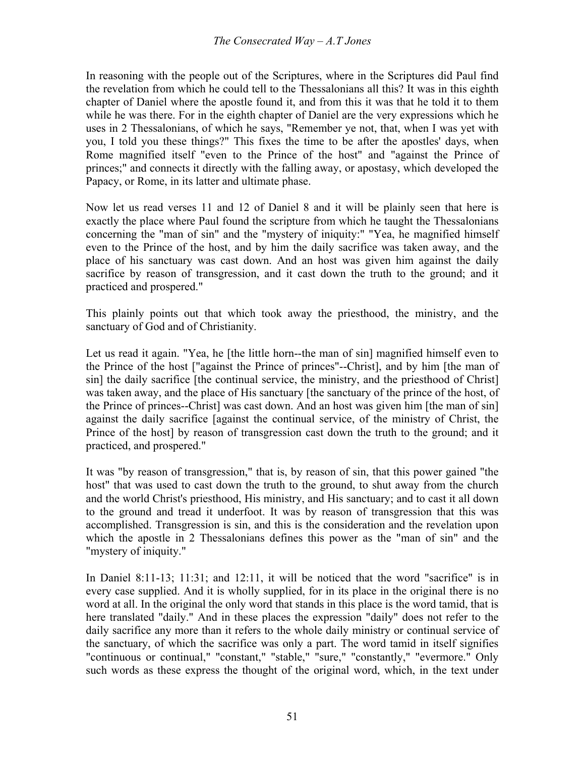In reasoning with the people out of the Scriptures, where in the Scriptures did Paul find the revelation from which he could tell to the Thessalonians all this? It was in this eighth chapter of Daniel where the apostle found it, and from this it was that he told it to them while he was there. For in the eighth chapter of Daniel are the very expressions which he uses in 2 Thessalonians, of which he says, "Remember ye not, that, when I was yet with you, I told you these things?" This fixes the time to be after the apostles' days, when Rome magnified itself "even to the Prince of the host" and "against the Prince of princes;" and connects it directly with the falling away, or apostasy, which developed the Papacy, or Rome, in its latter and ultimate phase.

Now let us read verses 11 and 12 of Daniel 8 and it will be plainly seen that here is exactly the place where Paul found the scripture from which he taught the Thessalonians concerning the "man of sin" and the "mystery of iniquity:" "Yea, he magnified himself even to the Prince of the host, and by him the daily sacrifice was taken away, and the place of his sanctuary was cast down. And an host was given him against the daily sacrifice by reason of transgression, and it cast down the truth to the ground; and it practiced and prospered."

This plainly points out that which took away the priesthood, the ministry, and the sanctuary of God and of Christianity.

Let us read it again. "Yea, he [the little horn--the man of sin] magnified himself even to the Prince of the host ["against the Prince of princes"--Christ], and by him [the man of sin] the daily sacrifice [the continual service, the ministry, and the priesthood of Christ] was taken away, and the place of His sanctuary [the sanctuary of the prince of the host, of the Prince of princes--Christ] was cast down. And an host was given him [the man of sin] against the daily sacrifice [against the continual service, of the ministry of Christ, the Prince of the host] by reason of transgression cast down the truth to the ground; and it practiced, and prospered."

It was "by reason of transgression," that is, by reason of sin, that this power gained "the host" that was used to cast down the truth to the ground, to shut away from the church and the world Christ's priesthood, His ministry, and His sanctuary; and to cast it all down to the ground and tread it underfoot. It was by reason of transgression that this was accomplished. Transgression is sin, and this is the consideration and the revelation upon which the apostle in 2 Thessalonians defines this power as the "man of sin" and the "mystery of iniquity."

In Daniel 8:11-13; 11:31; and 12:11, it will be noticed that the word "sacrifice" is in every case supplied. And it is wholly supplied, for in its place in the original there is no word at all. In the original the only word that stands in this place is the word tamid, that is here translated "daily." And in these places the expression "daily" does not refer to the daily sacrifice any more than it refers to the whole daily ministry or continual service of the sanctuary, of which the sacrifice was only a part. The word tamid in itself signifies "continuous or continual," "constant," "stable," "sure," "constantly," "evermore." Only such words as these express the thought of the original word, which, in the text under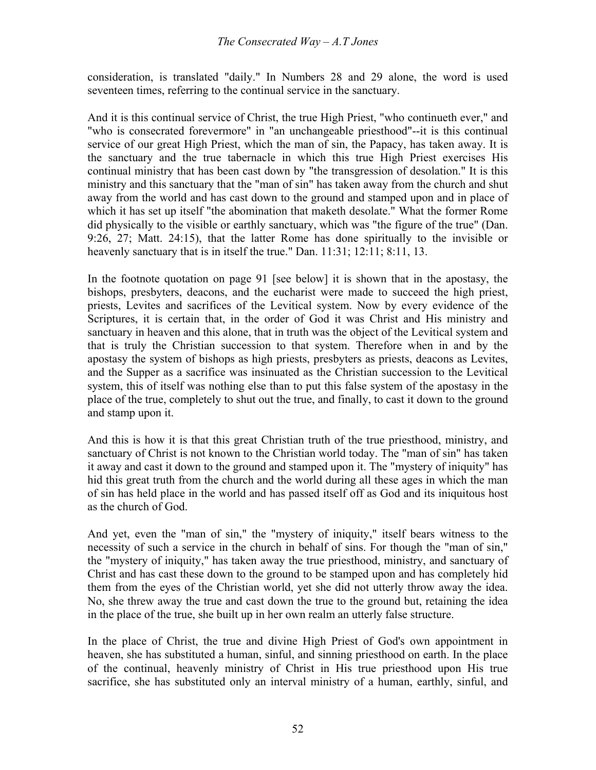consideration, is translated "daily." In Numbers 28 and 29 alone, the word is used seventeen times, referring to the continual service in the sanctuary.

And it is this continual service of Christ, the true High Priest, "who continueth ever," and "who is consecrated forevermore" in "an unchangeable priesthood"--it is this continual service of our great High Priest, which the man of sin, the Papacy, has taken away. It is the sanctuary and the true tabernacle in which this true High Priest exercises His continual ministry that has been cast down by "the transgression of desolation." It is this ministry and this sanctuary that the "man of sin" has taken away from the church and shut away from the world and has cast down to the ground and stamped upon and in place of which it has set up itself "the abomination that maketh desolate." What the former Rome did physically to the visible or earthly sanctuary, which was "the figure of the true" (Dan. 9:26, 27; Matt. 24:15), that the latter Rome has done spiritually to the invisible or heavenly sanctuary that is in itself the true." Dan. 11:31; 12:11; 8:11, 13.

In the footnote quotation on page 91 [see below] it is shown that in the apostasy, the bishops, presbyters, deacons, and the eucharist were made to succeed the high priest, priests, Levites and sacrifices of the Levitical system. Now by every evidence of the Scriptures, it is certain that, in the order of God it was Christ and His ministry and sanctuary in heaven and this alone, that in truth was the object of the Levitical system and that is truly the Christian succession to that system. Therefore when in and by the apostasy the system of bishops as high priests, presbyters as priests, deacons as Levites, and the Supper as a sacrifice was insinuated as the Christian succession to the Levitical system, this of itself was nothing else than to put this false system of the apostasy in the place of the true, completely to shut out the true, and finally, to cast it down to the ground and stamp upon it.

And this is how it is that this great Christian truth of the true priesthood, ministry, and sanctuary of Christ is not known to the Christian world today. The "man of sin" has taken it away and cast it down to the ground and stamped upon it. The "mystery of iniquity" has hid this great truth from the church and the world during all these ages in which the man of sin has held place in the world and has passed itself off as God and its iniquitous host as the church of God.

And yet, even the "man of sin," the "mystery of iniquity," itself bears witness to the necessity of such a service in the church in behalf of sins. For though the "man of sin," the "mystery of iniquity," has taken away the true priesthood, ministry, and sanctuary of Christ and has cast these down to the ground to be stamped upon and has completely hid them from the eyes of the Christian world, yet she did not utterly throw away the idea. No, she threw away the true and cast down the true to the ground but, retaining the idea in the place of the true, she built up in her own realm an utterly false structure.

In the place of Christ, the true and divine High Priest of God's own appointment in heaven, she has substituted a human, sinful, and sinning priesthood on earth. In the place of the continual, heavenly ministry of Christ in His true priesthood upon His true sacrifice, she has substituted only an interval ministry of a human, earthly, sinful, and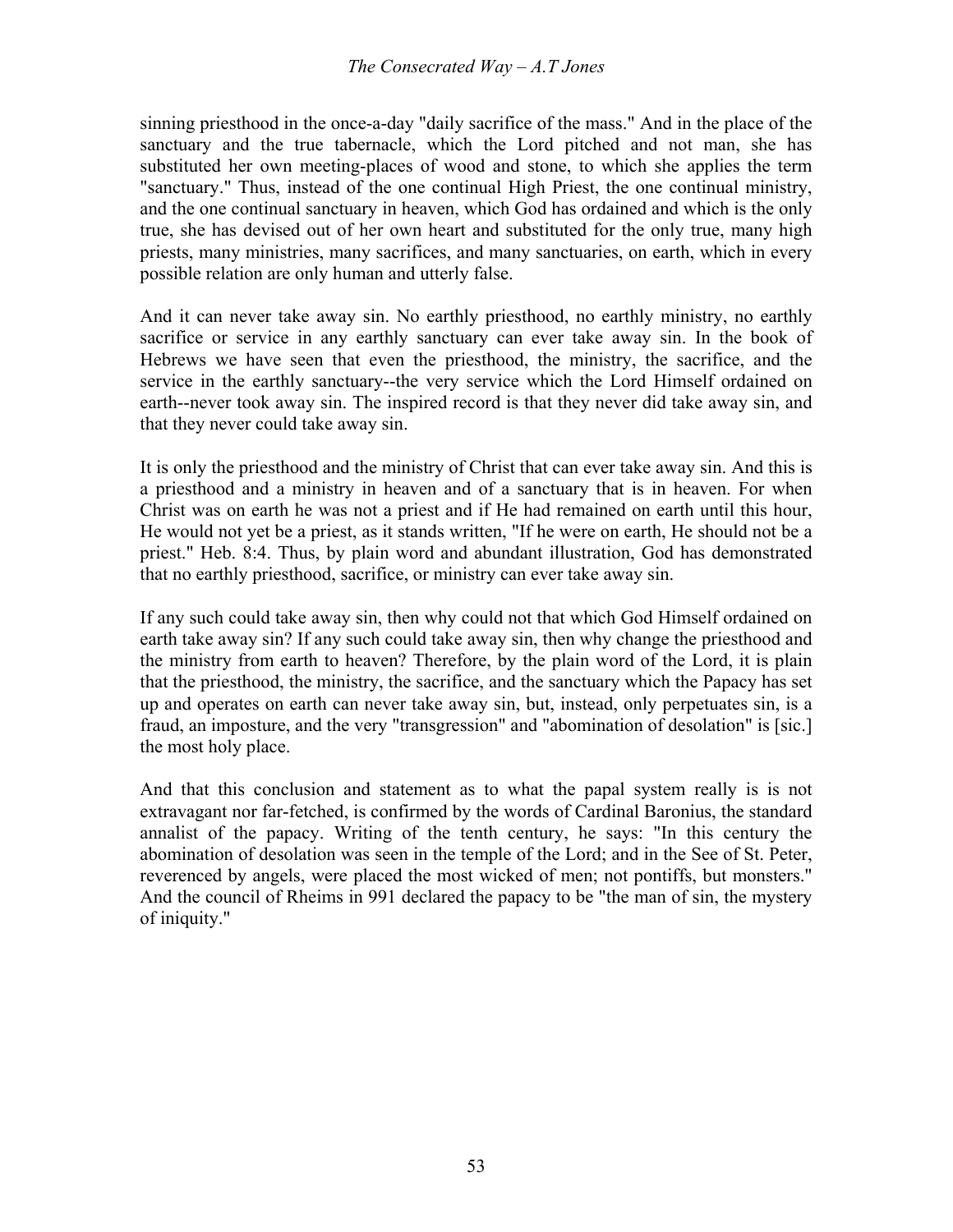sinning priesthood in the once-a-day "daily sacrifice of the mass." And in the place of the sanctuary and the true tabernacle, which the Lord pitched and not man, she has substituted her own meeting-places of wood and stone, to which she applies the term "sanctuary." Thus, instead of the one continual High Priest, the one continual ministry, and the one continual sanctuary in heaven, which God has ordained and which is the only true, she has devised out of her own heart and substituted for the only true, many high priests, many ministries, many sacrifices, and many sanctuaries, on earth, which in every possible relation are only human and utterly false.

And it can never take away sin. No earthly priesthood, no earthly ministry, no earthly sacrifice or service in any earthly sanctuary can ever take away sin. In the book of Hebrews we have seen that even the priesthood, the ministry, the sacrifice, and the service in the earthly sanctuary--the very service which the Lord Himself ordained on earth--never took away sin. The inspired record is that they never did take away sin, and that they never could take away sin.

It is only the priesthood and the ministry of Christ that can ever take away sin. And this is a priesthood and a ministry in heaven and of a sanctuary that is in heaven. For when Christ was on earth he was not a priest and if He had remained on earth until this hour, He would not yet be a priest, as it stands written, "If he were on earth, He should not be a priest." Heb. 8:4. Thus, by plain word and abundant illustration, God has demonstrated that no earthly priesthood, sacrifice, or ministry can ever take away sin.

If any such could take away sin, then why could not that which God Himself ordained on earth take away sin? If any such could take away sin, then why change the priesthood and the ministry from earth to heaven? Therefore, by the plain word of the Lord, it is plain that the priesthood, the ministry, the sacrifice, and the sanctuary which the Papacy has set up and operates on earth can never take away sin, but, instead, only perpetuates sin, is a fraud, an imposture, and the very "transgression" and "abomination of desolation" is [sic.] the most holy place.

And that this conclusion and statement as to what the papal system really is is not extravagant nor far-fetched, is confirmed by the words of Cardinal Baronius, the standard annalist of the papacy. Writing of the tenth century, he says: "In this century the abomination of desolation was seen in the temple of the Lord; and in the See of St. Peter, reverenced by angels, were placed the most wicked of men; not pontiffs, but monsters." And the council of Rheims in 991 declared the papacy to be "the man of sin, the mystery of iniquity."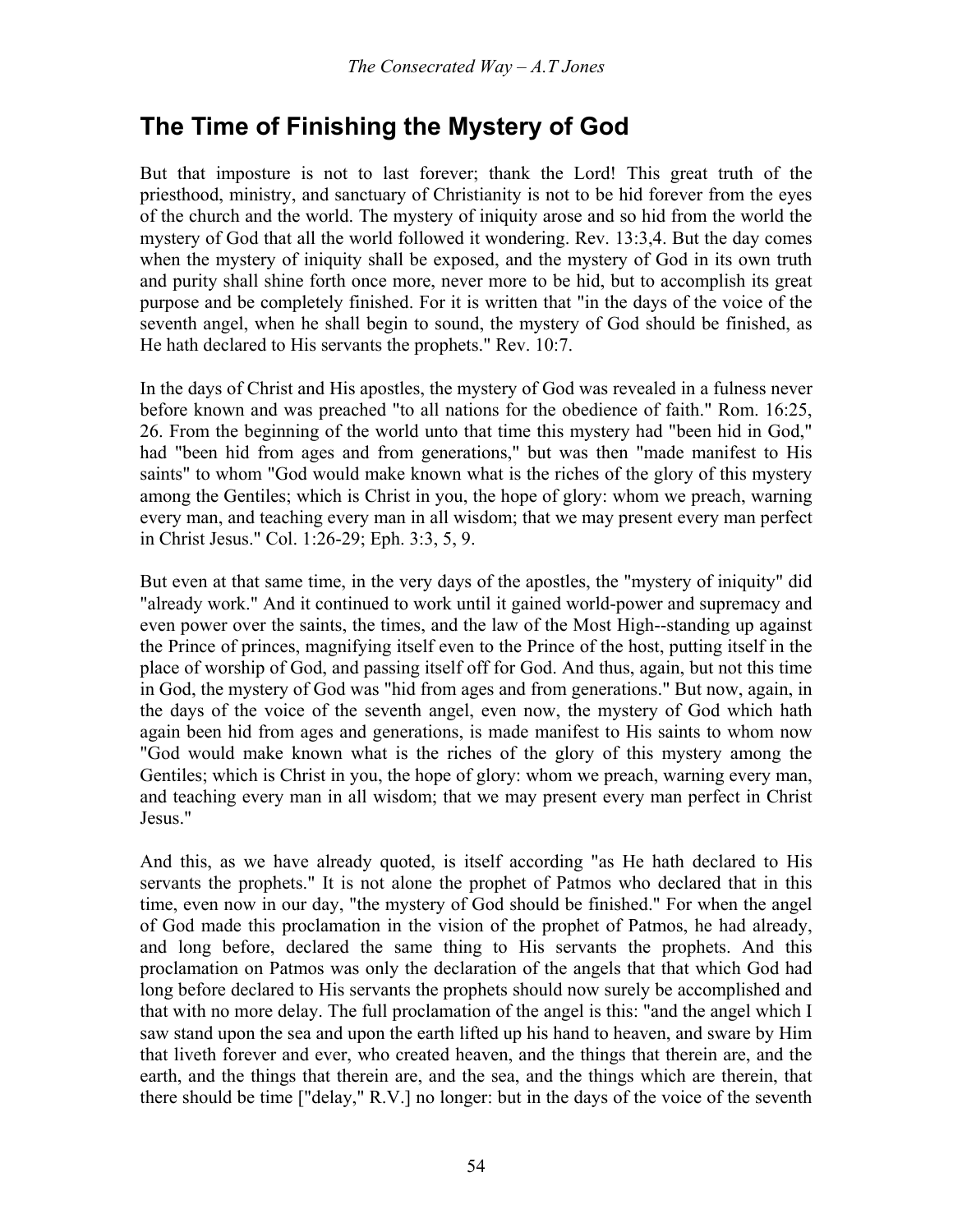## The Time of Finishing the Mystery of God

But that imposture is not to last forever; thank the Lord! This great truth of the priesthood, ministry, and sanctuary of Christianity is not to be hid forever from the eyes of the church and the world. The mystery of iniquity arose and so hid from the world the mystery of God that all the world followed it wondering. Rev. 13:3,4. But the day comes when the mystery of iniquity shall be exposed, and the mystery of God in its own truth and purity shall shine forth once more, never more to be hid, but to accomplish its great purpose and be completely finished. For it is written that "in the days of the voice of the seventh angel, when he shall begin to sound, the mystery of God should be finished, as He hath declared to His servants the prophets." Rev. 10:7.

In the days of Christ and His apostles, the mystery of God was revealed in a fulness never before known and was preached "to all nations for the obedience of faith." Rom. 16:25, 26. From the beginning of the world unto that time this mystery had "been hid in God," had "been hid from ages and from generations," but was then "made manifest to His saints" to whom "God would make known what is the riches of the glory of this mystery among the Gentiles; which is Christ in you, the hope of glory: whom we preach, warning every man, and teaching every man in all wisdom; that we may present every man perfect in Christ Jesus." Col. 1:26-29; Eph. 3:3, 5, 9.

But even at that same time, in the very days of the apostles, the "mystery of iniquity" did "already work." And it continued to work until it gained world-power and supremacy and even power over the saints, the times, and the law of the Most High--standing up against the Prince of princes, magnifying itself even to the Prince of the host, putting itself in the place of worship of God, and passing itself off for God. And thus, again, but not this time in God, the mystery of God was "hid from ages and from generations." But now, again, in the days of the voice of the seventh angel, even now, the mystery of God which hath again been hid from ages and generations, is made manifest to His saints to whom now "God would make known what is the riches of the glory of this mystery among the Gentiles; which is Christ in you, the hope of glory: whom we preach, warning every man, and teaching every man in all wisdom; that we may present every man perfect in Christ Jesus."

And this, as we have already quoted, is itself according "as He hath declared to His servants the prophets." It is not alone the prophet of Patmos who declared that in this time, even now in our day, "the mystery of God should be finished." For when the angel of God made this proclamation in the vision of the prophet of Patmos, he had already, and long before, declared the same thing to His servants the prophets. And this proclamation on Patmos was only the declaration of the angels that that which God had long before declared to His servants the prophets should now surely be accomplished and that with no more delay. The full proclamation of the angel is this: "and the angel which I saw stand upon the sea and upon the earth lifted up his hand to heaven, and sware by Him that liveth forever and ever, who created heaven, and the things that therein are, and the earth, and the things that therein are, and the sea, and the things which are therein, that there should be time ["delay," R.V.] no longer: but in the days of the voice of the seventh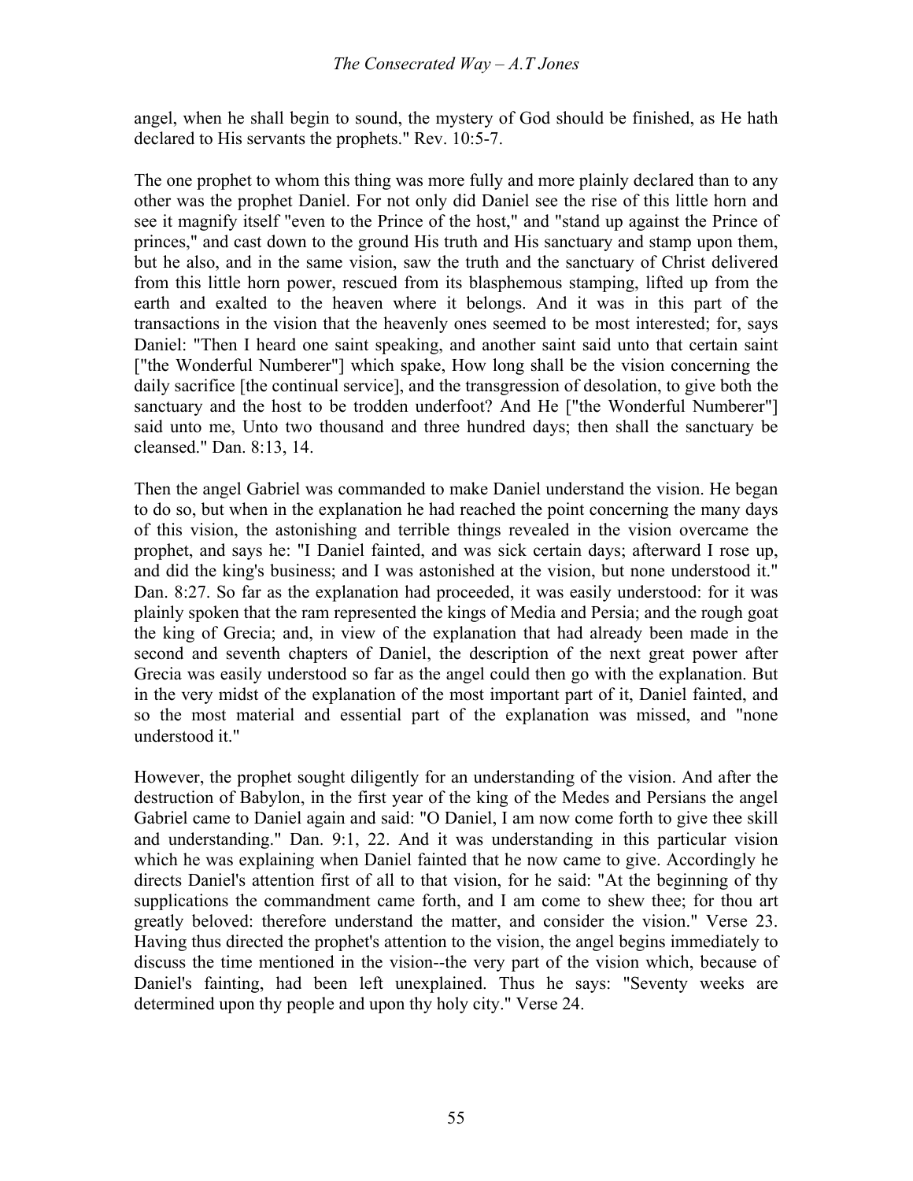angel, when he shall begin to sound, the mystery of God should be finished, as He hath declared to His servants the prophets." Rev. 10:5-7.

The one prophet to whom this thing was more fully and more plainly declared than to any other was the prophet Daniel. For not only did Daniel see the rise of this little horn and see it magnify itself "even to the Prince of the host," and "stand up against the Prince of princes," and cast down to the ground His truth and His sanctuary and stamp upon them, but he also, and in the same vision, saw the truth and the sanctuary of Christ delivered from this little horn power, rescued from its blasphemous stamping, lifted up from the earth and exalted to the heaven where it belongs. And it was in this part of the transactions in the vision that the heavenly ones seemed to be most interested; for, says Daniel: "Then I heard one saint speaking, and another saint said unto that certain saint ["the Wonderful Numberer"] which spake, How long shall be the vision concerning the daily sacrifice [the continual service], and the transgression of desolation, to give both the sanctuary and the host to be trodden underfoot? And He ["the Wonderful Numberer"] said unto me, Unto two thousand and three hundred days; then shall the sanctuary be cleansed." Dan. 8:13, 14.

Then the angel Gabriel was commanded to make Daniel understand the vision. He began to do so, but when in the explanation he had reached the point concerning the many days of this vision, the astonishing and terrible things revealed in the vision overcame the prophet, and says he: "I Daniel fainted, and was sick certain days; afterward I rose up, and did the king's business; and I was astonished at the vision, but none understood it." Dan. 8:27. So far as the explanation had proceeded, it was easily understood: for it was plainly spoken that the ram represented the kings of Media and Persia; and the rough goat the king of Grecia; and, in view of the explanation that had already been made in the second and seventh chapters of Daniel, the description of the next great power after Grecia was easily understood so far as the angel could then go with the explanation. But in the very midst of the explanation of the most important part of it, Daniel fainted, and so the most material and essential part of the explanation was missed, and "none understood it."

However, the prophet sought diligently for an understanding of the vision. And after the destruction of Babylon, in the first year of the king of the Medes and Persians the angel Gabriel came to Daniel again and said: "O Daniel, I am now come forth to give thee skill and understanding." Dan. 9:1, 22. And it was understanding in this particular vision which he was explaining when Daniel fainted that he now came to give. Accordingly he directs Daniel's attention first of all to that vision, for he said: "At the beginning of thy supplications the commandment came forth, and I am come to shew thee; for thou art greatly beloved: therefore understand the matter, and consider the vision." Verse 23. Having thus directed the prophet's attention to the vision, the angel begins immediately to discuss the time mentioned in the vision--the very part of the vision which, because of Daniel's fainting, had been left unexplained. Thus he says: "Seventy weeks are determined upon thy people and upon thy holy city." Verse 24.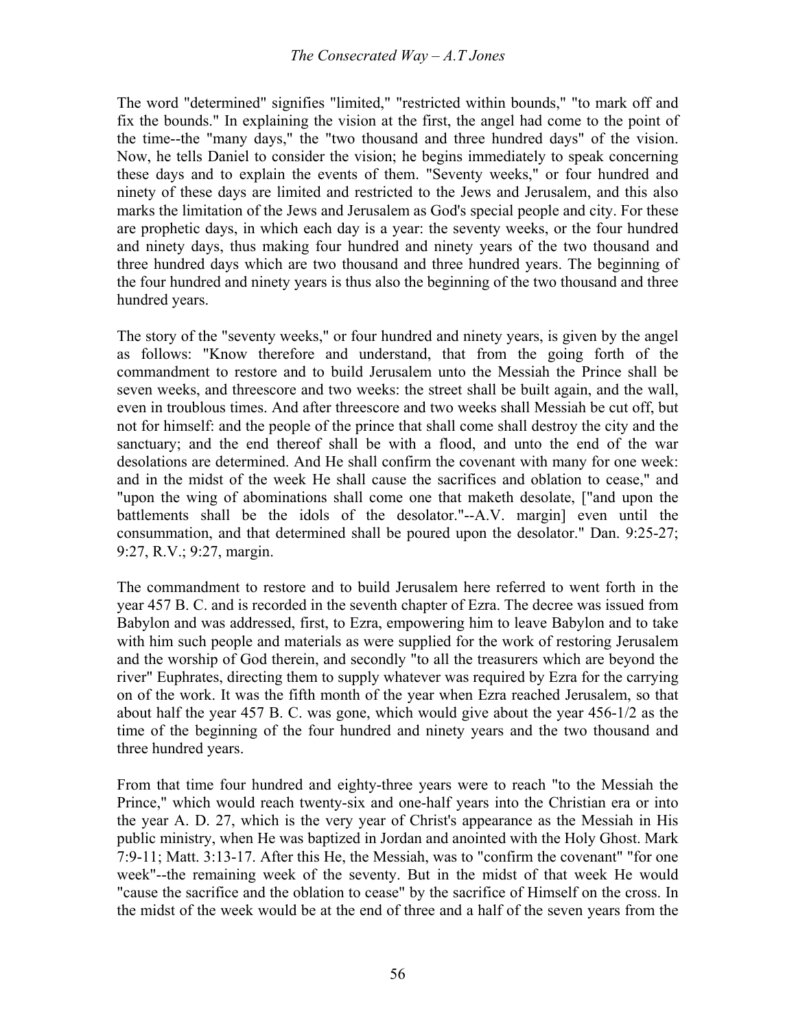The word "determined" signifies "limited," "restricted within bounds," "to mark off and fix the bounds." In explaining the vision at the first, the angel had come to the point of the time--the "many days," the "two thousand and three hundred days" of the vision. Now, he tells Daniel to consider the vision; he begins immediately to speak concerning these days and to explain the events of them. "Seventy weeks," or four hundred and ninety of these days are limited and restricted to the Jews and Jerusalem, and this also marks the limitation of the Jews and Jerusalem as God's special people and city. For these are prophetic days, in which each day is a year: the seventy weeks, or the four hundred and ninety days, thus making four hundred and ninety years of the two thousand and three hundred days which are two thousand and three hundred years. The beginning of the four hundred and ninety years is thus also the beginning of the two thousand and three hundred years.

The story of the "seventy weeks," or four hundred and ninety years, is given by the angel as follows: "Know therefore and understand, that from the going forth of the commandment to restore and to build Jerusalem unto the Messiah the Prince shall be seven weeks, and threescore and two weeks: the street shall be built again, and the wall, even in troublous times. And after threescore and two weeks shall Messiah be cut off, but not for himself: and the people of the prince that shall come shall destroy the city and the sanctuary; and the end thereof shall be with a flood, and unto the end of the war desolations are determined. And He shall confirm the covenant with many for one week: and in the midst of the week He shall cause the sacrifices and oblation to cease," and "upon the wing of abominations shall come one that maketh desolate, ["and upon the battlements shall be the idols of the desolator."--A.V. margin] even until the consummation, and that determined shall be poured upon the desolator." Dan. 9:25-27; 9:27, R.V.; 9:27, margin.

The commandment to restore and to build Jerusalem here referred to went forth in the year 457 B. C. and is recorded in the seventh chapter of Ezra. The decree was issued from Babylon and was addressed, first, to Ezra, empowering him to leave Babylon and to take with him such people and materials as were supplied for the work of restoring Jerusalem and the worship of God therein, and secondly "to all the treasurers which are beyond the river" Euphrates, directing them to supply whatever was required by Ezra for the carrying on of the work. It was the fifth month of the year when Ezra reached Jerusalem, so that about half the year 457 B. C. was gone, which would give about the year 456-1/2 as the time of the beginning of the four hundred and ninety years and the two thousand and three hundred years.

From that time four hundred and eighty-three years were to reach "to the Messiah the Prince," which would reach twenty-six and one-half years into the Christian era or into the year A. D. 27, which is the very year of Christ's appearance as the Messiah in His public ministry, when He was baptized in Jordan and anointed with the Holy Ghost. Mark 7:9-11; Matt. 3:13-17. After this He, the Messiah, was to "confirm the covenant" "for one week"--the remaining week of the seventy. But in the midst of that week He would "cause the sacrifice and the oblation to cease" by the sacrifice of Himself on the cross. In the midst of the week would be at the end of three and a half of the seven years from the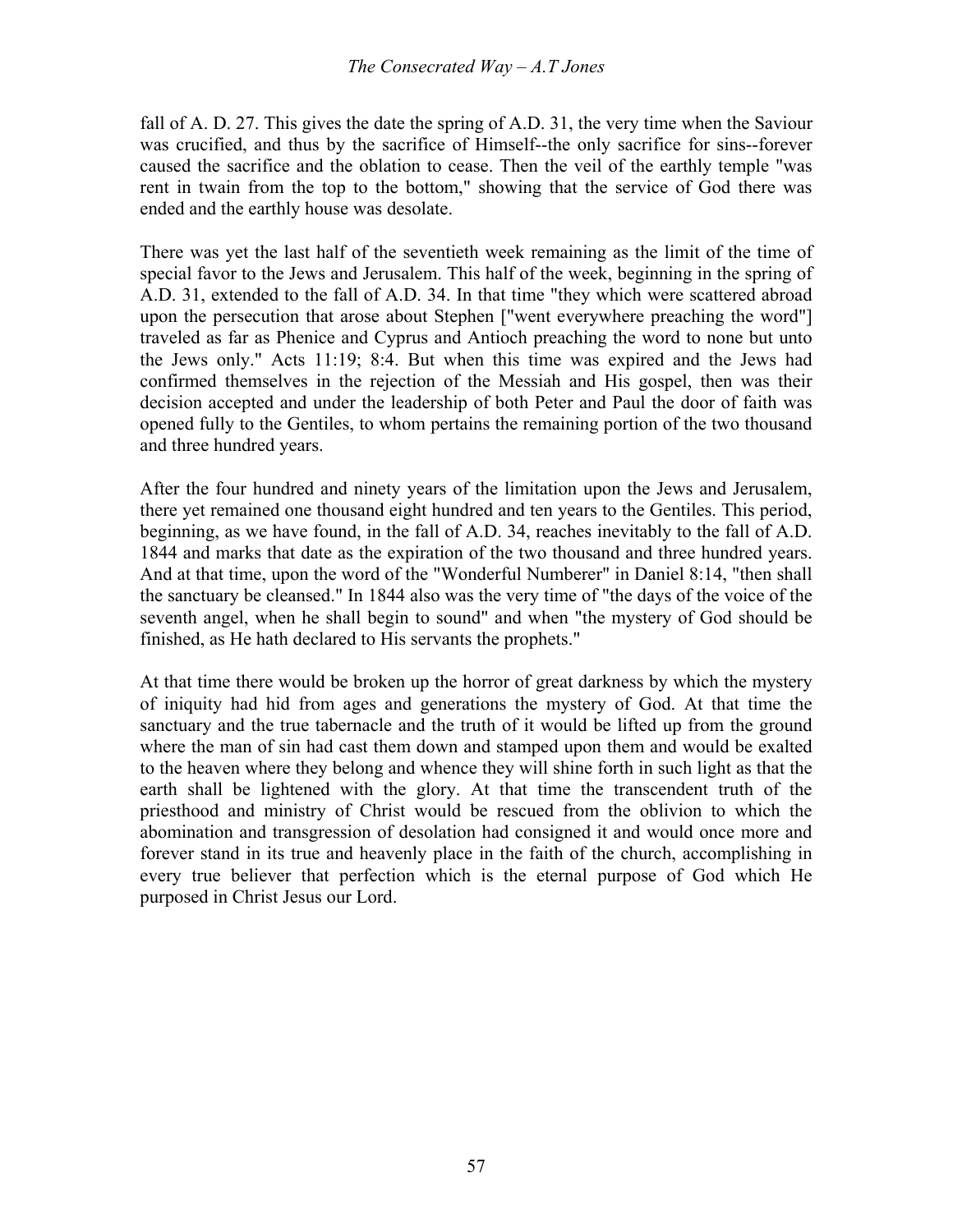fall of A. D. 27. This gives the date the spring of A.D. 31, the very time when the Saviour was crucified, and thus by the sacrifice of Himself--the only sacrifice for sins--forever caused the sacrifice and the oblation to cease. Then the veil of the earthly temple "was rent in twain from the top to the bottom," showing that the service of God there was ended and the earthly house was desolate.

There was yet the last half of the seventieth week remaining as the limit of the time of special favor to the Jews and Jerusalem. This half of the week, beginning in the spring of A.D. 31, extended to the fall of A.D. 34. In that time "they which were scattered abroad upon the persecution that arose about Stephen ["went everywhere preaching the word"] traveled as far as Phenice and Cyprus and Antioch preaching the word to none but unto the Jews only." Acts 11:19; 8:4. But when this time was expired and the Jews had confirmed themselves in the rejection of the Messiah and His gospel, then was their decision accepted and under the leadership of both Peter and Paul the door of faith was opened fully to the Gentiles, to whom pertains the remaining portion of the two thousand and three hundred years.

After the four hundred and ninety years of the limitation upon the Jews and Jerusalem, there yet remained one thousand eight hundred and ten years to the Gentiles. This period, beginning, as we have found, in the fall of A.D. 34, reaches inevitably to the fall of A.D. 1844 and marks that date as the expiration of the two thousand and three hundred years. And at that time, upon the word of the "Wonderful Numberer" in Daniel 8:14, "then shall the sanctuary be cleansed." In 1844 also was the very time of "the days of the voice of the seventh angel, when he shall begin to sound" and when "the mystery of God should be finished, as He hath declared to His servants the prophets."

At that time there would be broken up the horror of great darkness by which the mystery of iniquity had hid from ages and generations the mystery of God. At that time the sanctuary and the true tabernacle and the truth of it would be lifted up from the ground where the man of sin had cast them down and stamped upon them and would be exalted to the heaven where they belong and whence they will shine forth in such light as that the earth shall be lightened with the glory. At that time the transcendent truth of the priesthood and ministry of Christ would be rescued from the oblivion to which the abomination and transgression of desolation had consigned it and would once more and forever stand in its true and heavenly place in the faith of the church, accomplishing in every true believer that perfection which is the eternal purpose of God which He purposed in Christ Jesus our Lord.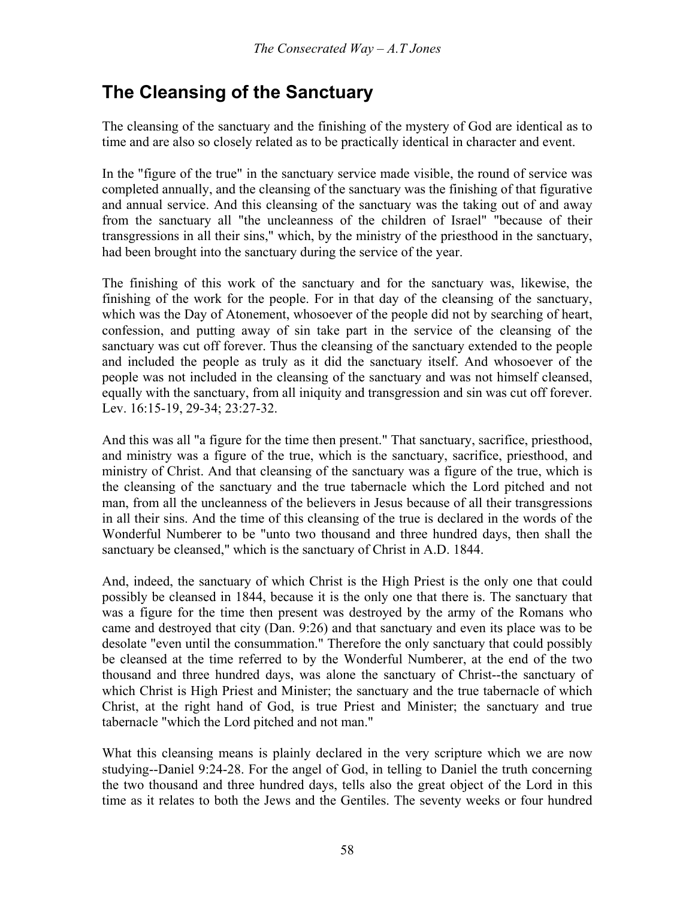## The Cleansing of the Sanctuary

The cleansing of the sanctuary and the finishing of the mystery of God are identical as to time and are also so closely related as to be practically identical in character and event.

In the "figure of the true" in the sanctuary service made visible, the round of service was completed annually, and the cleansing of the sanctuary was the finishing of that figurative and annual service. And this cleansing of the sanctuary was the taking out of and away from the sanctuary all "the uncleanness of the children of Israel" "because of their transgressions in all their sins," which, by the ministry of the priesthood in the sanctuary, had been brought into the sanctuary during the service of the year.

The finishing of this work of the sanctuary and for the sanctuary was, likewise, the finishing of the work for the people. For in that day of the cleansing of the sanctuary, which was the Day of Atonement, whosoever of the people did not by searching of heart, confession, and putting away of sin take part in the service of the cleansing of the sanctuary was cut off forever. Thus the cleansing of the sanctuary extended to the people and included the people as truly as it did the sanctuary itself. And whosoever of the people was not included in the cleansing of the sanctuary and was not himself cleansed, equally with the sanctuary, from all iniquity and transgression and sin was cut off forever. Lev. 16:15-19, 29-34; 23:27-32.

And this was all "a figure for the time then present." That sanctuary, sacrifice, priesthood, and ministry was a figure of the true, which is the sanctuary, sacrifice, priesthood, and ministry of Christ. And that cleansing of the sanctuary was a figure of the true, which is the cleansing of the sanctuary and the true tabernacle which the Lord pitched and not man, from all the uncleanness of the believers in Jesus because of all their transgressions in all their sins. And the time of this cleansing of the true is declared in the words of the Wonderful Numberer to be "unto two thousand and three hundred days, then shall the sanctuary be cleansed," which is the sanctuary of Christ in A.D. 1844.

And, indeed, the sanctuary of which Christ is the High Priest is the only one that could possibly be cleansed in 1844, because it is the only one that there is. The sanctuary that was a figure for the time then present was destroyed by the army of the Romans who came and destroyed that city (Dan. 9:26) and that sanctuary and even its place was to be desolate "even until the consummation." Therefore the only sanctuary that could possibly be cleansed at the time referred to by the Wonderful Numberer, at the end of the two thousand and three hundred days, was alone the sanctuary of Christ--the sanctuary of which Christ is High Priest and Minister; the sanctuary and the true tabernacle of which Christ, at the right hand of God, is true Priest and Minister; the sanctuary and true tabernacle "which the Lord pitched and not man."

What this cleansing means is plainly declared in the very scripture which we are now studying--Daniel 9:24-28. For the angel of God, in telling to Daniel the truth concerning the two thousand and three hundred days, tells also the great object of the Lord in this time as it relates to both the Jews and the Gentiles. The seventy weeks or four hundred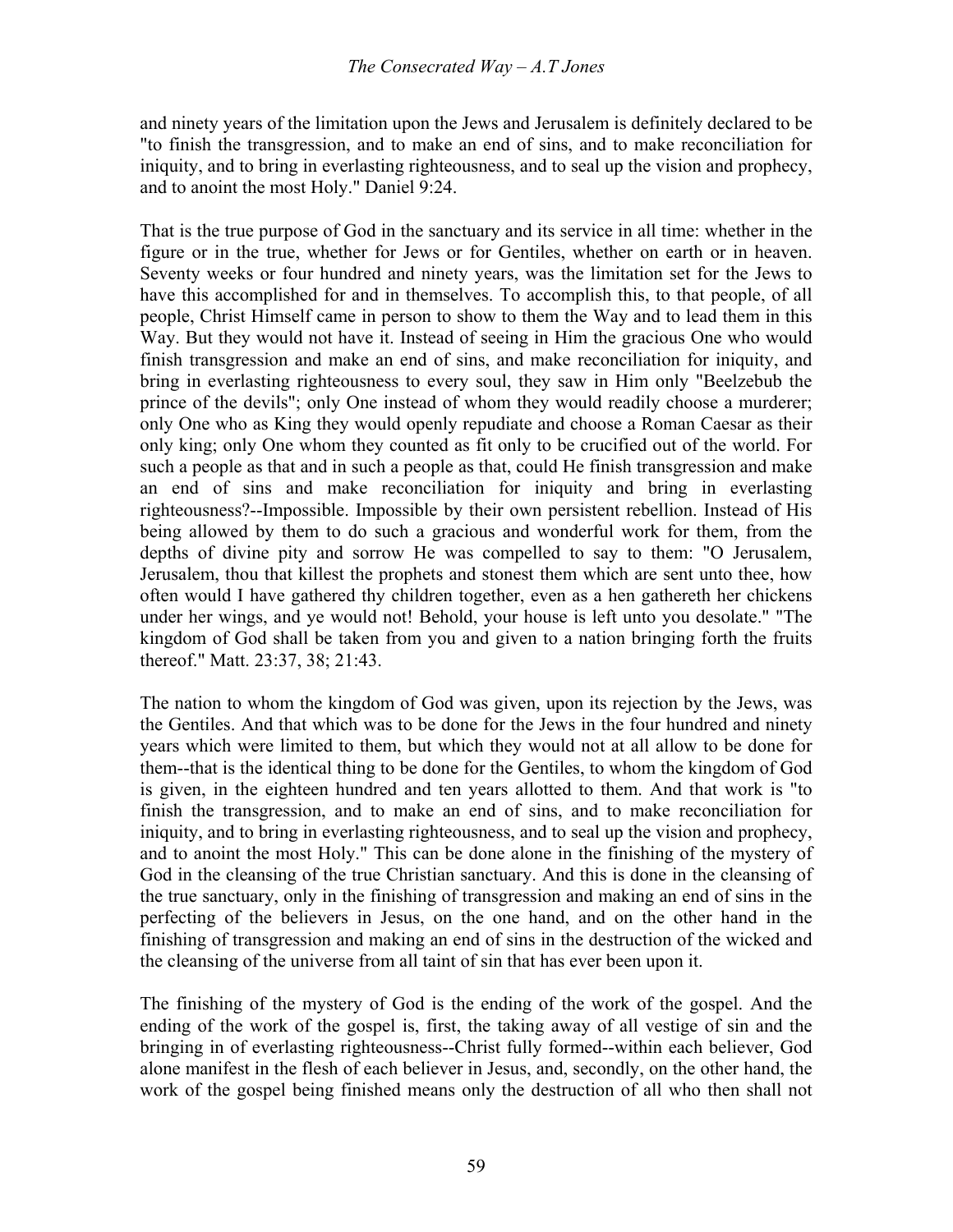and ninety years of the limitation upon the Jews and Jerusalem is definitely declared to be "to finish the transgression, and to make an end of sins, and to make reconciliation for iniquity, and to bring in everlasting righteousness, and to seal up the vision and prophecy, and to anoint the most Holy." Daniel 9:24.

That is the true purpose of God in the sanctuary and its service in all time: whether in the figure or in the true, whether for Jews or for Gentiles, whether on earth or in heaven. Seventy weeks or four hundred and ninety years, was the limitation set for the Jews to have this accomplished for and in themselves. To accomplish this, to that people, of all people, Christ Himself came in person to show to them the Way and to lead them in this Way. But they would not have it. Instead of seeing in Him the gracious One who would finish transgression and make an end of sins, and make reconciliation for iniquity, and bring in everlasting righteousness to every soul, they saw in Him only "Beelzebub the prince of the devils"; only One instead of whom they would readily choose a murderer; only One who as King they would openly repudiate and choose a Roman Caesar as their only king; only One whom they counted as fit only to be crucified out of the world. For such a people as that and in such a people as that, could He finish transgression and make an end of sins and make reconciliation for iniquity and bring in everlasting righteousness?--Impossible. Impossible by their own persistent rebellion. Instead of His being allowed by them to do such a gracious and wonderful work for them, from the depths of divine pity and sorrow He was compelled to say to them: "O Jerusalem, Jerusalem, thou that killest the prophets and stonest them which are sent unto thee, how often would I have gathered thy children together, even as a hen gathereth her chickens under her wings, and ye would not! Behold, your house is left unto you desolate." "The kingdom of God shall be taken from you and given to a nation bringing forth the fruits thereof." Matt. 23:37, 38; 21:43.

The nation to whom the kingdom of God was given, upon its rejection by the Jews, was the Gentiles. And that which was to be done for the Jews in the four hundred and ninety years which were limited to them, but which they would not at all allow to be done for them--that is the identical thing to be done for the Gentiles, to whom the kingdom of God is given, in the eighteen hundred and ten years allotted to them. And that work is "to finish the transgression, and to make an end of sins, and to make reconciliation for iniquity, and to bring in everlasting righteousness, and to seal up the vision and prophecy, and to anoint the most Holy." This can be done alone in the finishing of the mystery of God in the cleansing of the true Christian sanctuary. And this is done in the cleansing of the true sanctuary, only in the finishing of transgression and making an end of sins in the perfecting of the believers in Jesus, on the one hand, and on the other hand in the finishing of transgression and making an end of sins in the destruction of the wicked and the cleansing of the universe from all taint of sin that has ever been upon it.

The finishing of the mystery of God is the ending of the work of the gospel. And the ending of the work of the gospel is, first, the taking away of all vestige of sin and the bringing in of everlasting righteousness--Christ fully formed--within each believer, God alone manifest in the flesh of each believer in Jesus, and, secondly, on the other hand, the work of the gospel being finished means only the destruction of all who then shall not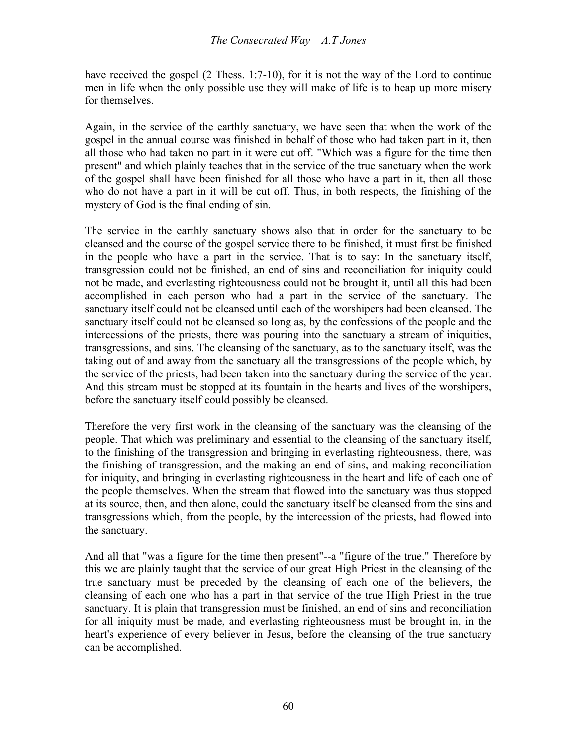have received the gospel (2 Thess. 1:7-10), for it is not the way of the Lord to continue men in life when the only possible use they will make of life is to heap up more misery for themselves.

Again, in the service of the earthly sanctuary, we have seen that when the work of the gospel in the annual course was finished in behalf of those who had taken part in it, then all those who had taken no part in it were cut off. "Which was a figure for the time then present" and which plainly teaches that in the service of the true sanctuary when the work of the gospel shall have been finished for all those who have a part in it, then all those who do not have a part in it will be cut off. Thus, in both respects, the finishing of the mystery of God is the final ending of sin.

The service in the earthly sanctuary shows also that in order for the sanctuary to be cleansed and the course of the gospel service there to be finished, it must first be finished in the people who have a part in the service. That is to say: In the sanctuary itself, transgression could not be finished, an end of sins and reconciliation for iniquity could not be made, and everlasting righteousness could not be brought it, until all this had been accomplished in each person who had a part in the service of the sanctuary. The sanctuary itself could not be cleansed until each of the worshipers had been cleansed. The sanctuary itself could not be cleansed so long as, by the confessions of the people and the intercessions of the priests, there was pouring into the sanctuary a stream of iniquities, transgressions, and sins. The cleansing of the sanctuary, as to the sanctuary itself, was the taking out of and away from the sanctuary all the transgressions of the people which, by the service of the priests, had been taken into the sanctuary during the service of the year. And this stream must be stopped at its fountain in the hearts and lives of the worshipers, before the sanctuary itself could possibly be cleansed.

Therefore the very first work in the cleansing of the sanctuary was the cleansing of the people. That which was preliminary and essential to the cleansing of the sanctuary itself, to the finishing of the transgression and bringing in everlasting righteousness, there, was the finishing of transgression, and the making an end of sins, and making reconciliation for iniquity, and bringing in everlasting righteousness in the heart and life of each one of the people themselves. When the stream that flowed into the sanctuary was thus stopped at its source, then, and then alone, could the sanctuary itself be cleansed from the sins and transgressions which, from the people, by the intercession of the priests, had flowed into the sanctuary.

And all that "was a figure for the time then present"--a "figure of the true." Therefore by this we are plainly taught that the service of our great High Priest in the cleansing of the true sanctuary must be preceded by the cleansing of each one of the believers, the cleansing of each one who has a part in that service of the true High Priest in the true sanctuary. It is plain that transgression must be finished, an end of sins and reconciliation for all iniquity must be made, and everlasting righteousness must be brought in, in the heart's experience of every believer in Jesus, before the cleansing of the true sanctuary can be accomplished.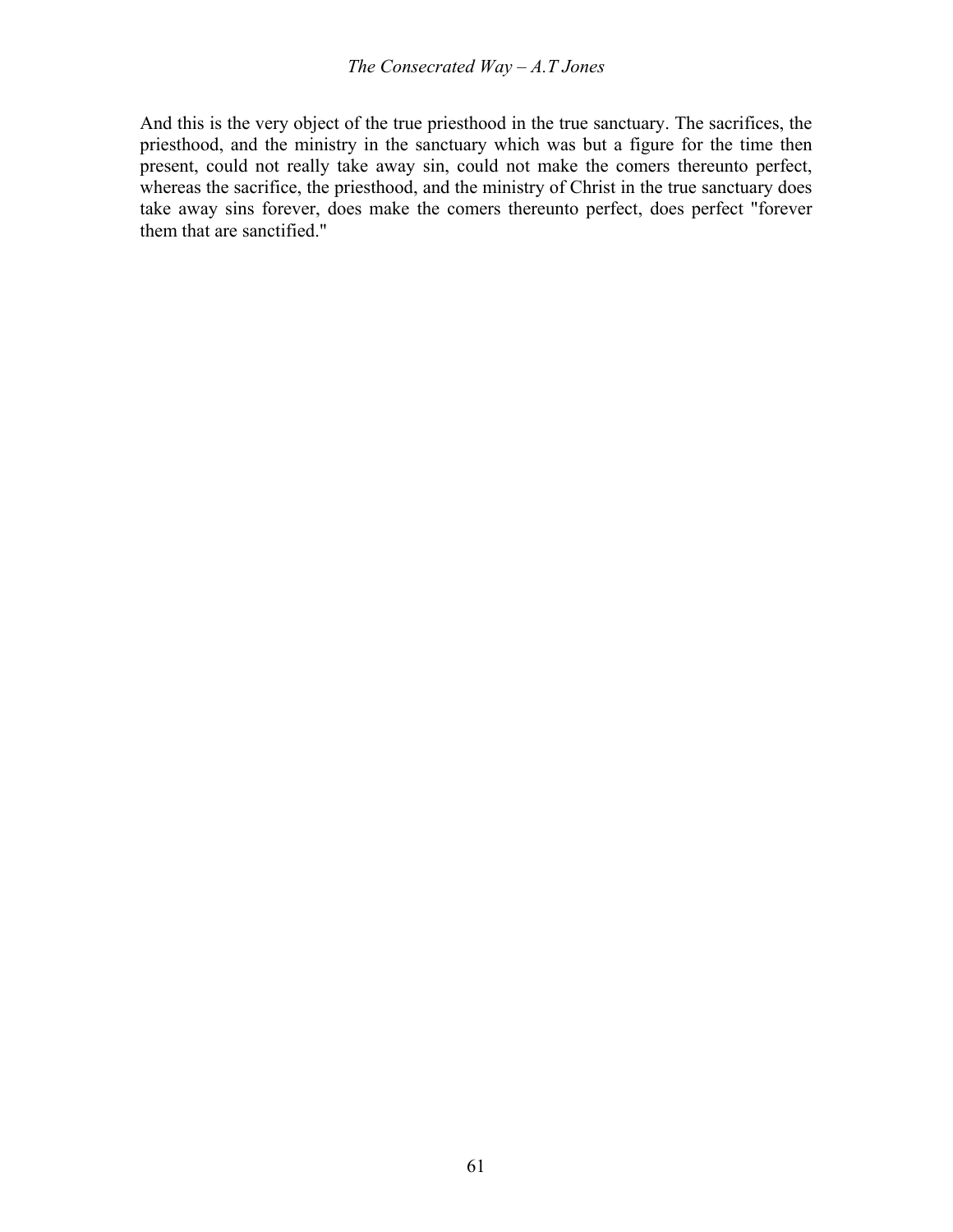And this is the very object of the true priesthood in the true sanctuary. The sacrifices, the priesthood, and the ministry in the sanctuary which was but a figure for the time then present, could not really take away sin, could not make the comers thereunto perfect, whereas the sacrifice, the priesthood, and the ministry of Christ in the true sanctuary does take away sins forever, does make the comers thereunto perfect, does perfect "forever them that are sanctified."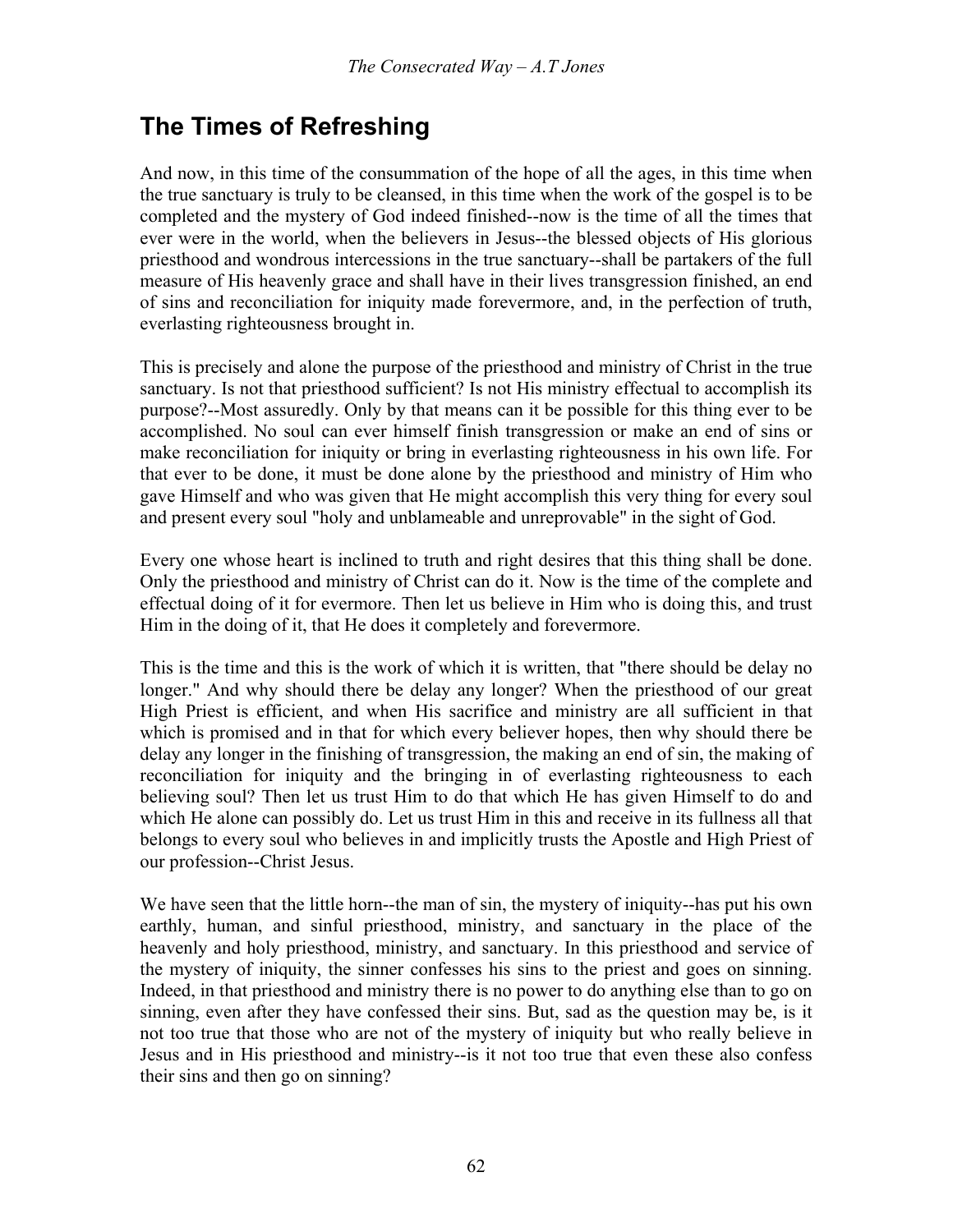## The Times of Refreshing

And now, in this time of the consummation of the hope of all the ages, in this time when the true sanctuary is truly to be cleansed, in this time when the work of the gospel is to be completed and the mystery of God indeed finished--now is the time of all the times that ever were in the world, when the believers in Jesus--the blessed objects of His glorious priesthood and wondrous intercessions in the true sanctuary--shall be partakers of the full measure of His heavenly grace and shall have in their lives transgression finished, an end of sins and reconciliation for iniquity made forevermore, and, in the perfection of truth, everlasting righteousness brought in.

This is precisely and alone the purpose of the priesthood and ministry of Christ in the true sanctuary. Is not that priesthood sufficient? Is not His ministry effectual to accomplish its purpose?--Most assuredly. Only by that means can it be possible for this thing ever to be accomplished. No soul can ever himself finish transgression or make an end of sins or make reconciliation for iniquity or bring in everlasting righteousness in his own life. For that ever to be done, it must be done alone by the priesthood and ministry of Him who gave Himself and who was given that He might accomplish this very thing for every soul and present every soul "holy and unblameable and unreprovable" in the sight of God.

Every one whose heart is inclined to truth and right desires that this thing shall be done. Only the priesthood and ministry of Christ can do it. Now is the time of the complete and effectual doing of it for evermore. Then let us believe in Him who is doing this, and trust Him in the doing of it, that He does it completely and forevermore.

This is the time and this is the work of which it is written, that "there should be delay no longer." And why should there be delay any longer? When the priesthood of our great High Priest is efficient, and when His sacrifice and ministry are all sufficient in that which is promised and in that for which every believer hopes, then why should there be delay any longer in the finishing of transgression, the making an end of sin, the making of reconciliation for iniquity and the bringing in of everlasting righteousness to each believing soul? Then let us trust Him to do that which He has given Himself to do and which He alone can possibly do. Let us trust Him in this and receive in its fullness all that belongs to every soul who believes in and implicitly trusts the Apostle and High Priest of our profession--Christ Jesus.

We have seen that the little horn--the man of sin, the mystery of iniquity--has put his own earthly, human, and sinful priesthood, ministry, and sanctuary in the place of the heavenly and holy priesthood, ministry, and sanctuary. In this priesthood and service of the mystery of iniquity, the sinner confesses his sins to the priest and goes on sinning. Indeed, in that priesthood and ministry there is no power to do anything else than to go on sinning, even after they have confessed their sins. But, sad as the question may be, is it not too true that those who are not of the mystery of iniquity but who really believe in Jesus and in His priesthood and ministry--is it not too true that even these also confess their sins and then go on sinning?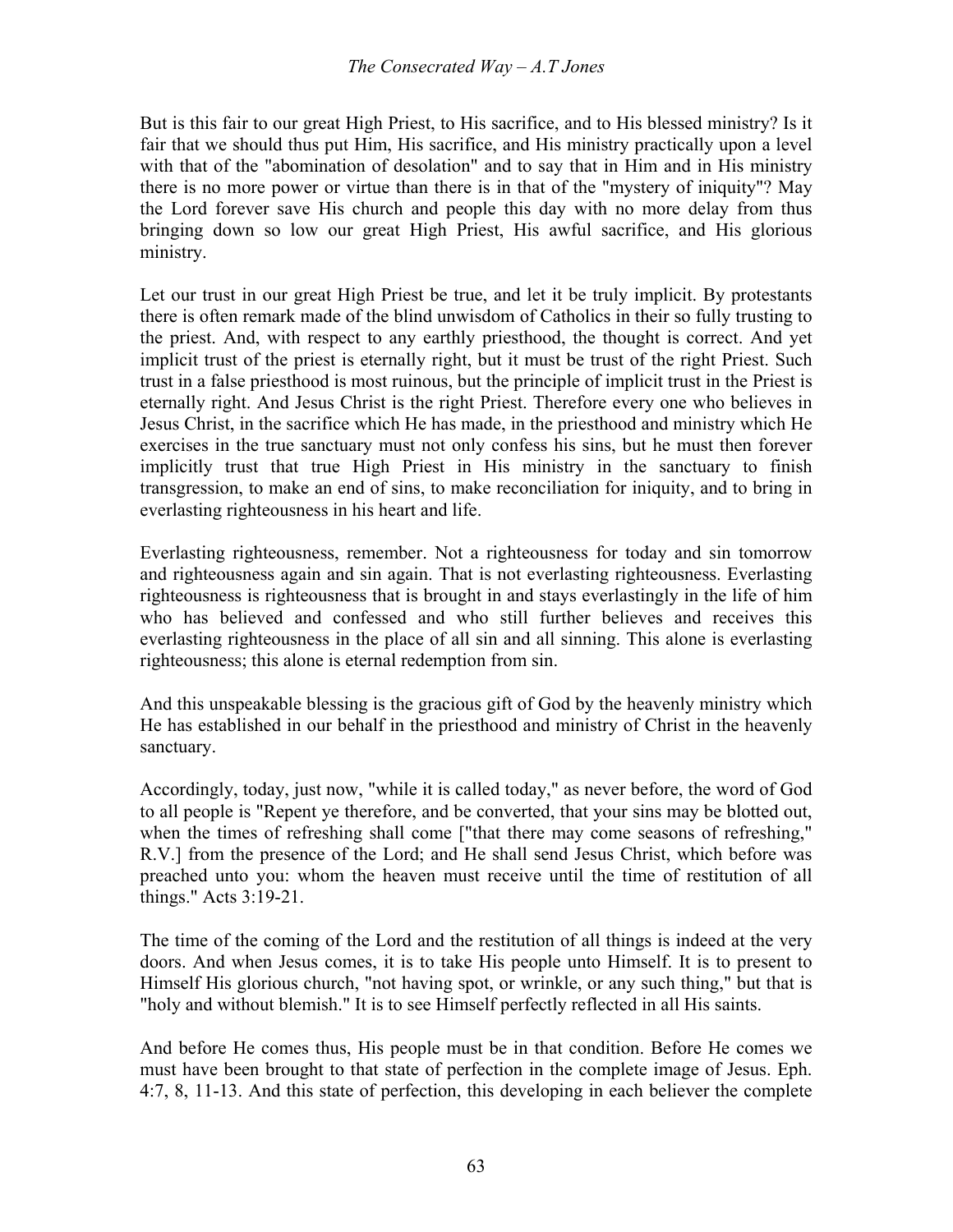But is this fair to our great High Priest, to His sacrifice, and to His blessed ministry? Is it fair that we should thus put Him, His sacrifice, and His ministry practically upon a level with that of the "abomination of desolation" and to say that in Him and in His ministry there is no more power or virtue than there is in that of the "mystery of iniquity"? May the Lord forever save His church and people this day with no more delay from thus bringing down so low our great High Priest, His awful sacrifice, and His glorious ministry.

Let our trust in our great High Priest be true, and let it be truly implicit. By protestants there is often remark made of the blind unwisdom of Catholics in their so fully trusting to the priest. And, with respect to any earthly priesthood, the thought is correct. And yet implicit trust of the priest is eternally right, but it must be trust of the right Priest. Such trust in a false priesthood is most ruinous, but the principle of implicit trust in the Priest is eternally right. And Jesus Christ is the right Priest. Therefore every one who believes in Jesus Christ, in the sacrifice which He has made, in the priesthood and ministry which He exercises in the true sanctuary must not only confess his sins, but he must then forever implicitly trust that true High Priest in His ministry in the sanctuary to finish transgression, to make an end of sins, to make reconciliation for iniquity, and to bring in everlasting righteousness in his heart and life.

Everlasting righteousness, remember. Not a righteousness for today and sin tomorrow and righteousness again and sin again. That is not everlasting righteousness. Everlasting righteousness is righteousness that is brought in and stays everlastingly in the life of him who has believed and confessed and who still further believes and receives this everlasting righteousness in the place of all sin and all sinning. This alone is everlasting righteousness; this alone is eternal redemption from sin.

And this unspeakable blessing is the gracious gift of God by the heavenly ministry which He has established in our behalf in the priesthood and ministry of Christ in the heavenly sanctuary.

Accordingly, today, just now, "while it is called today," as never before, the word of God to all people is "Repent ye therefore, and be converted, that your sins may be blotted out, when the times of refreshing shall come ["that there may come seasons of refreshing," R.V.] from the presence of the Lord; and He shall send Jesus Christ, which before was preached unto you: whom the heaven must receive until the time of restitution of all things." Acts 3:19-21.

The time of the coming of the Lord and the restitution of all things is indeed at the very doors. And when Jesus comes, it is to take His people unto Himself. It is to present to Himself His glorious church, "not having spot, or wrinkle, or any such thing," but that is "holy and without blemish." It is to see Himself perfectly reflected in all His saints.

And before He comes thus, His people must be in that condition. Before He comes we must have been brought to that state of perfection in the complete image of Jesus. Eph. 4:7, 8, 11-13. And this state of perfection, this developing in each believer the complete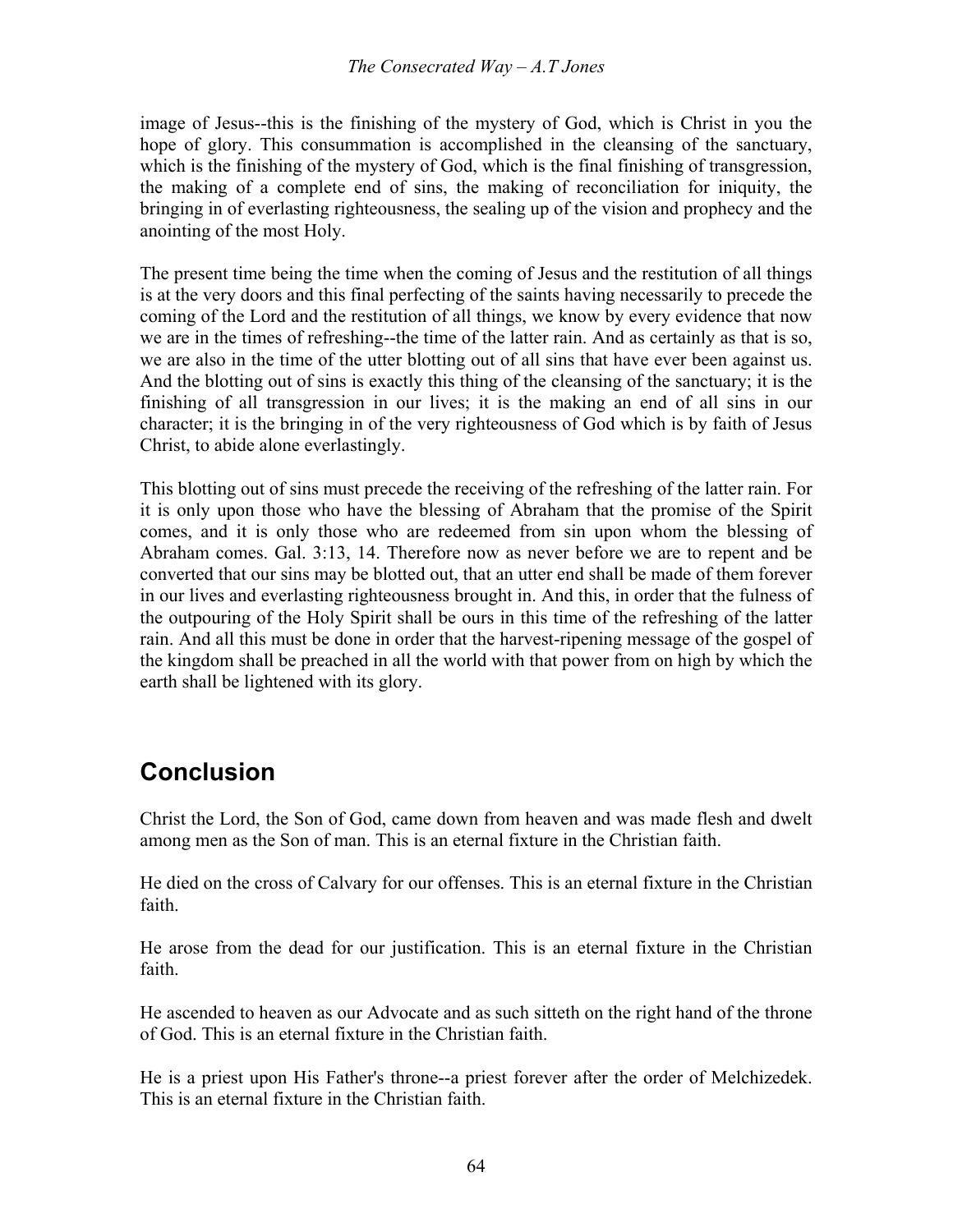image of Jesus--this is the finishing of the mystery of God, which is Christ in you the hope of glory. This consummation is accomplished in the cleansing of the sanctuary, which is the finishing of the mystery of God, which is the final finishing of transgression, the making of a complete end of sins, the making of reconciliation for iniquity, the bringing in of everlasting righteousness, the sealing up of the vision and prophecy and the anointing of the most Holy.

The present time being the time when the coming of Jesus and the restitution of all things is at the very doors and this final perfecting of the saints having necessarily to precede the coming of the Lord and the restitution of all things, we know by every evidence that now we are in the times of refreshing--the time of the latter rain. And as certainly as that is so, we are also in the time of the utter blotting out of all sins that have ever been against us. And the blotting out of sins is exactly this thing of the cleansing of the sanctuary; it is the finishing of all transgression in our lives; it is the making an end of all sins in our character; it is the bringing in of the very righteousness of God which is by faith of Jesus Christ, to abide alone everlastingly.

This blotting out of sins must precede the receiving of the refreshing of the latter rain. For it is only upon those who have the blessing of Abraham that the promise of the Spirit comes, and it is only those who are redeemed from sin upon whom the blessing of Abraham comes. Gal. 3:13, 14. Therefore now as never before we are to repent and be converted that our sins may be blotted out, that an utter end shall be made of them forever in our lives and everlasting righteousness brought in. And this, in order that the fulness of the outpouring of the Holy Spirit shall be ours in this time of the refreshing of the latter rain. And all this must be done in order that the harvest-ripening message of the gospel of the kingdom shall be preached in all the world with that power from on high by which the earth shall be lightened with its glory.

## Conclusion

Christ the Lord, the Son of God, came down from heaven and was made flesh and dwelt among men as the Son of man. This is an eternal fixture in the Christian faith.

He died on the cross of Calvary for our offenses. This is an eternal fixture in the Christian faith.

He arose from the dead for our justification. This is an eternal fixture in the Christian faith.

He ascended to heaven as our Advocate and as such sitteth on the right hand of the throne of God. This is an eternal fixture in the Christian faith.

He is a priest upon His Father's throne--a priest forever after the order of Melchizedek. This is an eternal fixture in the Christian faith.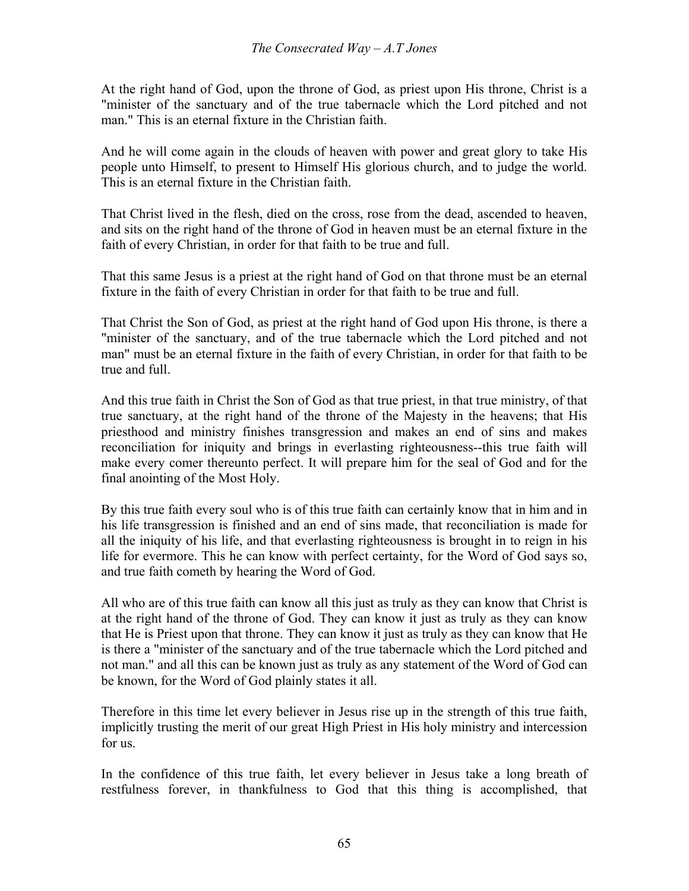At the right hand of God, upon the throne of God, as priest upon His throne, Christ is a "minister of the sanctuary and of the true tabernacle which the Lord pitched and not man." This is an eternal fixture in the Christian faith.

And he will come again in the clouds of heaven with power and great glory to take His people unto Himself, to present to Himself His glorious church, and to judge the world. This is an eternal fixture in the Christian faith.

That Christ lived in the flesh, died on the cross, rose from the dead, ascended to heaven, and sits on the right hand of the throne of God in heaven must be an eternal fixture in the faith of every Christian, in order for that faith to be true and full.

That this same Jesus is a priest at the right hand of God on that throne must be an eternal fixture in the faith of every Christian in order for that faith to be true and full.

That Christ the Son of God, as priest at the right hand of God upon His throne, is there a "minister of the sanctuary, and of the true tabernacle which the Lord pitched and not man" must be an eternal fixture in the faith of every Christian, in order for that faith to be true and full.

And this true faith in Christ the Son of God as that true priest, in that true ministry, of that true sanctuary, at the right hand of the throne of the Majesty in the heavens; that His priesthood and ministry finishes transgression and makes an end of sins and makes reconciliation for iniquity and brings in everlasting righteousness--this true faith will make every comer thereunto perfect. It will prepare him for the seal of God and for the final anointing of the Most Holy.

By this true faith every soul who is of this true faith can certainly know that in him and in his life transgression is finished and an end of sins made, that reconciliation is made for all the iniquity of his life, and that everlasting righteousness is brought in to reign in his life for evermore. This he can know with perfect certainty, for the Word of God says so, and true faith cometh by hearing the Word of God.

All who are of this true faith can know all this just as truly as they can know that Christ is at the right hand of the throne of God. They can know it just as truly as they can know that He is Priest upon that throne. They can know it just as truly as they can know that He is there a "minister of the sanctuary and of the true tabernacle which the Lord pitched and not man." and all this can be known just as truly as any statement of the Word of God can be known, for the Word of God plainly states it all.

Therefore in this time let every believer in Jesus rise up in the strength of this true faith, implicitly trusting the merit of our great High Priest in His holy ministry and intercession for us.

In the confidence of this true faith, let every believer in Jesus take a long breath of restfulness forever, in thankfulness to God that this thing is accomplished, that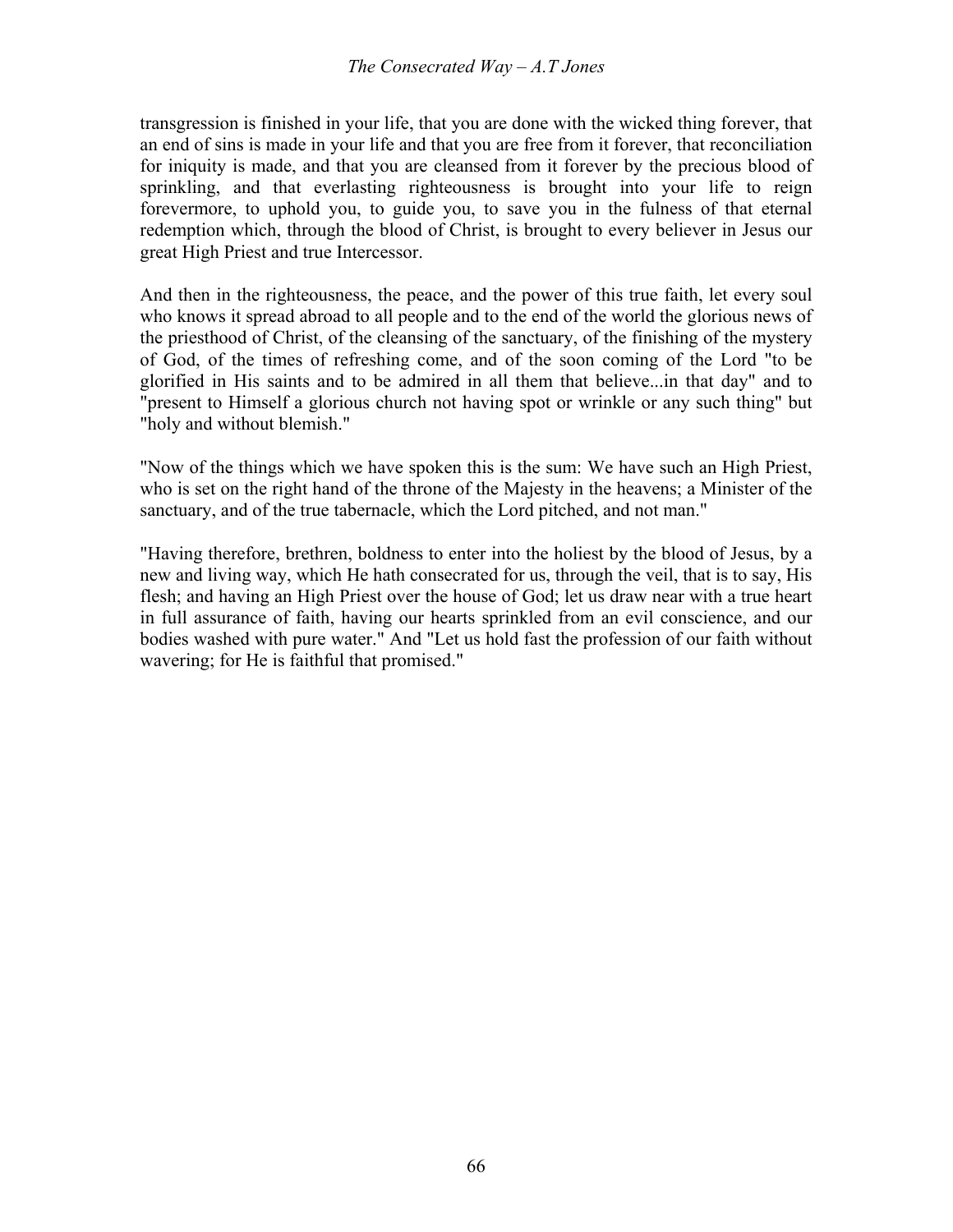transgression is finished in your life, that you are done with the wicked thing forever, that an end of sins is made in your life and that you are free from it forever, that reconciliation for iniquity is made, and that you are cleansed from it forever by the precious blood of sprinkling, and that everlasting righteousness is brought into your life to reign forevermore, to uphold you, to guide you, to save you in the fulness of that eternal redemption which, through the blood of Christ, is brought to every believer in Jesus our great High Priest and true Intercessor.

And then in the righteousness, the peace, and the power of this true faith, let every soul who knows it spread abroad to all people and to the end of the world the glorious news of the priesthood of Christ, of the cleansing of the sanctuary, of the finishing of the mystery of God, of the times of refreshing come, and of the soon coming of the Lord "to be glorified in His saints and to be admired in all them that believe...in that day" and to "present to Himself a glorious church not having spot or wrinkle or any such thing" but "holy and without blemish."

"Now of the things which we have spoken this is the sum: We have such an High Priest, who is set on the right hand of the throne of the Majesty in the heavens; a Minister of the sanctuary, and of the true tabernacle, which the Lord pitched, and not man."

"Having therefore, brethren, boldness to enter into the holiest by the blood of Jesus, by a new and living way, which He hath consecrated for us, through the veil, that is to say, His flesh; and having an High Priest over the house of God; let us draw near with a true heart in full assurance of faith, having our hearts sprinkled from an evil conscience, and our bodies washed with pure water." And "Let us hold fast the profession of our faith without wavering; for He is faithful that promised."